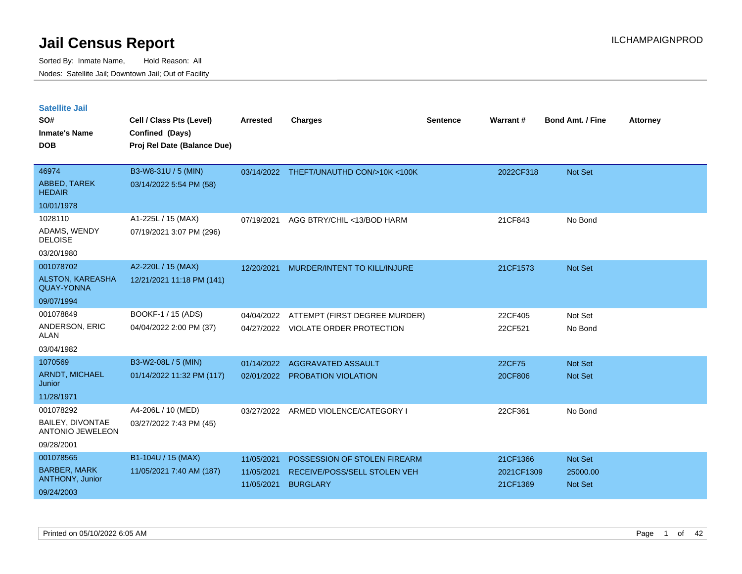# Jail Census Report

Sorted By: Inmate Name, Hold Reason: All

Nodes: Satellite Jail; Downtown Jail; Out of Facility

ILCHAMPAIGNPROD

## Satellite Jail

| SO# / Inmate's Name / DOB | Cell / Class Pts (Level) / Confined (Days) / Proj Rel Date (Balance Due) | Arrested | Charges | Sentence | Warrant # | Bond Amt. / Fine | Attorney |
|---|---|---|---|---|---|---|---|
| 46974<br>ABBED, TAREK HEDAIR<br>10/01/1978 | B3-W8-31U / 5 (MIN)<br>03/14/2022 5:54 PM (58) | 03/14/2022 | THEFT/UNAUTHD CON/>10K <100K | | 2022CF318 | Not Set | |
| 1028110<br>ADAMS, WENDY DELOISE<br>03/20/1980 | A1-225L / 15 (MAX)<br>07/19/2021 3:07 PM (296) | 07/19/2021 | AGG BTRY/CHIL <13/BOD HARM | | 21CF843 | No Bond | |
| 001078702<br>ALSTON, KAREASHA QUAY-YONNA<br>09/07/1994 | A2-220L / 15 (MAX)<br>12/21/2021 11:18 PM (141) | 12/20/2021 | MURDER/INTENT TO KILL/INJURE | | 21CF1573 | Not Set | |
| 001078849<br>ANDERSON, ERIC ALAN<br>03/04/1982 | BOOKF-1 / 15 (ADS)<br>04/04/2022 2:00 PM (37) | 04/04/2022<br>04/27/2022 | ATTEMPT (FIRST DEGREE MURDER)<br>VIOLATE ORDER PROTECTION | | 22CF405<br>22CF521 | Not Set<br>No Bond | |
| 1070569<br>ARNDT, MICHAEL Junior<br>11/28/1971 | B3-W2-08L / 5 (MIN)<br>01/14/2022 11:32 PM (117) | 01/14/2022<br>02/01/2022 | AGGRAVATED ASSAULT<br>PROBATION VIOLATION | | 22CF75<br>20CF806 | Not Set<br>Not Set | |
| 001078292<br>BAILEY, DIVONTAE ANTONIO JEWELEON<br>09/28/2001 | A4-206L / 10 (MED)<br>03/27/2022 7:43 PM (45) | 03/27/2022 | ARMED VIOLENCE/CATEGORY I | | 22CF361 | No Bond | |
| 001078565<br>BARBER, MARK ANTHONY, Junior<br>09/24/2003 | B1-104U / 15 (MAX)<br>11/05/2021 7:40 AM (187) | 11/05/2021<br>11/05/2021<br>11/05/2021 | POSSESSION OF STOLEN FIREARM<br>RECEIVE/POSS/SELL STOLEN VEH<br>BURGLARY | | 21CF1366<br>2021CF1309<br>21CF1369 | Not Set<br>25000.00<br>Not Set | |

Printed on 05/10/2022 6:05 AM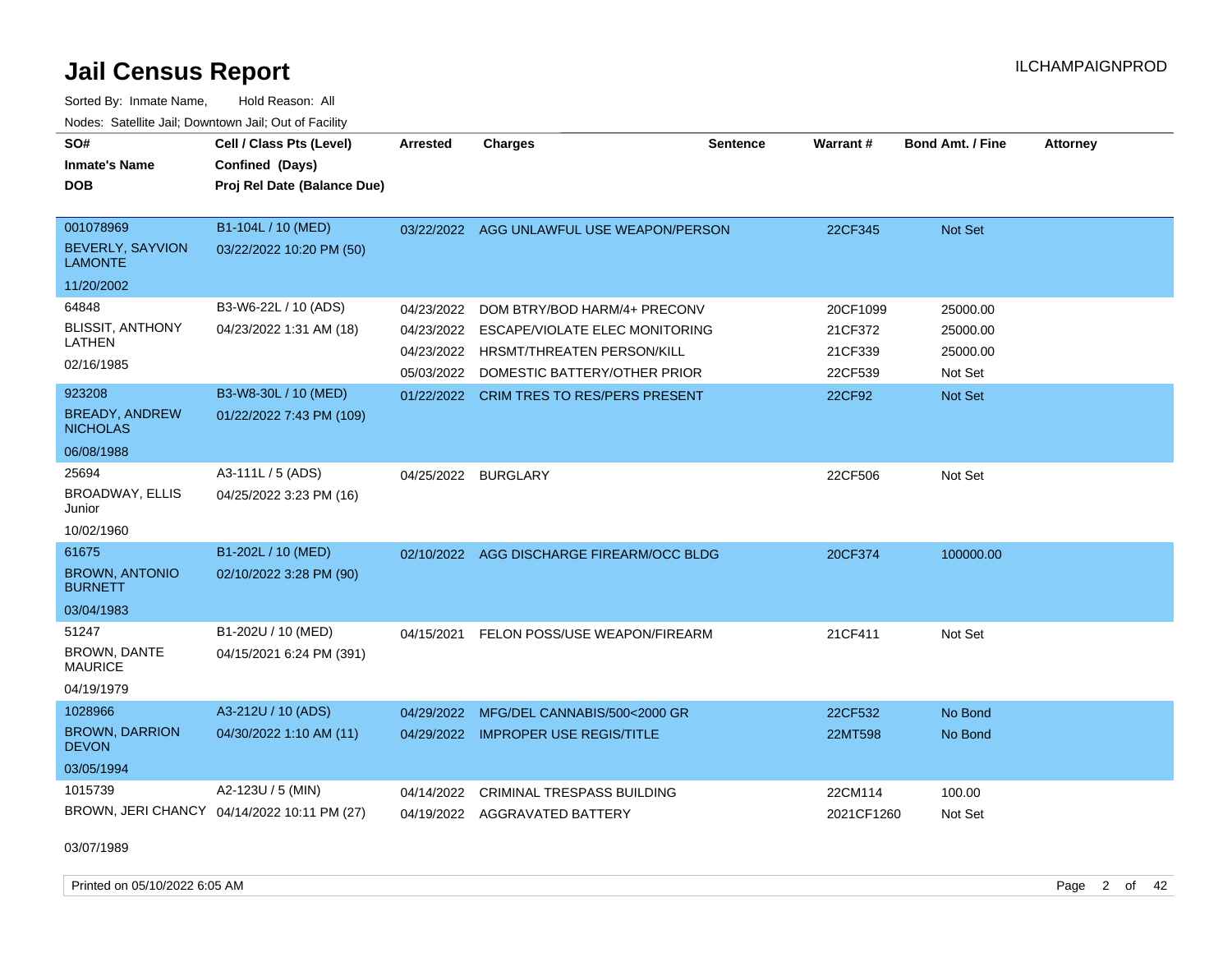# Jail Census Report

Sorted By: Inmate Name, Hold Reason: All

Nodes: Satellite Jail; Downtown Jail; Out of Facility

| SO# / Inmate's Name / DOB | Cell / Class Pts (Level) / Confined (Days) / Proj Rel Date (Balance Due) | Arrested | Charges | Sentence | Warrant # | Bond Amt. / Fine | Attorney |
|---|---|---|---|---|---|---|---|
| 001078969 BEVERLY, SAYVION LAMONTE 11/20/2002 | B1-104L / 10 (MED) 03/22/2022 10:20 PM (50) | 03/22/2022 | AGG UNLAWFUL USE WEAPON/PERSON | | 22CF345 | Not Set | |
| 64848 BLISSIT, ANTHONY LATHEN 02/16/1985 | B3-W6-22L / 10 (ADS) 04/23/2022 1:31 AM (18) | 04/23/2022 | DOM BTRY/BOD HARM/4+ PRECONV | | 20CF1099 | 25000.00 | |
| | | 04/23/2022 | ESCAPE/VIOLATE ELEC MONITORING | | 21CF372 | 25000.00 | |
| | | 04/23/2022 | HRSMT/THREATEN PERSON/KILL | | 21CF339 | 25000.00 | |
| | | 05/03/2022 | DOMESTIC BATTERY/OTHER PRIOR | | 22CF539 | Not Set | |
| 923208 BREADY, ANDREW NICHOLAS 06/08/1988 | B3-W8-30L / 10 (MED) 01/22/2022 7:43 PM (109) | 01/22/2022 | CRIM TRES TO RES/PERS PRESENT | | 22CF92 | Not Set | |
| 25694 BROADWAY, ELLIS Junior 10/02/1960 | A3-111L / 5 (ADS) 04/25/2022 3:23 PM (16) | 04/25/2022 | BURGLARY | | 22CF506 | Not Set | |
| 61675 BROWN, ANTONIO BURNETT 03/04/1983 | B1-202L / 10 (MED) 02/10/2022 3:28 PM (90) | 02/10/2022 | AGG DISCHARGE FIREARM/OCC BLDG | | 20CF374 | 100000.00 | |
| 51247 BROWN, DANTE MAURICE 04/19/1979 | B1-202U / 10 (MED) 04/15/2021 6:24 PM (391) | 04/15/2021 | FELON POSS/USE WEAPON/FIREARM | | 21CF411 | Not Set | |
| 1028966 BROWN, DARRION DEVON 03/05/1994 | A3-212U / 10 (ADS) 04/30/2022 1:10 AM (11) | 04/29/2022 | MFG/DEL CANNABIS/500<2000 GR | | 22CF532 | No Bond | |
| | | 04/29/2022 | IMPROPER USE REGIS/TITLE | | 22MT598 | No Bond | |
| 1015739 BROWN, JERI CHANCY 03/07/1989 | A2-123U / 5 (MIN) 04/14/2022 10:11 PM (27) | 04/14/2022 | CRIMINAL TRESPASS BUILDING | | 22CM114 | 100.00 | |
| | | 04/19/2022 | AGGRAVATED BATTERY | | 2021CF1260 | Not Set | |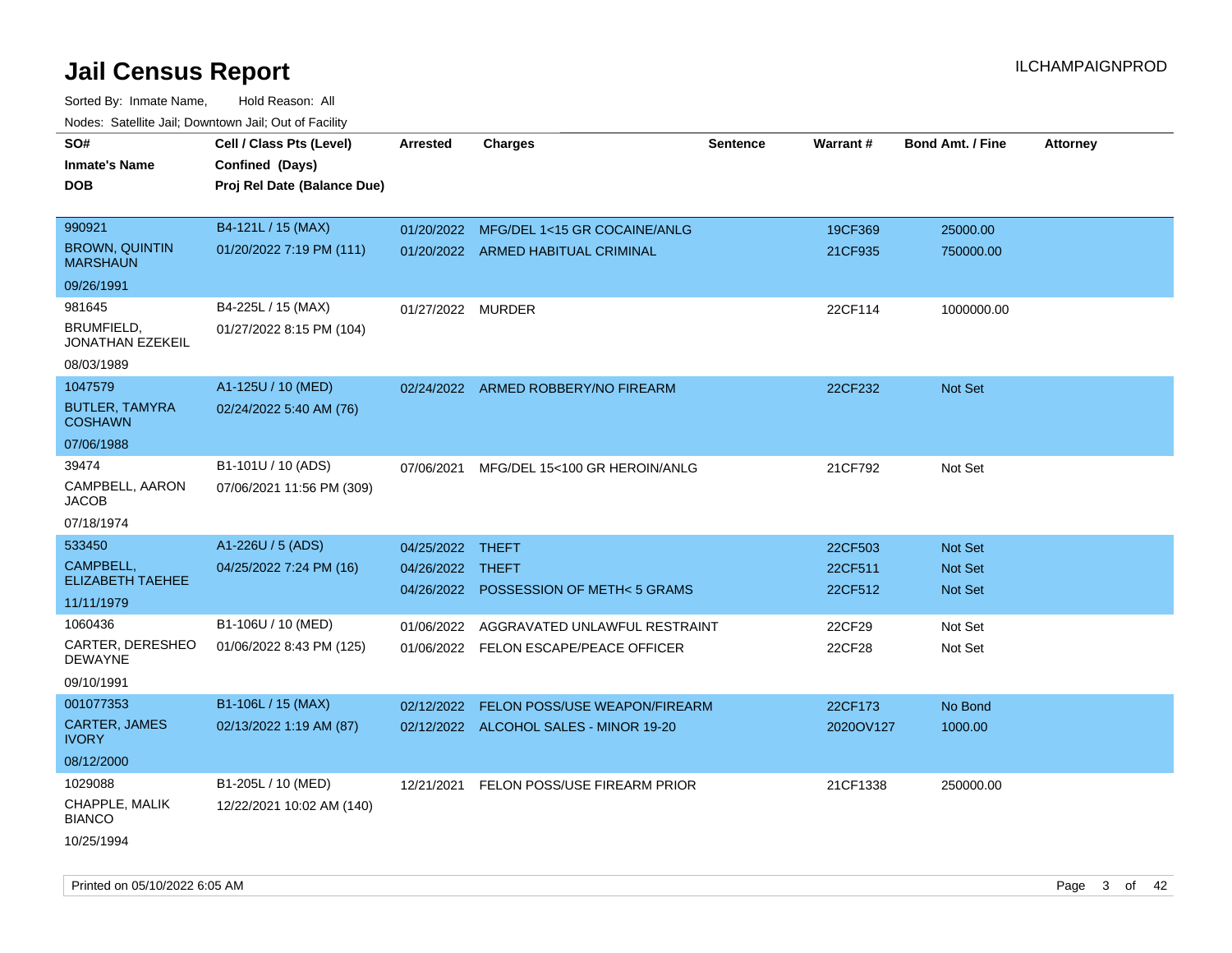# Jail Census Report

ILCHAMPAIGNPROD

Sorted By: Inmate Name, Hold Reason: All

Nodes: Satellite Jail; Downtown Jail; Out of Facility

| SO# / Inmate's Name / DOB | Cell / Class Pts (Level) / Confined (Days) / Proj Rel Date (Balance Due) | Arrested | Charges | Sentence | Warrant # | Bond Amt. / Fine | Attorney |
|---|---|---|---|---|---|---|---|
| 990921<br>BROWN, QUINTIN MARSHAUN<br>09/26/1991 | B4-121L / 15 (MAX)<br>01/20/2022 7:19 PM (111) | 01/20/2022<br>01/20/2022 | MFG/DEL 1<15 GR COCAINE/ANLG<br>ARMED HABITUAL CRIMINAL | | 19CF369<br>21CF935 | 25000.00<br>750000.00 | |
| 981645<br>BRUMFIELD, JONATHAN EZEKEIL<br>08/03/1989 | B4-225L / 15 (MAX)<br>01/27/2022 8:15 PM (104) | 01/27/2022 | MURDER | | 22CF114 | 1000000.00 | |
| 1047579<br>BUTLER, TAMYRA COSHAWN<br>07/06/1988 | A1-125U / 10 (MED)<br>02/24/2022 5:40 AM (76) | 02/24/2022 | ARMED ROBBERY/NO FIREARM | | 22CF232 | Not Set | |
| 39474<br>CAMPBELL, AARON JACOB<br>07/18/1974 | B1-101U / 10 (ADS)<br>07/06/2021 11:56 PM (309) | 07/06/2021 | MFG/DEL 15<100 GR HEROIN/ANLG | | 21CF792 | Not Set | |
| 533450<br>CAMPBELL, ELIZABETH TAEHEE<br>11/11/1979 | A1-226U / 5 (ADS)<br>04/25/2022 7:24 PM (16) | 04/25/2022<br>04/26/2022<br>04/26/2022 | THEFT<br>THEFT<br>POSSESSION OF METH< 5 GRAMS | | 22CF503<br>22CF511<br>22CF512 | Not Set<br>Not Set<br>Not Set | |
| 1060436<br>CARTER, DERESHEO DEWAYNE<br>09/10/1991 | B1-106U / 10 (MED)<br>01/06/2022 8:43 PM (125) | 01/06/2022<br>01/06/2022 | AGGRAVATED UNLAWFUL RESTRAINT<br>FELON ESCAPE/PEACE OFFICER | | 22CF29<br>22CF28 | Not Set<br>Not Set | |
| 001077353<br>CARTER, JAMES IVORY<br>08/12/2000 | B1-106L / 15 (MAX)<br>02/13/2022 1:19 AM (87) | 02/12/2022<br>02/12/2022 | FELON POSS/USE WEAPON/FIREARM<br>ALCOHOL SALES - MINOR 19-20 | | 22CF173<br>2020OV127 | No Bond<br>1000.00 | |
| 1029088<br>CHAPPLE, MALIK BIANCO<br>10/25/1994 | B1-205L / 10 (MED)<br>12/22/2021 10:02 AM (140) | 12/21/2021 | FELON POSS/USE FIREARM PRIOR | | 21CF1338 | 250000.00 | |

Printed on 05/10/2022 6:05 AM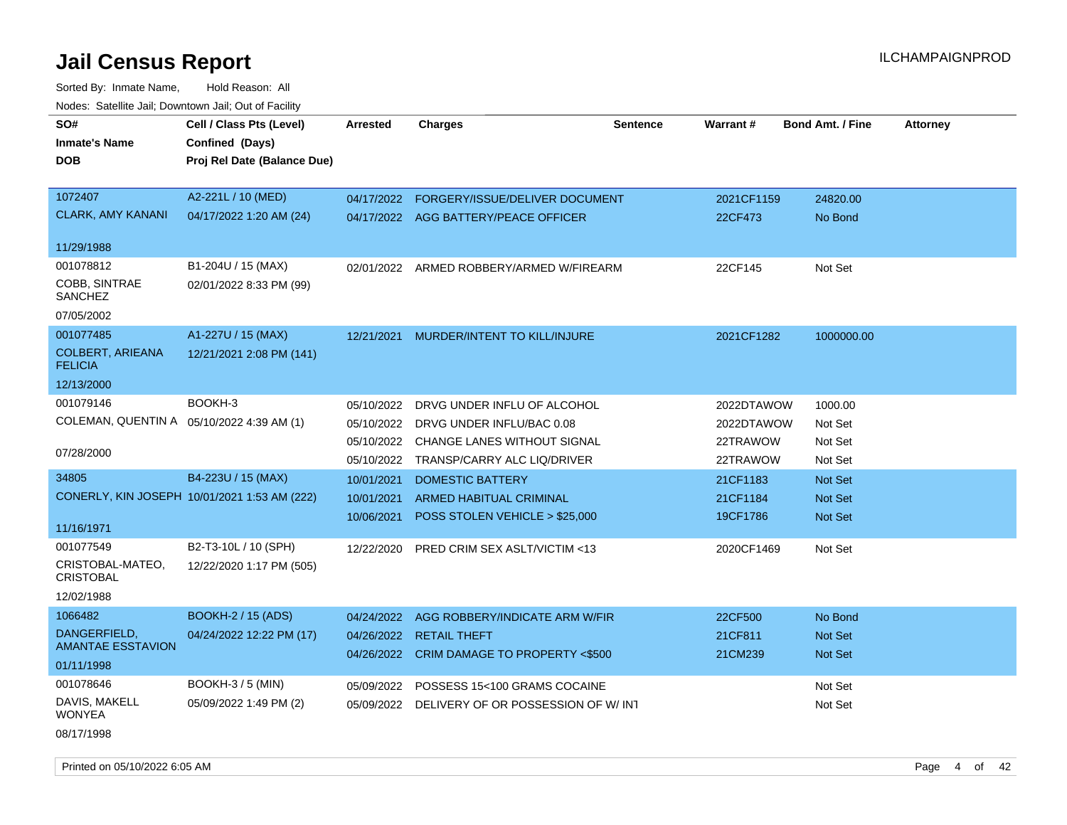# Jail Census Report

Sorted By: Inmate Name, Hold Reason: All

Nodes: Satellite Jail; Downtown Jail; Out of Facility

| SO# / Inmate's Name / DOB | Cell / Class Pts (Level) / Confined (Days) / Proj Rel Date (Balance Due) | Arrested | Charges | Sentence | Warrant # | Bond Amt. / Fine | Attorney |
|---|---|---|---|---|---|---|---|
| 1072407<br>CLARK, AMY KANANI<br>11/29/1988 | A2-221L / 10 (MED)<br>04/17/2022 1:20 AM (24) | 04/17/2022 | FORGERY/ISSUE/DELIVER DOCUMENT | | 2021CF1159 | 24820.00 | |
| | | 04/17/2022 | AGG BATTERY/PEACE OFFICER | | 22CF473 | No Bond | |
| 001078812<br>COBB, SINTRAE SANCHEZ<br>07/05/2002 | B1-204U / 15 (MAX)<br>02/01/2022 8:33 PM (99) | 02/01/2022 | ARMED ROBBERY/ARMED W/FIREARM | | 22CF145 | Not Set | |
| 001077485<br>COLBERT, ARIEANA FELICIA<br>12/13/2000 | A1-227U / 15 (MAX)<br>12/21/2021 2:08 PM (141) | 12/21/2021 | MURDER/INTENT TO KILL/INJURE | | 2021CF1282 | 1000000.00 | |
| 001079146<br>COLEMAN, QUENTIN A<br>07/28/2000 | BOOKH-3<br>05/10/2022 4:39 AM (1) | 05/10/2022 | DRVG UNDER INFLU OF ALCOHOL | | 2022DTAWOW | 1000.00 | |
| | | 05/10/2022 | DRVG UNDER INFLU/BAC 0.08 | | 2022DTAWOW | Not Set | |
| | | 05/10/2022 | CHANGE LANES WITHOUT SIGNAL | | 22TRAWOW | Not Set | |
| | | 05/10/2022 | TRANSP/CARRY ALC LIQ/DRIVER | | 22TRAWOW | Not Set | |
| 34805<br>CONERLY, KIN JOSEPH<br>11/16/1971 | B4-223U / 15 (MAX)<br>10/01/2021 1:53 AM (222) | 10/01/2021 | DOMESTIC BATTERY | | 21CF1183 | Not Set | |
| | | 10/01/2021 | ARMED HABITUAL CRIMINAL | | 21CF1184 | Not Set | |
| | | 10/06/2021 | POSS STOLEN VEHICLE > $25,000 | | 19CF1786 | Not Set | |
| 001077549<br>CRISTOBAL-MATEO, CRISTOBAL<br>12/02/1988 | B2-T3-10L / 10 (SPH)<br>12/22/2020 1:17 PM (505) | 12/22/2020 | PRED CRIM SEX ASLT/VICTIM <13 | | 2020CF1469 | Not Set | |
| 1066482<br>DANGERFIELD, AMANTAE ESSTAVION<br>01/11/1998 | BOOKH-2 / 15 (ADS)<br>04/24/2022 12:22 PM (17) | 04/24/2022 | AGG ROBBERY/INDICATE ARM W/FIR | | 22CF500 | No Bond | |
| | | 04/26/2022 | RETAIL THEFT | | 21CF811 | Not Set | |
| | | 04/26/2022 | CRIM DAMAGE TO PROPERTY <$500 | | 21CM239 | Not Set | |
| 001078646<br>DAVIS, MAKELL WONYEA<br>08/17/1998 | BOOKH-3 / 5 (MIN)<br>05/09/2022 1:49 PM (2) | 05/09/2022 | POSSESS 15<100 GRAMS COCAINE | | | Not Set | |
| | | 05/09/2022 | DELIVERY OF OR POSSESSION OF W/ INT | | | Not Set | |

Printed on 05/10/2022 6:05 AM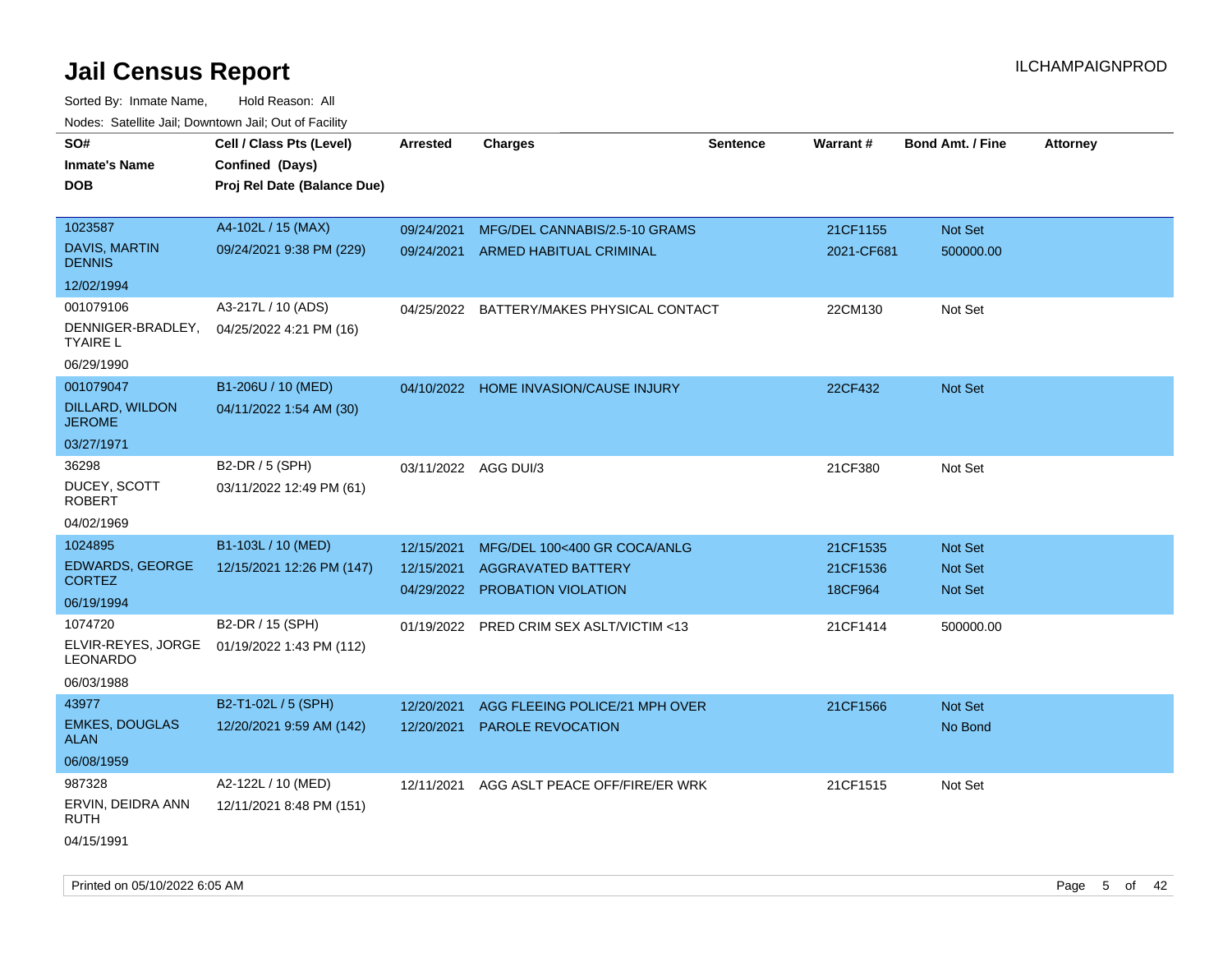# Jail Census Report

ILCHAMPAIGNPROD

Sorted By: Inmate Name, Hold Reason: All

Nodes: Satellite Jail; Downtown Jail; Out of Facility

| SO# / Inmate's Name / DOB | Cell / Class Pts (Level) / Confined (Days) / Proj Rel Date (Balance Due) | Arrested | Charges | Sentence | Warrant # | Bond Amt. / Fine | Attorney |
|---|---|---|---|---|---|---|---|
| 1023587 DAVIS, MARTIN DENNIS 12/02/1994 | A4-102L / 15 (MAX) 09/24/2021 9:38 PM (229) | 09/24/2021 | MFG/DEL CANNABIS/2.5-10 GRAMS | | 21CF1155 | Not Set | |
| | | 09/24/2021 | ARMED HABITUAL CRIMINAL | | 2021-CF681 | 500000.00 | |
| 001079106 DENNIGER-BRADLEY, TYAIRE L 06/29/1990 | A3-217L / 10 (ADS) 04/25/2022 4:21 PM (16) | 04/25/2022 | BATTERY/MAKES PHYSICAL CONTACT | | 22CM130 | Not Set | |
| 001079047 DILLARD, WILDON JEROME 03/27/1971 | B1-206U / 10 (MED) 04/11/2022 1:54 AM (30) | 04/10/2022 | HOME INVASION/CAUSE INJURY | | 22CF432 | Not Set | |
| 36298 DUCEY, SCOTT ROBERT 04/02/1969 | B2-DR / 5 (SPH) 03/11/2022 12:49 PM (61) | 03/11/2022 | AGG DUI/3 | | 21CF380 | Not Set | |
| 1024895 EDWARDS, GEORGE CORTEZ 06/19/1994 | B1-103L / 10 (MED) 12/15/2021 12:26 PM (147) | 12/15/2021 | MFG/DEL 100<400 GR COCA/ANLG | | 21CF1535 | Not Set | |
| | | 12/15/2021 | AGGRAVATED BATTERY | | 21CF1536 | Not Set | |
| | | 04/29/2022 | PROBATION VIOLATION | | 18CF964 | Not Set | |
| 1074720 ELVIR-REYES, JORGE LEONARDO 06/03/1988 | B2-DR / 15 (SPH) 01/19/2022 1:43 PM (112) | 01/19/2022 | PRED CRIM SEX ASLT/VICTIM <13 | | 21CF1414 | 500000.00 | |
| 43977 EMKES, DOUGLAS ALAN 06/08/1959 | B2-T1-02L / 5 (SPH) 12/20/2021 9:59 AM (142) | 12/20/2021 | AGG FLEEING POLICE/21 MPH OVER | | 21CF1566 | Not Set | |
| | | 12/20/2021 | PAROLE REVOCATION | | | No Bond | |
| 987328 ERVIN, DEIDRA ANN RUTH 04/15/1991 | A2-122L / 10 (MED) 12/11/2021 8:48 PM (151) | 12/11/2021 | AGG ASLT PEACE OFF/FIRE/ER WRK | | 21CF1515 | Not Set | |

Printed on 05/10/2022 6:05 AM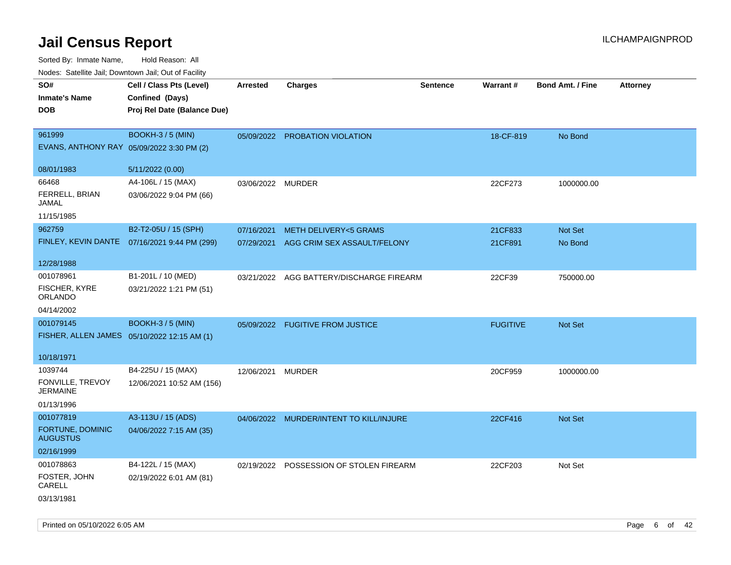# Jail Census Report

ILCHAMPAIGNPROD

Sorted By: Inmate Name, Hold Reason: All

Nodes: Satellite Jail; Downtown Jail; Out of Facility

| SO# / Inmate's Name / DOB | Cell / Class Pts (Level) / Confined (Days) / Proj Rel Date (Balance Due) | Arrested | Charges | Sentence | Warrant # | Bond Amt. / Fine | Attorney |
|---|---|---|---|---|---|---|---|
| 961999<br>EVANS, ANTHONY RAY<br>08/01/1983 | BOOKH-3 / 5 (MIN)<br>05/09/2022 3:30 PM (2)<br>5/11/2022 (0.00) | 05/09/2022 | PROBATION VIOLATION | | 18-CF-819 | No Bond | |
| 66468<br>FERRELL, BRIAN JAMAL<br>11/15/1985 | A4-106L / 15 (MAX)<br>03/06/2022 9:04 PM (66) | 03/06/2022 | MURDER | | 22CF273 | 1000000.00 | |
| 962759<br>FINLEY, KEVIN DANTE<br>12/28/1988 | B2-T2-05U / 15 (SPH)<br>07/16/2021 9:44 PM (299) | 07/16/2021 | METH DELIVERY<5 GRAMS | | 21CF833 | Not Set | |
| | | 07/29/2021 | AGG CRIM SEX ASSAULT/FELONY | | 21CF891 | No Bond | |
| 001078961<br>FISCHER, KYRE ORLANDO<br>04/14/2002 | B1-201L / 10 (MED)<br>03/21/2022 1:21 PM (51) | 03/21/2022 | AGG BATTERY/DISCHARGE FIREARM | | 22CF39 | 750000.00 | |
| 001079145<br>FISHER, ALLEN JAMES<br>10/18/1971 | BOOKH-3 / 5 (MIN)<br>05/10/2022 12:15 AM (1) | 05/09/2022 | FUGITIVE FROM JUSTICE | | FUGITIVE | Not Set | |
| 1039744<br>FONVILLE, TREVOY JERMAINE<br>01/13/1996 | B4-225U / 15 (MAX)<br>12/06/2021 10:52 AM (156) | 12/06/2021 | MURDER | | 20CF959 | 1000000.00 | |
| 001077819<br>FORTUNE, DOMINIC AUGUSTUS<br>02/16/1999 | A3-113U / 15 (ADS)<br>04/06/2022 7:15 AM (35) | 04/06/2022 | MURDER/INTENT TO KILL/INJURE | | 22CF416 | Not Set | |
| 001078863<br>FOSTER, JOHN CARELL<br>03/13/1981 | B4-122L / 15 (MAX)<br>02/19/2022 6:01 AM (81) | 02/19/2022 | POSSESSION OF STOLEN FIREARM | | 22CF203 | Not Set | |

Printed on 05/10/2022 6:05 AM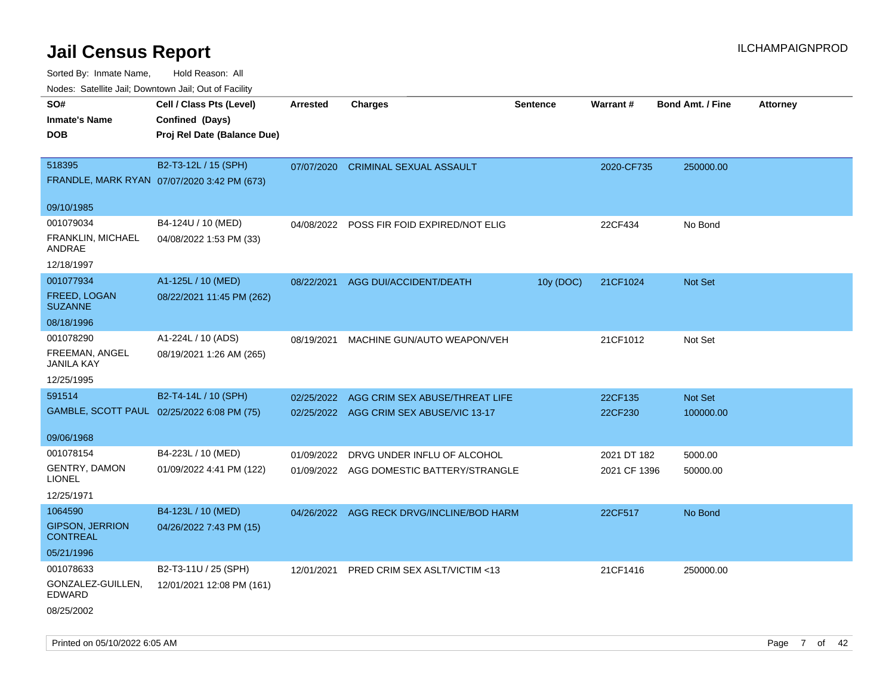# Jail Census Report

Sorted By: Inmate Name, Hold Reason: All

Nodes: Satellite Jail; Downtown Jail; Out of Facility

| SO# / Inmate's Name / DOB | Cell / Class Pts (Level) / Confined (Days) / Proj Rel Date (Balance Due) | Arrested | Charges | Sentence | Warrant # | Bond Amt. / Fine | Attorney |
|---|---|---|---|---|---|---|---|
| 518395<br>FRANDLE, MARK RYAN<br>09/10/1985 | B2-T3-12L / 15 (SPH)<br>07/07/2020 3:42 PM (673) | 07/07/2020 | CRIMINAL SEXUAL ASSAULT | | 2020-CF735 | 250000.00 | |
| 001079034<br>FRANKLIN, MICHAEL ANDRAE<br>12/18/1997 | B4-124U / 10 (MED)<br>04/08/2022 1:53 PM (33) | 04/08/2022 | POSS FIR FOID EXPIRED/NOT ELIG | | 22CF434 | No Bond | |
| 001077934<br>FREED, LOGAN SUZANNE<br>08/18/1996 | A1-125L / 10 (MED)<br>08/22/2021 11:45 PM (262) | 08/22/2021 | AGG DUI/ACCIDENT/DEATH | 10y (DOC) | 21CF1024 | Not Set | |
| 001078290<br>FREEMAN, ANGEL JANILA KAY<br>12/25/1995 | A1-224L / 10 (ADS)<br>08/19/2021 1:26 AM (265) | 08/19/2021 | MACHINE GUN/AUTO WEAPON/VEH | | 21CF1012 | Not Set | |
| 591514<br>GAMBLE, SCOTT PAUL<br>09/06/1968 | B2-T4-14L / 10 (SPH)<br>02/25/2022 6:08 PM (75) | 02/25/2022<br>02/25/2022 | AGG CRIM SEX ABUSE/THREAT LIFE<br>AGG CRIM SEX ABUSE/VIC 13-17 | | 22CF135<br>22CF230 | Not Set<br>100000.00 | |
| 001078154<br>GENTRY, DAMON LIONEL<br>12/25/1971 | B4-223L / 10 (MED)<br>01/09/2022 4:41 PM (122) | 01/09/2022<br>01/09/2022 | DRVG UNDER INFLU OF ALCOHOL<br>AGG DOMESTIC BATTERY/STRANGLE | | 2021 DT 182<br>2021 CF 1396 | 5000.00<br>50000.00 | |
| 1064590<br>GIPSON, JERRION CONTREAL<br>05/21/1996 | B4-123L / 10 (MED)<br>04/26/2022 7:43 PM (15) | 04/26/2022 | AGG RECK DRVG/INCLINE/BOD HARM | | 22CF517 | No Bond | |
| 001078633<br>GONZALEZ-GUILLEN, EDWARD<br>08/25/2002 | B2-T3-11U / 25 (SPH)<br>12/01/2021 12:08 PM (161) | 12/01/2021 | PRED CRIM SEX ASLT/VICTIM <13 | | 21CF1416 | 250000.00 | |

Printed on 05/10/2022 6:05 AM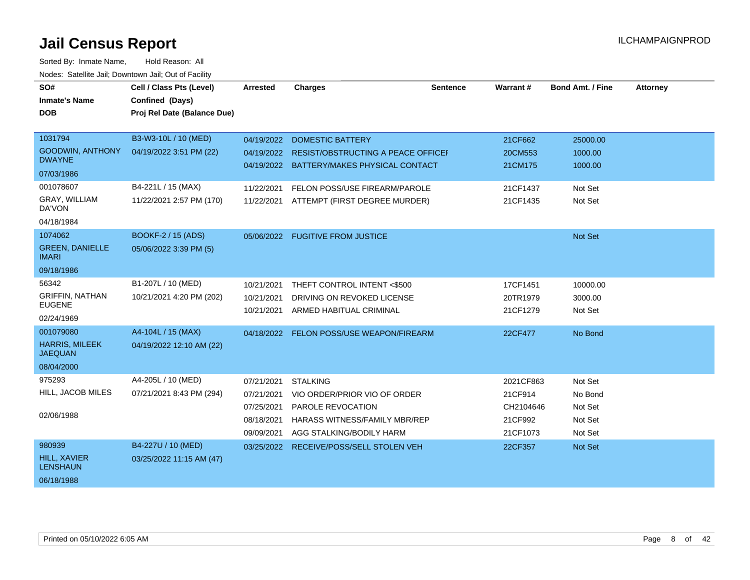# Jail Census Report

ILCHAMPAIGNPROD

Sorted By: Inmate Name, Hold Reason: All

Nodes: Satellite Jail; Downtown Jail; Out of Facility

| SO# / Inmate's Name / DOB | Cell / Class Pts (Level) / Confined (Days) / Proj Rel Date (Balance Due) | Arrested | Charges | Sentence | Warrant # | Bond Amt. / Fine | Attorney |
|---|---|---|---|---|---|---|---|
| 1031794 GOODWIN, ANTHONY DWAYNE 07/03/1986 | B3-W3-10L / 10 (MED) 04/19/2022 3:51 PM (22) | 04/19/2022 | DOMESTIC BATTERY | | 21CF662 | 25000.00 | |
| | | 04/19/2022 | RESIST/OBSTRUCTING A PEACE OFFICEI | | 20CM553 | 1000.00 | |
| | | 04/19/2022 | BATTERY/MAKES PHYSICAL CONTACT | | 21CM175 | 1000.00 | |
| 001078607 GRAY, WILLIAM DA'VON 04/18/1984 | B4-221L / 15 (MAX) 11/22/2021 2:57 PM (170) | 11/22/2021 | FELON POSS/USE FIREARM/PAROLE | | 21CF1437 | Not Set | |
| | | 11/22/2021 | ATTEMPT (FIRST DEGREE MURDER) | | 21CF1435 | Not Set | |
| 1074062 GREEN, DANIELLE IMARI 09/18/1986 | BOOKF-2 / 15 (ADS) 05/06/2022 3:39 PM (5) | 05/06/2022 | FUGITIVE FROM JUSTICE | | | Not Set | |
| 56342 GRIFFIN, NATHAN EUGENE 02/24/1969 | B1-207L / 10 (MED) 10/21/2021 4:20 PM (202) | 10/21/2021 | THEFT CONTROL INTENT <$500 | | 17CF1451 | 10000.00 | |
| | | 10/21/2021 | DRIVING ON REVOKED LICENSE | | 20TR1979 | 3000.00 | |
| | | 10/21/2021 | ARMED HABITUAL CRIMINAL | | 21CF1279 | Not Set | |
| 001079080 HARRIS, MILEEK JAEQUAN 08/04/2000 | A4-104L / 15 (MAX) 04/19/2022 12:10 AM (22) | 04/18/2022 | FELON POSS/USE WEAPON/FIREARM | | 22CF477 | No Bond | |
| 975293 HILL, JACOB MILES 02/06/1988 | A4-205L / 10 (MED) 07/21/2021 8:43 PM (294) | 07/21/2021 | STALKING | | 2021CF863 | Not Set | |
| | | 07/21/2021 | VIO ORDER/PRIOR VIO OF ORDER | | 21CF914 | No Bond | |
| | | 07/25/2021 | PAROLE REVOCATION | | CH2104646 | Not Set | |
| | | 08/18/2021 | HARASS WITNESS/FAMILY MBR/REP | | 21CF992 | Not Set | |
| | | 09/09/2021 | AGG STALKING/BODILY HARM | | 21CF1073 | Not Set | |
| 980939 HILL, XAVIER LENSHAUN 06/18/1988 | B4-227U / 10 (MED) 03/25/2022 11:15 AM (47) | 03/25/2022 | RECEIVE/POSS/SELL STOLEN VEH | | 22CF357 | Not Set | |

Printed on 05/10/2022 6:05 AM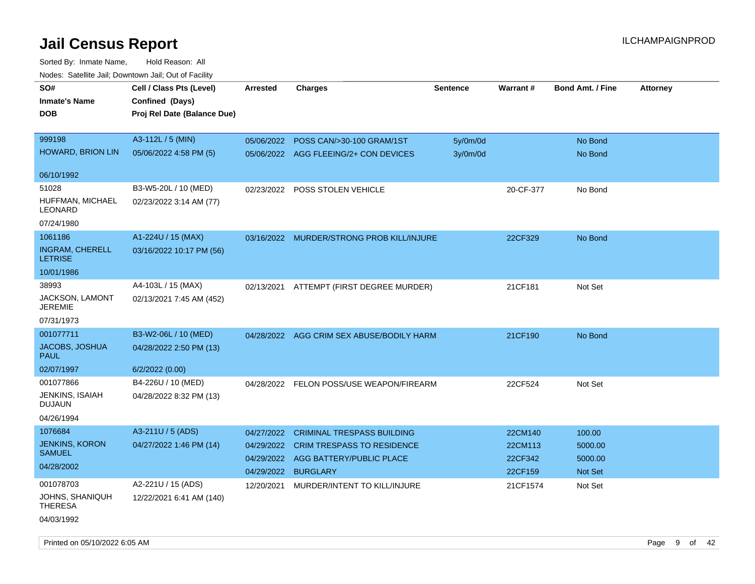# Jail Census Report

ILCHAMPAIGNPROD

Sorted By: Inmate Name, Hold Reason: All

Nodes: Satellite Jail; Downtown Jail; Out of Facility

| SO# / Inmate's Name / DOB | Cell / Class Pts (Level) / Confined (Days) / Proj Rel Date (Balance Due) | Arrested | Charges | Sentence | Warrant # | Bond Amt. / Fine | Attorney |
|---|---|---|---|---|---|---|---|
| 999198<br>HOWARD, BRION LIN<br>06/10/1992 | A3-112L / 5 (MIN)<br>05/06/2022 4:58 PM (5) | 05/06/2022 | POSS CAN/>30-100 GRAM/1ST | 5y/0m/0d | | No Bond | |
| | | 05/06/2022 | AGG FLEEING/2+ CON DEVICES | 3y/0m/0d | | No Bond | |
| 51028<br>HUFFMAN, MICHAEL LEONARD<br>07/24/1980 | B3-W5-20L / 10 (MED)<br>02/23/2022 3:14 AM (77) | 02/23/2022 | POSS STOLEN VEHICLE | | 20-CF-377 | No Bond | |
| 1061186<br>INGRAM, CHERELL LETRISE<br>10/01/1986 | A1-224U / 15 (MAX)<br>03/16/2022 10:17 PM (56) | 03/16/2022 | MURDER/STRONG PROB KILL/INJURE | | 22CF329 | No Bond | |
| 38993<br>JACKSON, LAMONT JEREMIE<br>07/31/1973 | A4-103L / 15 (MAX)<br>02/13/2021 7:45 AM (452) | 02/13/2021 | ATTEMPT (FIRST DEGREE MURDER) | | 21CF181 | Not Set | |
| 001077711<br>JACOBS, JOSHUA PAUL<br>02/07/1997 | B3-W2-06L / 10 (MED)<br>04/28/2022 2:50 PM (13)<br>6/2/2022 (0.00) | 04/28/2022 | AGG CRIM SEX ABUSE/BODILY HARM | | 21CF190 | No Bond | |
| 001077866<br>JENKINS, ISAIAH DUJAUN<br>04/26/1994 | B4-226U / 10 (MED)<br>04/28/2022 8:32 PM (13) | 04/28/2022 | FELON POSS/USE WEAPON/FIREARM | | 22CF524 | Not Set | |
| 1076684<br>JENKINS, KORON SAMUEL<br>04/28/2002 | A3-211U / 5 (ADS)<br>04/27/2022 1:46 PM (14) | 04/27/2022 | CRIMINAL TRESPASS BUILDING | | 22CM140 | 100.00 | |
| | | 04/29/2022 | CRIM TRESPASS TO RESIDENCE | | 22CM113 | 5000.00 | |
| | | 04/29/2022 | AGG BATTERY/PUBLIC PLACE | | 22CF342 | 5000.00 | |
| | | 04/29/2022 | BURGLARY | | 22CF159 | Not Set | |
| 001078703<br>JOHNS, SHANIQUH THERESA<br>04/03/1992 | A2-221U / 15 (ADS)<br>12/22/2021 6:41 AM (140) | 12/20/2021 | MURDER/INTENT TO KILL/INJURE | | 21CF1574 | Not Set | |

Printed on 05/10/2022 6:05 AM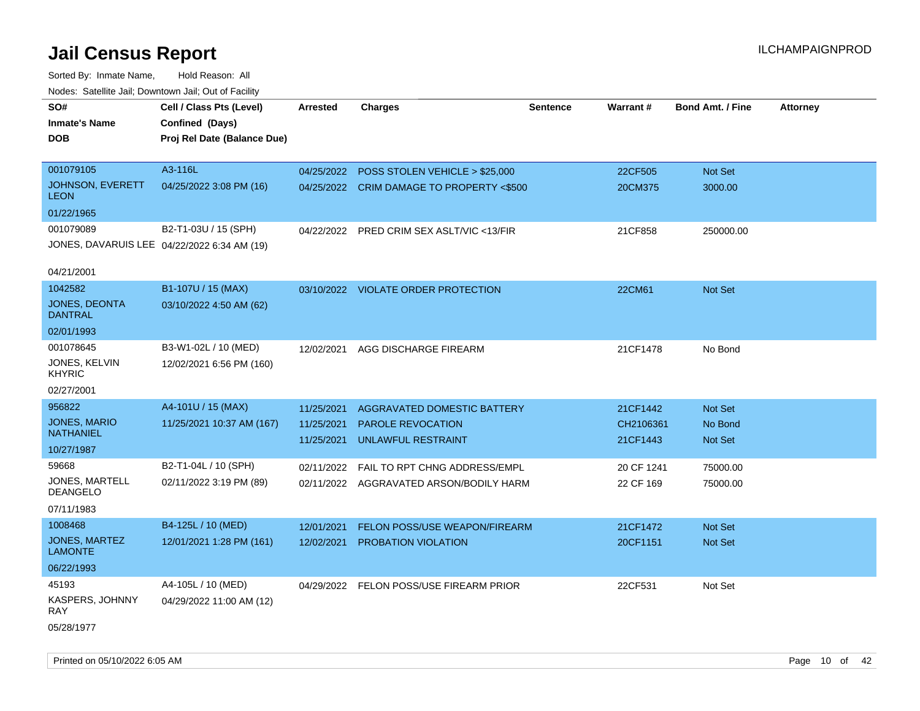# Jail Census Report

ILCHAMPAIGNPROD

Sorted By: Inmate Name, Hold Reason: All

Nodes: Satellite Jail; Downtown Jail; Out of Facility

| SO# / Inmate's Name / DOB | Cell / Class Pts (Level) / Confined (Days) / Proj Rel Date (Balance Due) | Arrested | Charges | Sentence | Warrant # | Bond Amt. / Fine | Attorney |
|---|---|---|---|---|---|---|---|
| 001079105<br>JOHNSON, EVERETT LEON<br>01/22/1965 | A3-116L<br>04/25/2022 3:08 PM (16) | 04/25/2022<br>04/25/2022 | POSS STOLEN VEHICLE > $25,000<br>CRIM DAMAGE TO PROPERTY <$500 | | 22CF505<br>20CM375 | Not Set<br>3000.00 | |
| 001079089<br>JONES, DAVARUIS LEE<br>04/21/2001 | B2-T1-03U / 15 (SPH)<br>04/22/2022 6:34 AM (19) | 04/22/2022 | PRED CRIM SEX ASLT/VIC <13/FIR | | 21CF858 | 250000.00 | |
| 1042582<br>JONES, DEONTA DANTRAL<br>02/01/1993 | B1-107U / 15 (MAX)<br>03/10/2022 4:50 AM (62) | 03/10/2022 | VIOLATE ORDER PROTECTION | | 22CM61 | Not Set | |
| 001078645<br>JONES, KELVIN KHYRIC<br>02/27/2001 | B3-W1-02L / 10 (MED)<br>12/02/2021 6:56 PM (160) | 12/02/2021 | AGG DISCHARGE FIREARM | | 21CF1478 | No Bond | |
| 956822<br>JONES, MARIO NATHANIEL<br>10/27/1987 | A4-101U / 15 (MAX)<br>11/25/2021 10:37 AM (167) | 11/25/2021<br>11/25/2021<br>11/25/2021 | AGGRAVATED DOMESTIC BATTERY<br>PAROLE REVOCATION<br>UNLAWFUL RESTRAINT | | 21CF1442<br>CH2106361<br>21CF1443 | Not Set<br>No Bond<br>Not Set | |
| 59668<br>JONES, MARTELL DEANGELO<br>07/11/1983 | B2-T1-04L / 10 (SPH)<br>02/11/2022 3:19 PM (89) | 02/11/2022<br>02/11/2022 | FAIL TO RPT CHNG ADDRESS/EMPL<br>AGGRAVATED ARSON/BODILY HARM | | 20 CF 1241<br>22 CF 169 | 75000.00<br>75000.00 | |
| 1008468<br>JONES, MARTEZ LAMONTE<br>06/22/1993 | B4-125L / 10 (MED)<br>12/01/2021 1:28 PM (161) | 12/01/2021<br>12/02/2021 | FELON POSS/USE WEAPON/FIREARM<br>PROBATION VIOLATION | | 21CF1472<br>20CF1151 | Not Set<br>Not Set | |
| 45193<br>KASPERS, JOHNNY RAY<br>05/28/1977 | A4-105L / 10 (MED)<br>04/29/2022 11:00 AM (12) | 04/29/2022 | FELON POSS/USE FIREARM PRIOR | | 22CF531 | Not Set | |

Printed on 05/10/2022 6:05 AM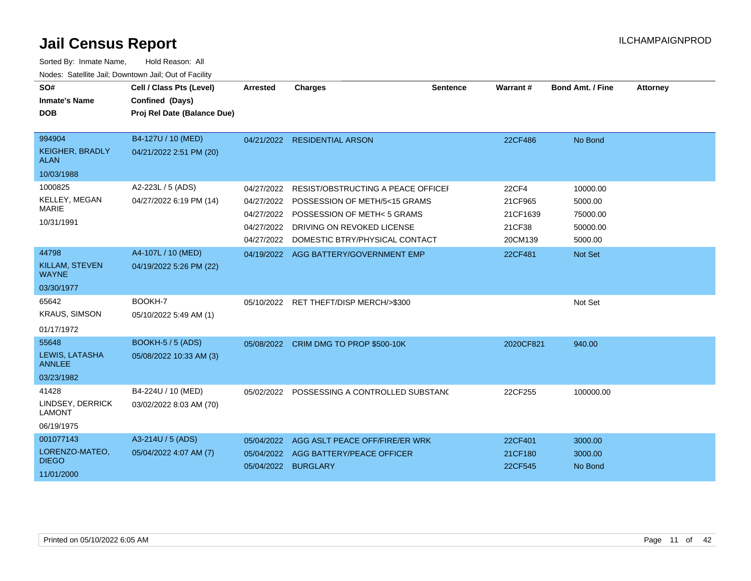# Jail Census Report

ILCHAMPAIGNPROD

Sorted By: Inmate Name, Hold Reason: All

Nodes: Satellite Jail; Downtown Jail; Out of Facility

| SO# / Inmate's Name / DOB | Cell / Class Pts (Level) / Confined (Days) / Proj Rel Date (Balance Due) | Arrested | Charges | Sentence | Warrant # | Bond Amt. / Fine | Attorney |
|---|---|---|---|---|---|---|---|
| 994904<br>KEIGHER, BRADLY ALAN<br>10/03/1988 | B4-127U / 10 (MED)<br>04/21/2022 2:51 PM (20) | 04/21/2022 | RESIDENTIAL ARSON | | 22CF486 | No Bond | |
| 1000825<br>KELLEY, MEGAN MARIE<br>10/31/1991 | A2-223L / 5 (ADS)<br>04/27/2022 6:19 PM (14) | 04/27/2022 | RESIST/OBSTRUCTING A PEACE OFFICEI | | 22CF4 | 10000.00 | |
| | | 04/27/2022 | POSSESSION OF METH/5<15 GRAMS | | 21CF965 | 5000.00 | |
| | | 04/27/2022 | POSSESSION OF METH< 5 GRAMS | | 21CF1639 | 75000.00 | |
| | | 04/27/2022 | DRIVING ON REVOKED LICENSE | | 21CF38 | 50000.00 | |
| | | 04/27/2022 | DOMESTIC BTRY/PHYSICAL CONTACT | | 20CM139 | 5000.00 | |
| 44798<br>KILLAM, STEVEN WAYNE<br>03/30/1977 | A4-107L / 10 (MED)<br>04/19/2022 5:26 PM (22) | 04/19/2022 | AGG BATTERY/GOVERNMENT EMP | | 22CF481 | Not Set | |
| 65642<br>KRAUS, SIMSON<br>01/17/1972 | BOOKH-7<br>05/10/2022 5:49 AM (1) | 05/10/2022 | RET THEFT/DISP MERCH/>$300 | | | Not Set | |
| 55648<br>LEWIS, LATASHA ANNLEE<br>03/23/1982 | BOOKH-5 / 5 (ADS)<br>05/08/2022 10:33 AM (3) | 05/08/2022 | CRIM DMG TO PROP $500-10K | | 2020CF821 | 940.00 | |
| 41428<br>LINDSEY, DERRICK LAMONT<br>06/19/1975 | B4-224U / 10 (MED)<br>03/02/2022 8:03 AM (70) | 05/02/2022 | POSSESSING A CONTROLLED SUBSTANC | | 22CF255 | 100000.00 | |
| 001077143<br>LORENZO-MATEO, DIEGO<br>11/01/2000 | A3-214U / 5 (ADS)<br>05/04/2022 4:07 AM (7) | 05/04/2022 | AGG ASLT PEACE OFF/FIRE/ER WRK | | 22CF401 | 3000.00 | |
| | | 05/04/2022 | AGG BATTERY/PEACE OFFICER | | 21CF180 | 3000.00 | |
| | | 05/04/2022 | BURGLARY | | 22CF545 | No Bond | |

Printed on 05/10/2022 6:05 AM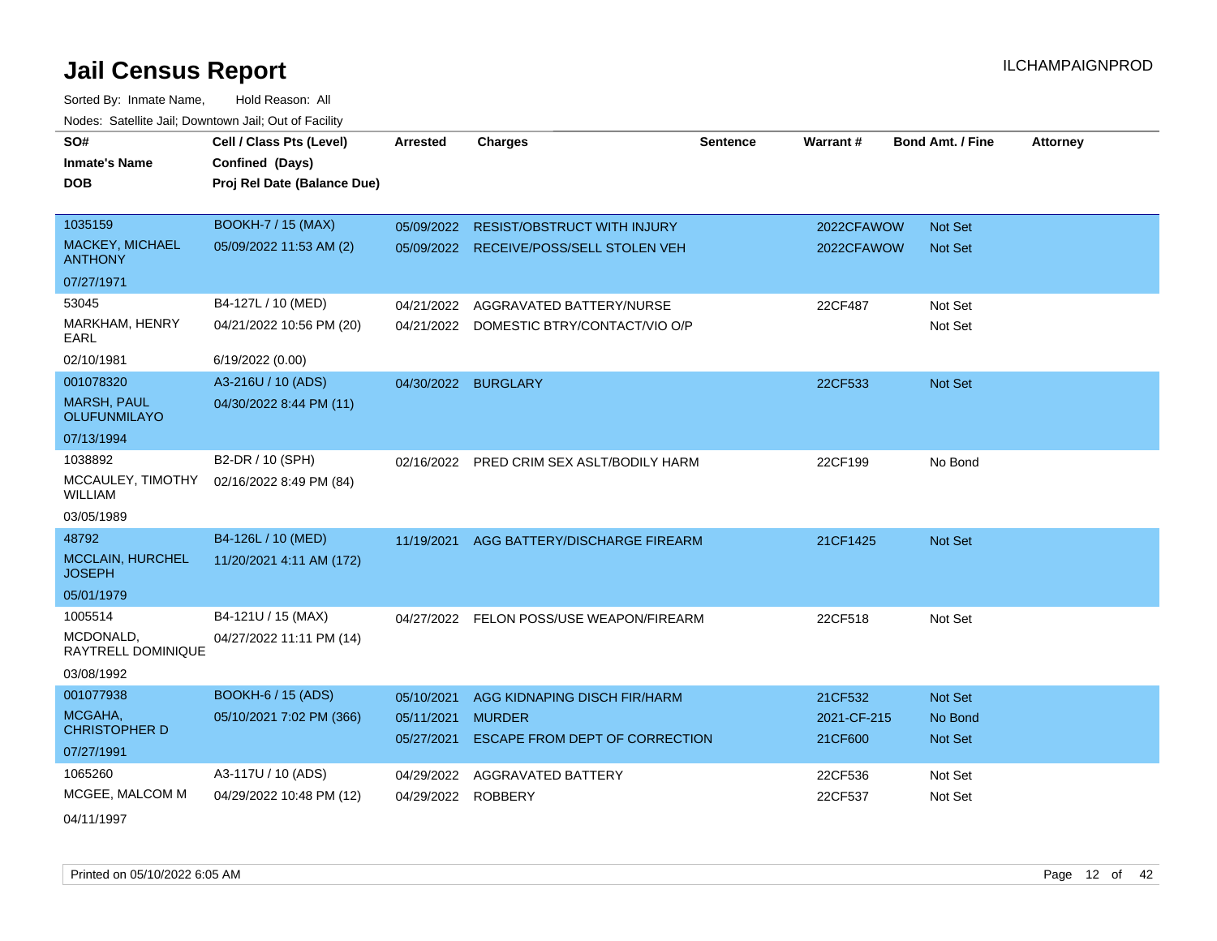# Jail Census Report

Sorted By: Inmate Name, Hold Reason: All

Nodes: Satellite Jail; Downtown Jail; Out of Facility

| SO# / Inmate's Name / DOB | Cell / Class Pts (Level) / Confined (Days) / Proj Rel Date (Balance Due) | Arrested | Charges | Sentence | Warrant # | Bond Amt. / Fine | Attorney |
|---|---|---|---|---|---|---|---|
| 1035159 MACKEY, MICHAEL ANTHONY 07/27/1971 | BOOKH-7 / 15 (MAX) 05/09/2022 11:53 AM (2) | 05/09/2022 | RESIST/OBSTRUCT WITH INJURY | | 2022CFAWOW | Not Set | |
| | | 05/09/2022 | RECEIVE/POSS/SELL STOLEN VEH | | 2022CFAWOW | Not Set | |
| 53045 MARKHAM, HENRY EARL 02/10/1981 | B4-127L / 10 (MED) 04/21/2022 10:56 PM (20) 6/19/2022 (0.00) | 04/21/2022 | AGGRAVATED BATTERY/NURSE | | 22CF487 | Not Set | |
| | | 04/21/2022 | DOMESTIC BTRY/CONTACT/VIO O/P | | | Not Set | |
| 001078320 MARSH, PAUL OLUFUNMILAYO 07/13/1994 | A3-216U / 10 (ADS) 04/30/2022 8:44 PM (11) | 04/30/2022 | BURGLARY | | 22CF533 | Not Set | |
| 1038892 MCCAULEY, TIMOTHY WILLIAM 03/05/1989 | B2-DR / 10 (SPH) 02/16/2022 8:49 PM (84) | 02/16/2022 | PRED CRIM SEX ASLT/BODILY HARM | | 22CF199 | No Bond | |
| 48792 MCCLAIN, HURCHEL JOSEPH 05/01/1979 | B4-126L / 10 (MED) 11/20/2021 4:11 AM (172) | 11/19/2021 | AGG BATTERY/DISCHARGE FIREARM | | 21CF1425 | Not Set | |
| 1005514 MCDONALD, RAYTRELL DOMINIQUE 03/08/1992 | B4-121U / 15 (MAX) 04/27/2022 11:11 PM (14) | 04/27/2022 | FELON POSS/USE WEAPON/FIREARM | | 22CF518 | Not Set | |
| 001077938 MCGAHA, CHRISTOPHER D 07/27/1991 | BOOKH-6 / 15 (ADS) 05/10/2021 7:02 PM (366) | 05/10/2021 | AGG KIDNAPING DISCH FIR/HARM | | 21CF532 | Not Set | |
| | | 05/11/2021 | MURDER | | 2021-CF-215 | No Bond | |
| | | 05/27/2021 | ESCAPE FROM DEPT OF CORRECTION | | 21CF600 | Not Set | |
| 1065260 MCGEE, MALCOM M 04/11/1997 | A3-117U / 10 (ADS) 04/29/2022 10:48 PM (12) | 04/29/2022 | AGGRAVATED BATTERY | | 22CF536 | Not Set | |
| | | 04/29/2022 | ROBBERY | | 22CF537 | Not Set | |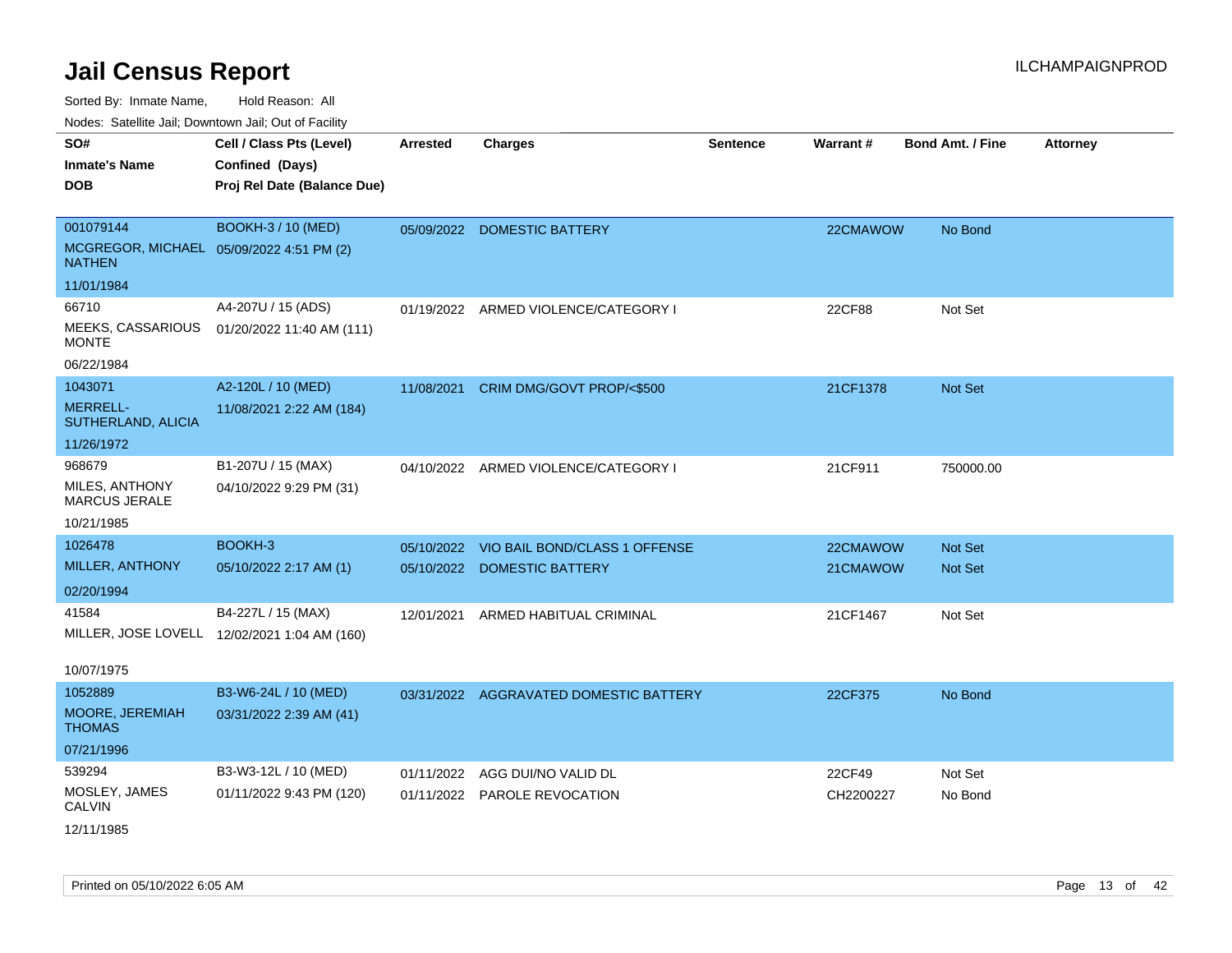# Jail Census Report

ILCHAMPAIGNPROD

Sorted By: Inmate Name, Hold Reason: All

Nodes: Satellite Jail; Downtown Jail; Out of Facility

| SO# / Inmate's Name / DOB | Cell / Class Pts (Level) / Confined (Days) / Proj Rel Date (Balance Due) | Arrested | Charges | Sentence | Warrant # | Bond Amt. / Fine | Attorney |
|---|---|---|---|---|---|---|---|
| 001079144<br>MCGREGOR, MICHAEL NATHEN<br>11/01/1984 | BOOKH-3 / 10 (MED)<br>05/09/2022 4:51 PM (2) | 05/09/2022 | DOMESTIC BATTERY | | 22CMAWOW | No Bond | |
| 66710<br>MEEKS, CASSARIOUS MONTE<br>06/22/1984 | A4-207U / 15 (ADS)<br>01/20/2022 11:40 AM (111) | 01/19/2022 | ARMED VIOLENCE/CATEGORY I | | 22CF88 | Not Set | |
| 1043071<br>MERRELL-SUTHERLAND, ALICIA<br>11/26/1972 | A2-120L / 10 (MED)<br>11/08/2021 2:22 AM (184) | 11/08/2021 | CRIM DMG/GOVT PROP/<$500 | | 21CF1378 | Not Set | |
| 968679<br>MILES, ANTHONY MARCUS JERALE<br>10/21/1985 | B1-207U / 15 (MAX)<br>04/10/2022 9:29 PM (31) | 04/10/2022 | ARMED VIOLENCE/CATEGORY I | | 21CF911 | 750000.00 | |
| 1026478<br>MILLER, ANTHONY<br>02/20/1994 | BOOKH-3<br>05/10/2022 2:17 AM (1) | 05/10/2022<br>05/10/2022 | VIO BAIL BOND/CLASS 1 OFFENSE<br>DOMESTIC BATTERY | | 22CMAWOW<br>21CMAWOW | Not Set<br>Not Set | |
| 41584<br>MILLER, JOSE LOVELL<br>10/07/1975 | B4-227L / 15 (MAX)<br>12/02/2021 1:04 AM (160) | 12/01/2021 | ARMED HABITUAL CRIMINAL | | 21CF1467 | Not Set | |
| 1052889<br>MOORE, JEREMIAH THOMAS<br>07/21/1996 | B3-W6-24L / 10 (MED)<br>03/31/2022 2:39 AM (41) | 03/31/2022 | AGGRAVATED DOMESTIC BATTERY | | 22CF375 | No Bond | |
| 539294<br>MOSLEY, JAMES CALVIN<br>12/11/1985 | B3-W3-12L / 10 (MED)<br>01/11/2022 9:43 PM (120) | 01/11/2022<br>01/11/2022 | AGG DUI/NO VALID DL<br>PAROLE REVOCATION | | 22CF49<br>CH2200227 | Not Set<br>No Bond | |

Printed on 05/10/2022 6:05 AM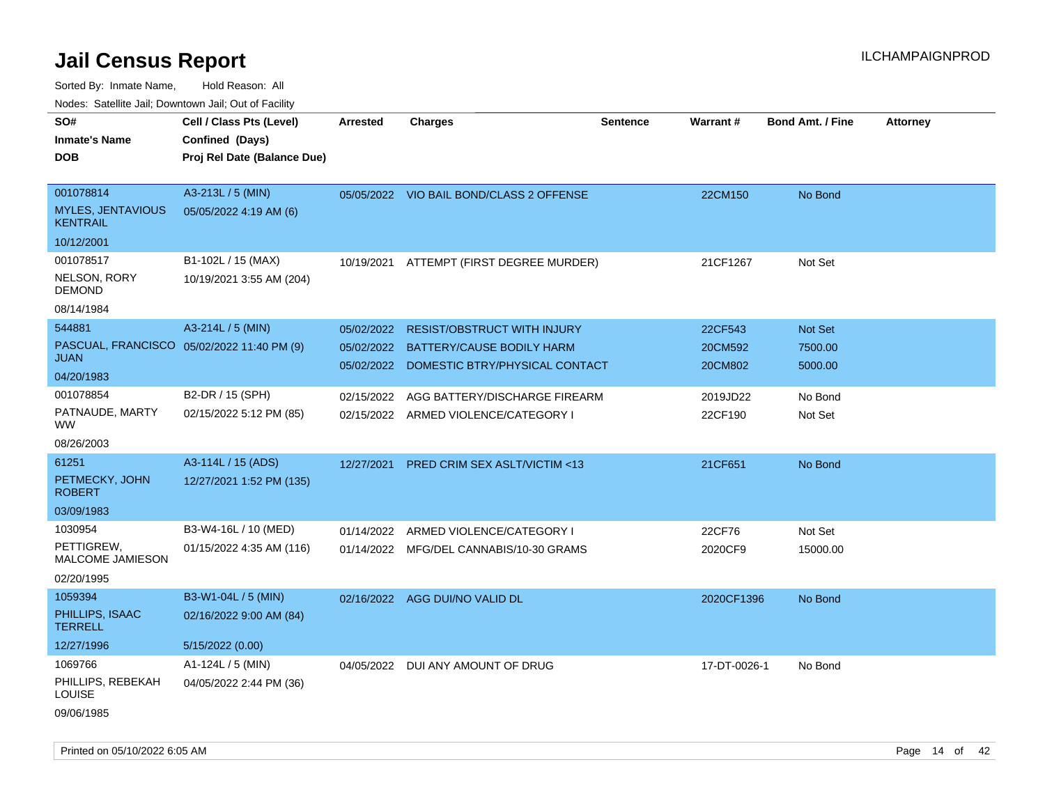# Jail Census Report

ILCHAMPAIGNPROD

Sorted By: Inmate Name, Hold Reason: All

Nodes: Satellite Jail; Downtown Jail; Out of Facility

| SO# / Inmate's Name / DOB | Cell / Class Pts (Level) / Confined (Days) / Proj Rel Date (Balance Due) | Arrested | Charges | Sentence | Warrant # | Bond Amt. / Fine | Attorney |
|---|---|---|---|---|---|---|---|
| 001078814<br>MYLES, JENTAVIOUS KENTRAIL<br>10/12/2001 | A3-213L / 5 (MIN)<br>05/05/2022 4:19 AM (6) | 05/05/2022 | VIO BAIL BOND/CLASS 2 OFFENSE | | 22CM150 | No Bond | |
| 001078517<br>NELSON, RORY DEMOND<br>08/14/1984 | B1-102L / 15 (MAX)<br>10/19/2021 3:55 AM (204) | 10/19/2021 | ATTEMPT (FIRST DEGREE MURDER) | | 21CF1267 | Not Set | |
| 544881<br>PASCUAL, FRANCISCO JUAN<br>04/20/1983 | A3-214L / 5 (MIN)<br>05/02/2022 11:40 PM (9) | 05/02/2022 | RESIST/OBSTRUCT WITH INJURY | | 22CF543 | Not Set | |
| | | 05/02/2022 | BATTERY/CAUSE BODILY HARM | | 20CM592 | 7500.00 | |
| | | 05/02/2022 | DOMESTIC BTRY/PHYSICAL CONTACT | | 20CM802 | 5000.00 | |
| 001078854<br>PATNAUDE, MARTY WW<br>08/26/2003 | B2-DR / 15 (SPH)<br>02/15/2022 5:12 PM (85) | 02/15/2022 | AGG BATTERY/DISCHARGE FIREARM | | 2019JD22 | No Bond | |
| | | 02/15/2022 | ARMED VIOLENCE/CATEGORY I | | 22CF190 | Not Set | |
| 61251<br>PETMECKY, JOHN ROBERT<br>03/09/1983 | A3-114L / 15 (ADS)<br>12/27/2021 1:52 PM (135) | 12/27/2021 | PRED CRIM SEX ASLT/VICTIM <13 | | 21CF651 | No Bond | |
| 1030954<br>PETTIGREW, MALCOME JAMIESON<br>02/20/1995 | B3-W4-16L / 10 (MED)<br>01/15/2022 4:35 AM (116) | 01/14/2022 | ARMED VIOLENCE/CATEGORY I | | 22CF76 | Not Set | |
| | | 01/14/2022 | MFG/DEL CANNABIS/10-30 GRAMS | | 2020CF9 | 15000.00 | |
| 1059394<br>PHILLIPS, ISAAC TERRELL<br>12/27/1996 | B3-W1-04L / 5 (MIN)<br>02/16/2022 9:00 AM (84)<br>5/15/2022 (0.00) | 02/16/2022 | AGG DUI/NO VALID DL | | 2020CF1396 | No Bond | |
| 1069766<br>PHILLIPS, REBEKAH LOUISE<br>09/06/1985 | A1-124L / 5 (MIN)<br>04/05/2022 2:44 PM (36) | 04/05/2022 | DUI ANY AMOUNT OF DRUG | | 17-DT-0026-1 | No Bond | |

Printed on 05/10/2022 6:05 AM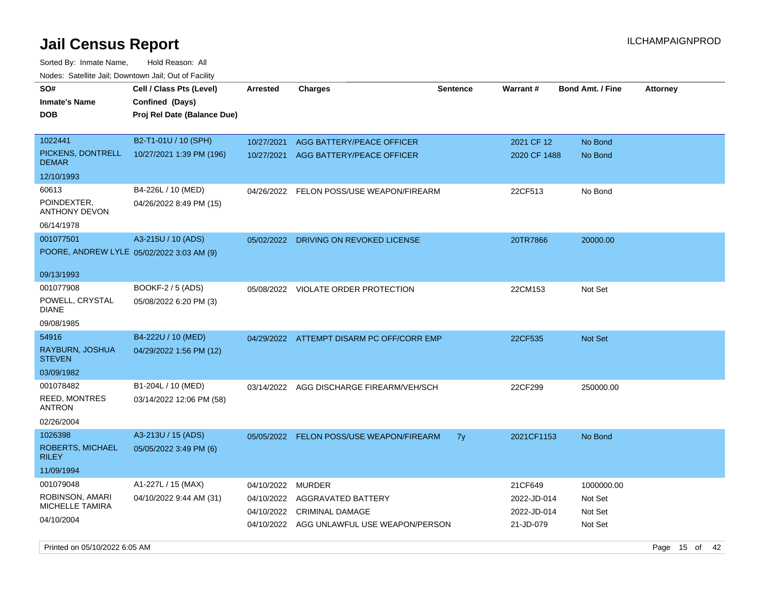# Jail Census Report

ILCHAMPAIGNPROD

Sorted By: Inmate Name, Hold Reason: All

Nodes: Satellite Jail; Downtown Jail; Out of Facility

| SO# / Inmate's Name / DOB | Cell / Class Pts (Level) / Confined (Days) / Proj Rel Date (Balance Due) | Arrested | Charges | Sentence | Warrant # | Bond Amt. / Fine | Attorney |
|---|---|---|---|---|---|---|---|
| 1022441 PICKENS, DONTRELL DEMAR 12/10/1993 | B2-T1-01U / 10 (SPH) 10/27/2021 1:39 PM (196) | 10/27/2021 | AGG BATTERY/PEACE OFFICER | | 2021 CF 12 | No Bond | |
| | | 10/27/2021 | AGG BATTERY/PEACE OFFICER | | 2020 CF 1488 | No Bond | |
| 60613 POINDEXTER, ANTHONY DEVON 06/14/1978 | B4-226L / 10 (MED) 04/26/2022 8:49 PM (15) | 04/26/2022 | FELON POSS/USE WEAPON/FIREARM | | 22CF513 | No Bond | |
| 001077501 POORE, ANDREW LYLE 09/13/1993 | A3-215U / 10 (ADS) 05/02/2022 3:03 AM (9) | 05/02/2022 | DRIVING ON REVOKED LICENSE | | 20TR7866 | 20000.00 | |
| 001077908 POWELL, CRYSTAL DIANE 09/08/1985 | BOOKF-2 / 5 (ADS) 05/08/2022 6:20 PM (3) | 05/08/2022 | VIOLATE ORDER PROTECTION | | 22CM153 | Not Set | |
| 54916 RAYBURN, JOSHUA STEVEN 03/09/1982 | B4-222U / 10 (MED) 04/29/2022 1:56 PM (12) | 04/29/2022 | ATTEMPT DISARM PC OFF/CORR EMP | | 22CF535 | Not Set | |
| 001078482 REED, MONTRES ANTRON 02/26/2004 | B1-204L / 10 (MED) 03/14/2022 12:06 PM (58) | 03/14/2022 | AGG DISCHARGE FIREARM/VEH/SCH | | 22CF299 | 250000.00 | |
| 1026398 ROBERTS, MICHAEL RILEY 11/09/1994 | A3-213U / 15 (ADS) 05/05/2022 3:49 PM (6) | 05/05/2022 | FELON POSS/USE WEAPON/FIREARM | 7y | 2021CF1153 | No Bond | |
| 001079048 ROBINSON, AMARI MICHELLE TAMIRA 04/10/2004 | A1-227L / 15 (MAX) 04/10/2022 9:44 AM (31) | 04/10/2022 | MURDER | | 21CF649 | 1000000.00 | |
| | | 04/10/2022 | AGGRAVATED BATTERY | | 2022-JD-014 | Not Set | |
| | | 04/10/2022 | CRIMINAL DAMAGE | | 2022-JD-014 | Not Set | |
| | | 04/10/2022 | AGG UNLAWFUL USE WEAPON/PERSON | | 21-JD-079 | Not Set | |

Printed on 05/10/2022 6:05 AM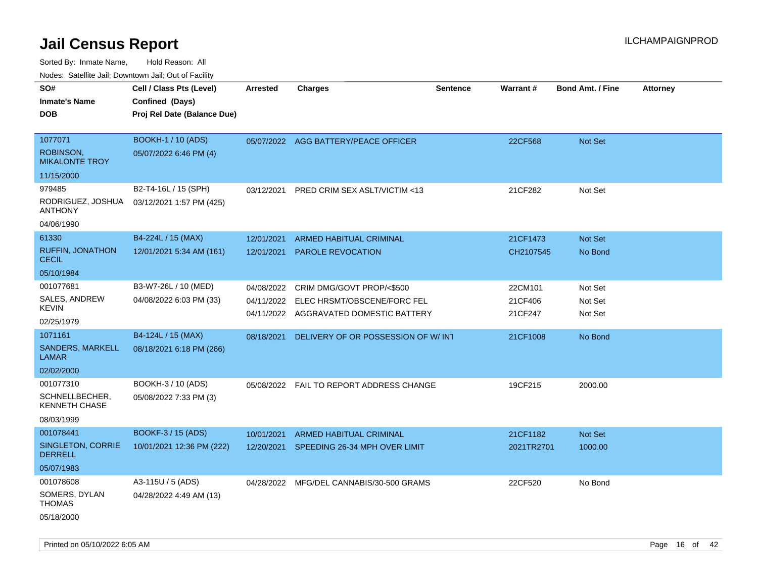# Jail Census Report

ILCHAMPAIGNPROD

Sorted By: Inmate Name, Hold Reason: All

Nodes: Satellite Jail; Downtown Jail; Out of Facility

| SO# / Inmate's Name / DOB | Cell / Class Pts (Level) / Confined (Days) / Proj Rel Date (Balance Due) | Arrested | Charges | Sentence | Warrant # | Bond Amt. / Fine | Attorney |
|---|---|---|---|---|---|---|---|
| 1077071<br>ROBINSON, MIKALONTE TROY<br>11/15/2000 | BOOKH-1 / 10 (ADS)<br>05/07/2022 6:46 PM (4) | 05/07/2022 | AGG BATTERY/PEACE OFFICER | | 22CF568 | Not Set | |
| 979485<br>RODRIGUEZ, JOSHUA ANTHONY<br>04/06/1990 | B2-T4-16L / 15 (SPH)<br>03/12/2021 1:57 PM (425) | 03/12/2021 | PRED CRIM SEX ASLT/VICTIM <13 | | 21CF282 | Not Set | |
| 61330<br>RUFFIN, JONATHON CECIL<br>05/10/1984 | B4-224L / 15 (MAX)<br>12/01/2021 5:34 AM (161) | 12/01/2021 | ARMED HABITUAL CRIMINAL | | 21CF1473 | Not Set | |
| | | 12/01/2021 | PAROLE REVOCATION | | CH2107545 | No Bond | |
| 001077681<br>SALES, ANDREW KEVIN<br>02/25/1979 | B3-W7-26L / 10 (MED)<br>04/08/2022 6:03 PM (33) | 04/08/2022 | CRIM DMG/GOVT PROP/<$500 | | 22CM101 | Not Set | |
| | | 04/11/2022 | ELEC HRSMT/OBSCENE/FORC FEL | | 21CF406 | Not Set | |
| | | 04/11/2022 | AGGRAVATED DOMESTIC BATTERY | | 21CF247 | Not Set | |
| 1071161<br>SANDERS, MARKELL LAMAR<br>02/02/2000 | B4-124L / 15 (MAX)<br>08/18/2021 6:18 PM (266) | 08/18/2021 | DELIVERY OF OR POSSESSION OF W/ INT | | 21CF1008 | No Bond | |
| 001077310<br>SCHNELLBECHER, KENNETH CHASE<br>08/03/1999 | BOOKH-3 / 10 (ADS)<br>05/08/2022 7:33 PM (3) | 05/08/2022 | FAIL TO REPORT ADDRESS CHANGE | | 19CF215 | 2000.00 | |
| 001078441<br>SINGLETON, CORRIE DERRELL<br>05/07/1983 | BOOKF-3 / 15 (ADS)<br>10/01/2021 12:36 PM (222) | 10/01/2021 | ARMED HABITUAL CRIMINAL | | 21CF1182 | Not Set | |
| | | 12/20/2021 | SPEEDING 26-34 MPH OVER LIMIT | | 2021TR2701 | 1000.00 | |
| 001078608<br>SOMERS, DYLAN THOMAS<br>05/18/2000 | A3-115U / 5 (ADS)<br>04/28/2022 4:49 AM (13) | 04/28/2022 | MFG/DEL CANNABIS/30-500 GRAMS | | 22CF520 | No Bond | |

Printed on 05/10/2022 6:05 AM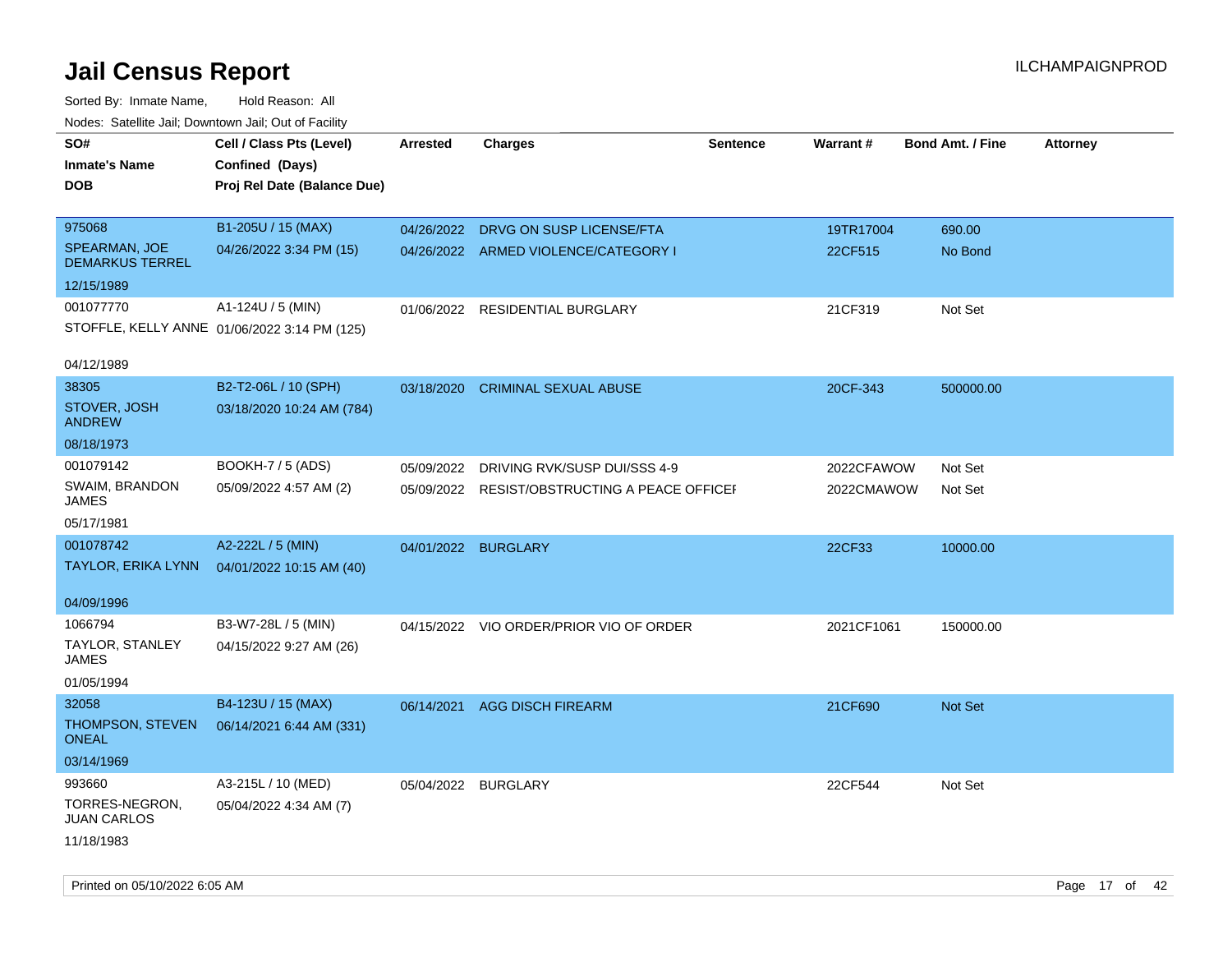# Jail Census Report

ILCHAMPAIGNPROD

Sorted By: Inmate Name, Hold Reason: All

Nodes: Satellite Jail; Downtown Jail; Out of Facility

| SO# / Inmate's Name / DOB | Cell / Class Pts (Level) / Confined (Days) / Proj Rel Date (Balance Due) | Arrested | Charges | Sentence | Warrant # | Bond Amt. / Fine | Attorney |
|---|---|---|---|---|---|---|---|
| 975068 SPEARMAN, JOE DEMARKUS TERREL 12/15/1989 | B1-205U / 15 (MAX) 04/26/2022 3:34 PM (15) | 04/26/2022 | DRVG ON SUSP LICENSE/FTA | | 19TR17004 | 690.00 | |
| | | 04/26/2022 | ARMED VIOLENCE/CATEGORY I | | 22CF515 | No Bond | |
| 001077770 STOFFLE, KELLY ANNE 04/12/1989 | A1-124U / 5 (MIN) 01/06/2022 3:14 PM (125) | 01/06/2022 | RESIDENTIAL BURGLARY | | 21CF319 | Not Set | |
| 38305 STOVER, JOSH ANDREW 08/18/1973 | B2-T2-06L / 10 (SPH) 03/18/2020 10:24 AM (784) | 03/18/2020 | CRIMINAL SEXUAL ABUSE | | 20CF-343 | 500000.00 | |
| 001079142 SWAIM, BRANDON JAMES 05/17/1981 | BOOKH-7 / 5 (ADS) 05/09/2022 4:57 AM (2) | 05/09/2022 | DRIVING RVK/SUSP DUI/SSS 4-9 | | 2022CFAWOW | Not Set | |
| | | 05/09/2022 | RESIST/OBSTRUCTING A PEACE OFFICEI | | 2022CMAWOW | Not Set | |
| 001078742 TAYLOR, ERIKA LYNN 04/09/1996 | A2-222L / 5 (MIN) 04/01/2022 10:15 AM (40) | 04/01/2022 | BURGLARY | | 22CF33 | 10000.00 | |
| 1066794 TAYLOR, STANLEY JAMES 01/05/1994 | B3-W7-28L / 5 (MIN) 04/15/2022 9:27 AM (26) | 04/15/2022 | VIO ORDER/PRIOR VIO OF ORDER | | 2021CF1061 | 150000.00 | |
| 32058 THOMPSON, STEVEN ONEAL 03/14/1969 | B4-123U / 15 (MAX) 06/14/2021 6:44 AM (331) | 06/14/2021 | AGG DISCH FIREARM | | 21CF690 | Not Set | |
| 993660 TORRES-NEGRON, JUAN CARLOS 11/18/1983 | A3-215L / 10 (MED) 05/04/2022 4:34 AM (7) | 05/04/2022 | BURGLARY | | 22CF544 | Not Set | |

Printed on 05/10/2022 6:05 AM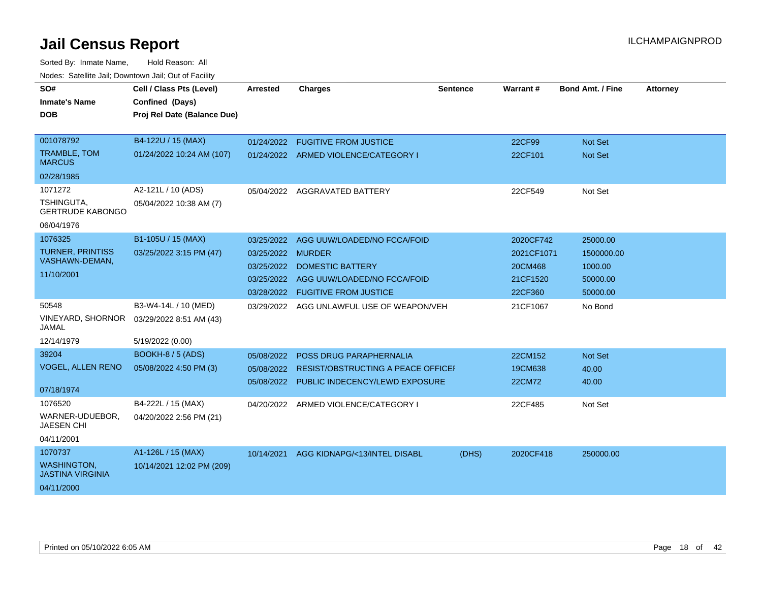# Jail Census Report

Sorted By: Inmate Name, Hold Reason: All

Nodes: Satellite Jail; Downtown Jail; Out of Facility

| SO# / Inmate's Name / DOB | Cell / Class Pts (Level) / Confined (Days) / Proj Rel Date (Balance Due) | Arrested | Charges | Sentence | Warrant # | Bond Amt. / Fine | Attorney |
|---|---|---|---|---|---|---|---|
| 001078792 | B4-122U / 15 (MAX) | 01/24/2022 | FUGITIVE FROM JUSTICE | | 22CF99 | Not Set | |
| TRAMBLE, TOM MARCUS | 01/24/2022 10:24 AM (107) | 01/24/2022 | ARMED VIOLENCE/CATEGORY I | | 22CF101 | Not Set | |
| 02/28/1985 | | | | | | | |
| 1071272 | A2-121L / 10 (ADS) | 05/04/2022 | AGGRAVATED BATTERY | | 22CF549 | Not Set | |
| TSHINGUTA, GERTRUDE KABONGO | 05/04/2022 10:38 AM (7) | | | | | | |
| 06/04/1976 | | | | | | | |
| 1076325 | B1-105U / 15 (MAX) | 03/25/2022 | AGG UUW/LOADED/NO FCCA/FOID | | 2020CF742 | 25000.00 | |
| TURNER, PRINTISS VASHAWN-DEMAN, | 03/25/2022 3:15 PM (47) | 03/25/2022 | MURDER | | 2021CF1071 | 1500000.00 | |
| 11/10/2001 | | 03/25/2022 | DOMESTIC BATTERY | | 20CM468 | 1000.00 | |
| | | 03/25/2022 | AGG UUW/LOADED/NO FCCA/FOID | | 21CF1520 | 50000.00 | |
| | | 03/28/2022 | FUGITIVE FROM JUSTICE | | 22CF360 | 50000.00 | |
| 50548 | B3-W4-14L / 10 (MED) | 03/29/2022 | AGG UNLAWFUL USE OF WEAPON/VEH | | 21CF1067 | No Bond | |
| VINEYARD, SHORNOR JAMAL | 03/29/2022 8:51 AM (43) | | | | | | |
| 12/14/1979 | 5/19/2022 (0.00) | | | | | | |
| 39204 | BOOKH-8 / 5 (ADS) | 05/08/2022 | POSS DRUG PARAPHERNALIA | | 22CM152 | Not Set | |
| VOGEL, ALLEN RENO | 05/08/2022 4:50 PM (3) | 05/08/2022 | RESIST/OBSTRUCTING A PEACE OFFICEI | | 19CM638 | 40.00 | |
| 07/18/1974 | | 05/08/2022 | PUBLIC INDECENCY/LEWD EXPOSURE | | 22CM72 | 40.00 | |
| 1076520 | B4-222L / 15 (MAX) | 04/20/2022 | ARMED VIOLENCE/CATEGORY I | | 22CF485 | Not Set | |
| WARNER-UDUEBOR, JAESEN CHI | 04/20/2022 2:56 PM (21) | | | | | | |
| 04/11/2001 | | | | | | | |
| 1070737 | A1-126L / 15 (MAX) | 10/14/2021 | AGG KIDNAPG/<13/INTEL DISABL | (DHS) | 2020CF418 | 250000.00 | |
| WASHINGTON, JASTINA VIRGINIA | 10/14/2021 12:02 PM (209) | | | | | | |
| 04/11/2000 | | | | | | | |

Printed on 05/10/2022 6:05 AM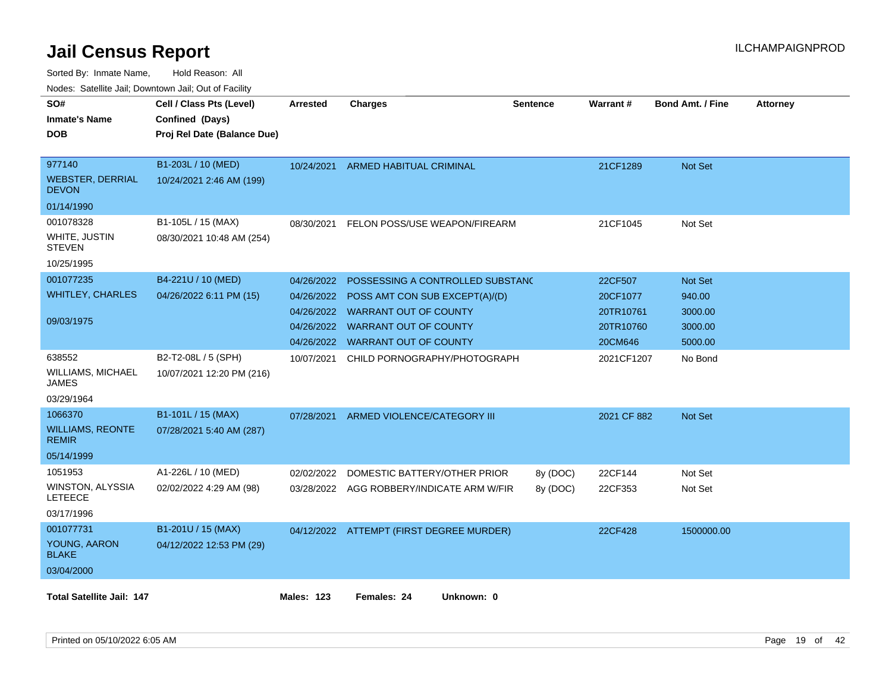# Jail Census Report

ILCHAMPAIGNPROD

Sorted By: Inmate Name, Hold Reason: All

Nodes: Satellite Jail; Downtown Jail; Out of Facility

| SO# / Inmate's Name / DOB | Cell / Class Pts (Level) / Confined (Days) / Proj Rel Date (Balance Due) | Arrested | Charges | Sentence | Warrant # | Bond Amt. / Fine | Attorney |
|---|---|---|---|---|---|---|---|
| 977140<br>WEBSTER, DERRIAL DEVON<br>01/14/1990 | B1-203L / 10 (MED)<br>10/24/2021 2:46 AM (199) | 10/24/2021 | ARMED HABITUAL CRIMINAL | | 21CF1289 | Not Set | |
| 001078328<br>WHITE, JUSTIN STEVEN<br>10/25/1995 | B1-105L / 15 (MAX)<br>08/30/2021 10:48 AM (254) | 08/30/2021 | FELON POSS/USE WEAPON/FIREARM | | 21CF1045 | Not Set | |
| 001077235<br>WHITLEY, CHARLES<br>09/03/1975 | B4-221U / 10 (MED)<br>04/26/2022 6:11 PM (15) | 04/26/2022 | POSSESSING A CONTROLLED SUBSTANC | | 22CF507 | Not Set | |
| | | 04/26/2022 | POSS AMT CON SUB EXCEPT(A)/(D) | | 20CF1077 | 940.00 | |
| | | 04/26/2022 | WARRANT OUT OF COUNTY | | 20TR10761 | 3000.00 | |
| | | 04/26/2022 | WARRANT OUT OF COUNTY | | 20TR10760 | 3000.00 | |
| | | 04/26/2022 | WARRANT OUT OF COUNTY | | 20CM646 | 5000.00 | |
| 638552<br>WILLIAMS, MICHAEL JAMES<br>03/29/1964 | B2-T2-08L / 5 (SPH)<br>10/07/2021 12:20 PM (216) | 10/07/2021 | CHILD PORNOGRAPHY/PHOTOGRAPH | | 2021CF1207 | No Bond | |
| 1066370<br>WILLIAMS, REONTE REMIR<br>05/14/1999 | B1-101L / 15 (MAX)<br>07/28/2021 5:40 AM (287) | 07/28/2021 | ARMED VIOLENCE/CATEGORY III | | 2021 CF 882 | Not Set | |
| 1051953<br>WINSTON, ALYSSIA LETEECE<br>03/17/1996 | A1-226L / 10 (MED)<br>02/02/2022 4:29 AM (98) | 02/02/2022 | DOMESTIC BATTERY/OTHER PRIOR | 8y (DOC) | 22CF144 | Not Set | |
| | | 03/28/2022 | AGG ROBBERY/INDICATE ARM W/FIR | 8y (DOC) | 22CF353 | Not Set | |
| 001077731<br>YOUNG, AARON BLAKE<br>03/04/2000 | B1-201U / 15 (MAX)<br>04/12/2022 12:53 PM (29) | 04/12/2022 | ATTEMPT (FIRST DEGREE MURDER) | | 22CF428 | 1500000.00 | |

**Total Satellite Jail: 147** **Males: 123** **Females: 24** **Unknown: 0**

Printed on 05/10/2022 6:05 AM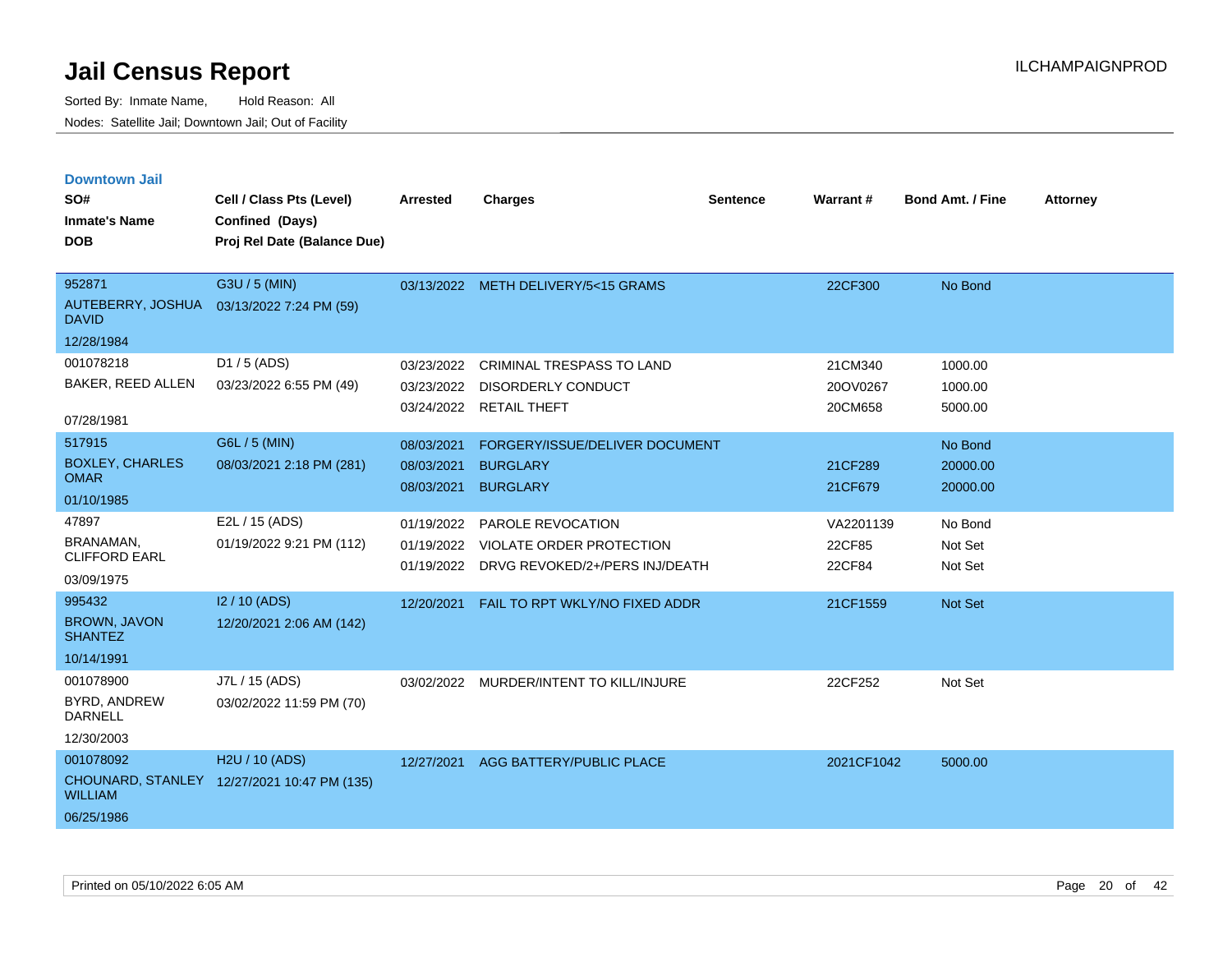# Jail Census Report

Sorted By: Inmate Name, Hold Reason: All

Nodes: Satellite Jail; Downtown Jail; Out of Facility

ILCHAMPAIGNPROD

## Downtown Jail

| SO# / Inmate's Name / DOB | Cell / Class Pts (Level) / Confined (Days) / Proj Rel Date (Balance Due) | Arrested | Charges | Sentence | Warrant # | Bond Amt. / Fine | Attorney |
|---|---|---|---|---|---|---|---|
| 952871 AUTEBERRY, JOSHUA DAVID 12/28/1984 | G3U / 5 (MIN) 03/13/2022 7:24 PM (59) | 03/13/2022 | METH DELIVERY/5<15 GRAMS | | 22CF300 | No Bond | |
| 001078218 BAKER, REED ALLEN 07/28/1981 | D1 / 5 (ADS) 03/23/2022 6:55 PM (49) | 03/23/2022 | CRIMINAL TRESPASS TO LAND | | 21CM340 | 1000.00 | |
| | | 03/23/2022 | DISORDERLY CONDUCT | | 20OV0267 | 1000.00 | |
| | | 03/24/2022 | RETAIL THEFT | | 20CM658 | 5000.00 | |
| 517915 BOXLEY, CHARLES OMAR 01/10/1985 | G6L / 5 (MIN) 08/03/2021 2:18 PM (281) | 08/03/2021 | FORGERY/ISSUE/DELIVER DOCUMENT | | | No Bond | |
| | | 08/03/2021 | BURGLARY | | 21CF289 | 20000.00 | |
| | | 08/03/2021 | BURGLARY | | 21CF679 | 20000.00 | |
| 47897 BRANAMAN, CLIFFORD EARL 03/09/1975 | E2L / 15 (ADS) 01/19/2022 9:21 PM (112) | 01/19/2022 | PAROLE REVOCATION | | VA2201139 | No Bond | |
| | | 01/19/2022 | VIOLATE ORDER PROTECTION | | 22CF85 | Not Set | |
| | | 01/19/2022 | DRVG REVOKED/2+/PERS INJ/DEATH | | 22CF84 | Not Set | |
| 995432 BROWN, JAVON SHANTEZ 10/14/1991 | I2 / 10 (ADS) 12/20/2021 2:06 AM (142) | 12/20/2021 | FAIL TO RPT WKLY/NO FIXED ADDR | | 21CF1559 | Not Set | |
| 001078900 BYRD, ANDREW DARNELL 12/30/2003 | J7L / 15 (ADS) 03/02/2022 11:59 PM (70) | 03/02/2022 | MURDER/INTENT TO KILL/INJURE | | 22CF252 | Not Set | |
| 001078092 CHOUNARD, STANLEY WILLIAM 06/25/1986 | H2U / 10 (ADS) 12/27/2021 10:47 PM (135) | 12/27/2021 | AGG BATTERY/PUBLIC PLACE | | 2021CF1042 | 5000.00 | |

Printed on 05/10/2022 6:05 AM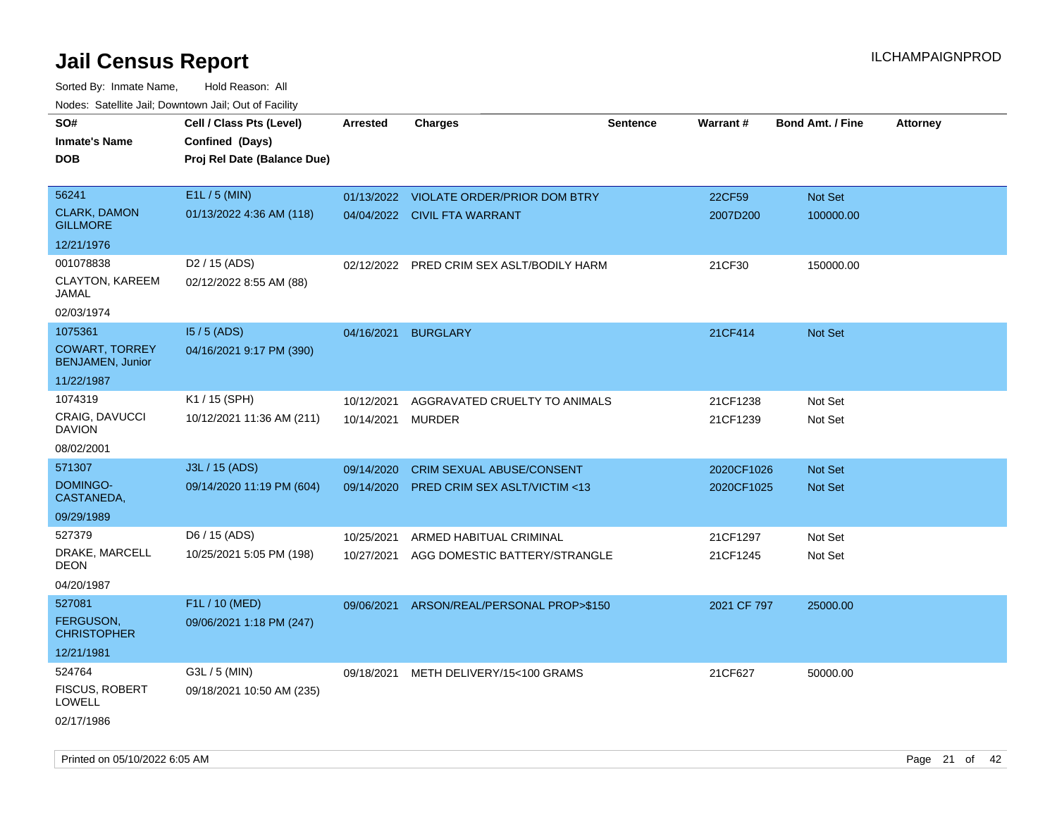# Jail Census Report

ILCHAMPAIGNPROD

Sorted By: Inmate Name, Hold Reason: All

Nodes: Satellite Jail; Downtown Jail; Out of Facility

| SO# / Inmate's Name / DOB | Cell / Class Pts (Level) / Confined (Days) / Proj Rel Date (Balance Due) | Arrested | Charges | Sentence | Warrant # | Bond Amt. / Fine | Attorney |
|---|---|---|---|---|---|---|---|
| 56241<br>CLARK, DAMON GILLMORE<br>12/21/1976 | E1L / 5 (MIN)<br>01/13/2022 4:36 AM (118) | 01/13/2022<br>04/04/2022 | VIOLATE ORDER/PRIOR DOM BTRY<br>CIVIL FTA WARRANT | | 22CF59<br>2007D200 | Not Set<br>100000.00 | |
| 001078838<br>CLAYTON, KAREEM JAMAL<br>02/03/1974 | D2 / 15 (ADS)<br>02/12/2022 8:55 AM (88) | 02/12/2022 | PRED CRIM SEX ASLT/BODILY HARM | | 21CF30 | 150000.00 | |
| 1075361<br>COWART, TORREY BENJAMEN, Junior<br>11/22/1987 | I5 / 5 (ADS)<br>04/16/2021 9:17 PM (390) | 04/16/2021 | BURGLARY | | 21CF414 | Not Set | |
| 1074319<br>CRAIG, DAVUCCI DAVION<br>08/02/2001 | K1 / 15 (SPH)<br>10/12/2021 11:36 AM (211) | 10/12/2021<br>10/14/2021 | AGGRAVATED CRUELTY TO ANIMALS<br>MURDER | | 21CF1238<br>21CF1239 | Not Set<br>Not Set | |
| 571307<br>DOMINGO-CASTANEDA,<br>09/29/1989 | J3L / 15 (ADS)<br>09/14/2020 11:19 PM (604) | 09/14/2020<br>09/14/2020 | CRIM SEXUAL ABUSE/CONSENT<br>PRED CRIM SEX ASLT/VICTIM <13 | | 2020CF1026<br>2020CF1025 | Not Set<br>Not Set | |
| 527379<br>DRAKE, MARCELL DEON<br>04/20/1987 | D6 / 15 (ADS)<br>10/25/2021 5:05 PM (198) | 10/25/2021<br>10/27/2021 | ARMED HABITUAL CRIMINAL<br>AGG DOMESTIC BATTERY/STRANGLE | | 21CF1297<br>21CF1245 | Not Set<br>Not Set | |
| 527081<br>FERGUSON, CHRISTOPHER<br>12/21/1981 | F1L / 10 (MED)<br>09/06/2021 1:18 PM (247) | 09/06/2021 | ARSON/REAL/PERSONAL PROP>$150 | | 2021 CF 797 | 25000.00 | |
| 524764<br>FISCUS, ROBERT LOWELL<br>02/17/1986 | G3L / 5 (MIN)<br>09/18/2021 10:50 AM (235) | 09/18/2021 | METH DELIVERY/15<100 GRAMS | | 21CF627 | 50000.00 | |

Printed on 05/10/2022 6:05 AM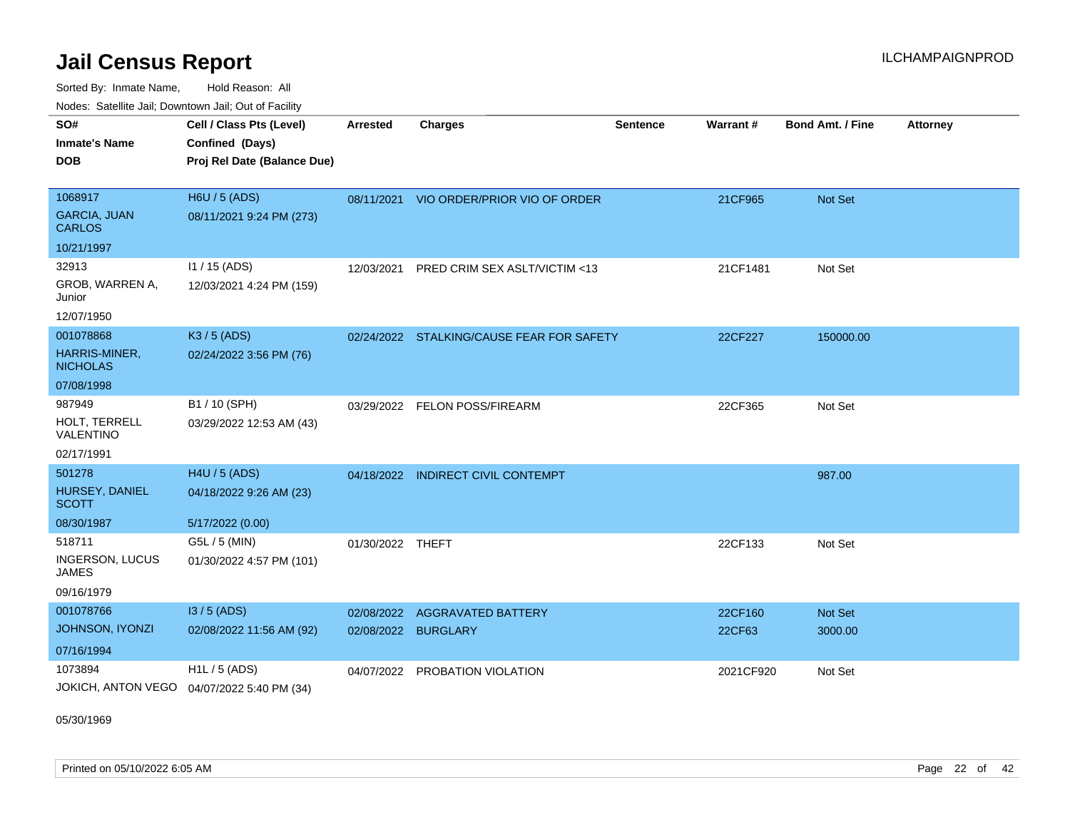# Jail Census Report

Sorted By: Inmate Name, Hold Reason: All

Nodes: Satellite Jail; Downtown Jail; Out of Facility

| SO# / Inmate's Name / DOB | Cell / Class Pts (Level) / Confined (Days) / Proj Rel Date (Balance Due) | Arrested | Charges | Sentence | Warrant # | Bond Amt. / Fine | Attorney |
|---|---|---|---|---|---|---|---|
| 1068917<br>GARCIA, JUAN CARLOS<br>10/21/1997 | H6U / 5 (ADS)<br>08/11/2021 9:24 PM (273) | 08/11/2021 | VIO ORDER/PRIOR VIO OF ORDER | | 21CF965 | Not Set | |
| 32913<br>GROB, WARREN A, Junior<br>12/07/1950 | I1 / 15 (ADS)<br>12/03/2021 4:24 PM (159) | 12/03/2021 | PRED CRIM SEX ASLT/VICTIM <13 | | 21CF1481 | Not Set | |
| 001078868<br>HARRIS-MINER, NICHOLAS<br>07/08/1998 | K3 / 5 (ADS)<br>02/24/2022 3:56 PM (76) | 02/24/2022 | STALKING/CAUSE FEAR FOR SAFETY | | 22CF227 | 150000.00 | |
| 987949<br>HOLT, TERRELL VALENTINO<br>02/17/1991 | B1 / 10 (SPH)<br>03/29/2022 12:53 AM (43) | 03/29/2022 | FELON POSS/FIREARM | | 22CF365 | Not Set | |
| 501278<br>HURSEY, DANIEL SCOTT<br>08/30/1987 | H4U / 5 (ADS)<br>04/18/2022 9:26 AM (23)<br>5/17/2022 (0.00) | 04/18/2022 | INDIRECT CIVIL CONTEMPT | | | 987.00 | |
| 518711<br>INGERSON, LUCUS JAMES<br>09/16/1979 | G5L / 5 (MIN)<br>01/30/2022 4:57 PM (101) | 01/30/2022 | THEFT | | 22CF133 | Not Set | |
| 001078766<br>JOHNSON, IYONZI<br>07/16/1994 | I3 / 5 (ADS)<br>02/08/2022 11:56 AM (92) | 02/08/2022<br>02/08/2022 | AGGRAVATED BATTERY<br>BURGLARY | | 22CF160<br>22CF63 | Not Set<br>3000.00 | |
| 1073894<br>JOKICH, ANTON VEGO<br>05/30/1969 | H1L / 5 (ADS)<br>04/07/2022 5:40 PM (34) | 04/07/2022 | PROBATION VIOLATION | | 2021CF920 | Not Set | |

Printed on 05/10/2022 6:05 AM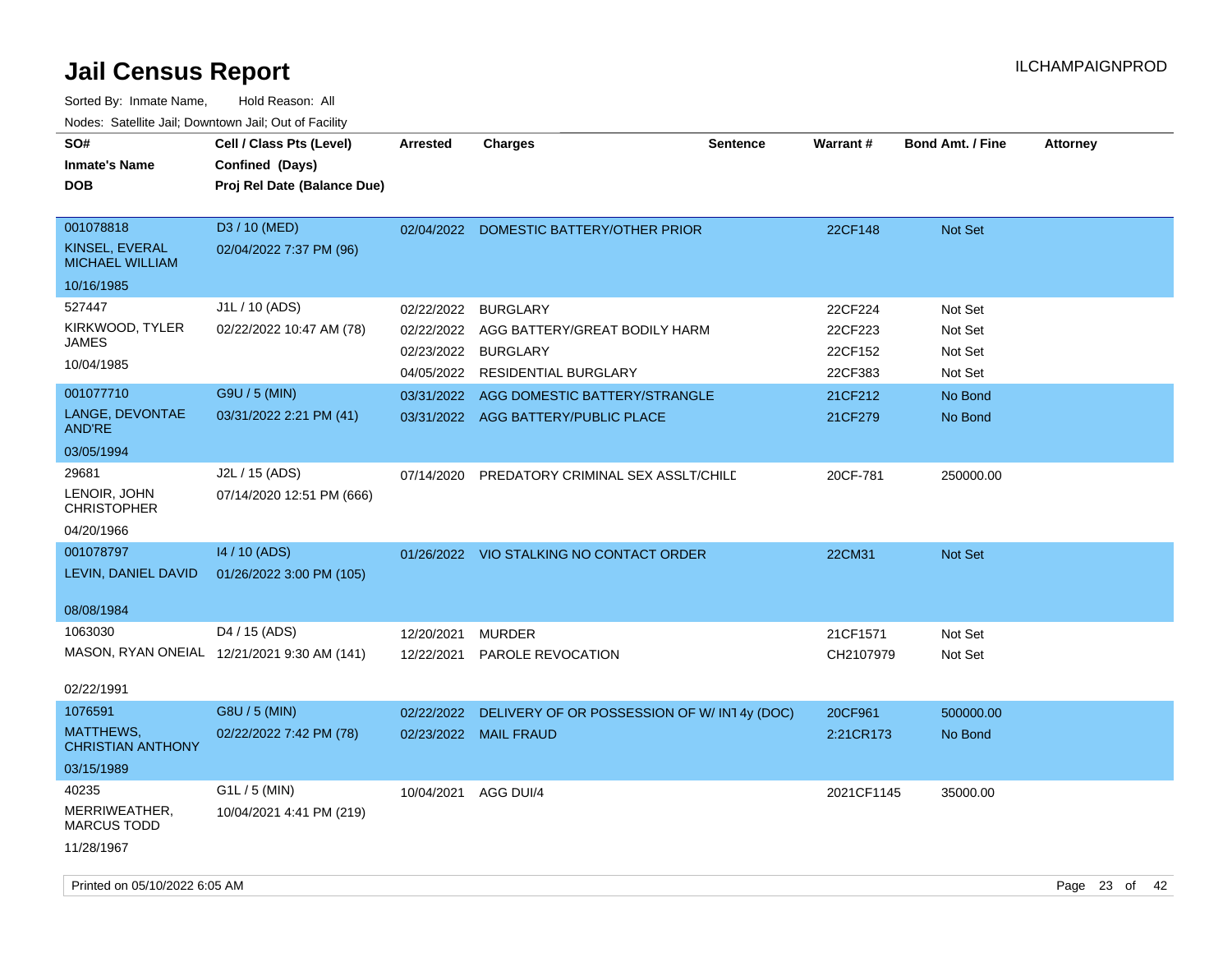# Jail Census Report

Sorted By: Inmate Name, Hold Reason: All

Nodes: Satellite Jail; Downtown Jail; Out of Facility

| SO# / Inmate's Name / DOB | Cell / Class Pts (Level) / Confined (Days) / Proj Rel Date (Balance Due) | Arrested | Charges | Sentence | Warrant # | Bond Amt. / Fine | Attorney |
|---|---|---|---|---|---|---|---|
| 001078818<br>KINSEL, EVERAL MICHAEL WILLIAM<br>10/16/1985 | D3 / 10 (MED)<br>02/04/2022 7:37 PM (96) | 02/04/2022 | DOMESTIC BATTERY/OTHER PRIOR | | 22CF148 | Not Set | |
| 527447<br>KIRKWOOD, TYLER JAMES<br>10/04/1985 | J1L / 10 (ADS)<br>02/22/2022 10:47 AM (78) | 02/22/2022 | BURGLARY | | 22CF224 | Not Set | |
| | | 02/22/2022 | AGG BATTERY/GREAT BODILY HARM | | 22CF223 | Not Set | |
| | | 02/23/2022 | BURGLARY | | 22CF152 | Not Set | |
| | | 04/05/2022 | RESIDENTIAL BURGLARY | | 22CF383 | Not Set | |
| 001077710<br>LANGE, DEVONTAE AND'RE<br>03/05/1994 | G9U / 5 (MIN)<br>03/31/2022 2:21 PM (41) | 03/31/2022 | AGG DOMESTIC BATTERY/STRANGLE | | 21CF212 | No Bond | |
| | | 03/31/2022 | AGG BATTERY/PUBLIC PLACE | | 21CF279 | No Bond | |
| 29681<br>LENOIR, JOHN CHRISTOPHER<br>04/20/1966 | J2L / 15 (ADS)<br>07/14/2020 12:51 PM (666) | 07/14/2020 | PREDATORY CRIMINAL SEX ASSLT/CHILD | | 20CF-781 | 250000.00 | |
| 001078797<br>LEVIN, DANIEL DAVID<br>08/08/1984 | I4 / 10 (ADS)<br>01/26/2022 3:00 PM (105) | 01/26/2022 | VIO STALKING NO CONTACT ORDER | | 22CM31 | Not Set | |
| 1063030<br>MASON, RYAN ONEIAL<br>02/22/1991 | D4 / 15 (ADS)<br>12/21/2021 9:30 AM (141) | 12/20/2021 | MURDER | | 21CF1571 | Not Set | |
| | | 12/22/2021 | PAROLE REVOCATION | | CH2107979 | Not Set | |
| 1076591<br>MATTHEWS, CHRISTIAN ANTHONY<br>03/15/1989 | G8U / 5 (MIN)<br>02/22/2022 7:42 PM (78) | 02/22/2022 | DELIVERY OF OR POSSESSION OF W/ INT | 4y (DOC) | 20CF961 | 500000.00 | |
| | | 02/23/2022 | MAIL FRAUD | | 2:21CR173 | No Bond | |
| 40235<br>MERRIWEATHER, MARCUS TODD<br>11/28/1967 | G1L / 5 (MIN)<br>10/04/2021 4:41 PM (219) | 10/04/2021 | AGG DUI/4 | | 2021CF1145 | 35000.00 | |

Printed on 05/10/2022 6:05 AM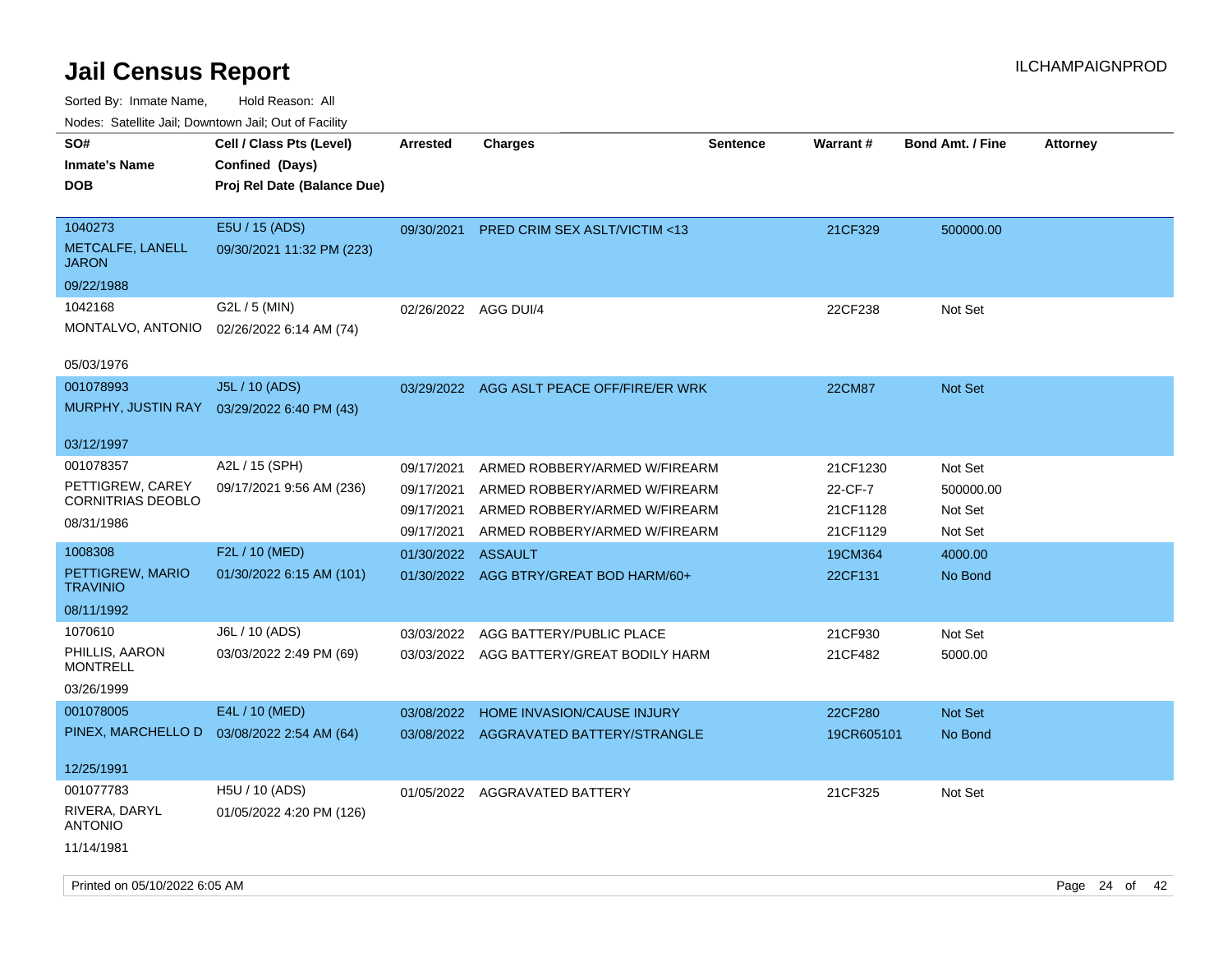# Jail Census Report

Sorted By: Inmate Name, Hold Reason: All

Nodes: Satellite Jail; Downtown Jail; Out of Facility

| SO# / Inmate's Name / DOB | Cell / Class Pts (Level) / Confined (Days) / Proj Rel Date (Balance Due) | Arrested | Charges | Sentence | Warrant # | Bond Amt. / Fine | Attorney |
|---|---|---|---|---|---|---|---|
| 1040273<br>METCALFE, LANELL JARON<br>09/22/1988 | E5U / 15 (ADS)<br>09/30/2021 11:32 PM (223) | 09/30/2021 | PRED CRIM SEX ASLT/VICTIM <13 | | 21CF329 | 500000.00 | |
| 1042168<br>MONTALVO, ANTONIO<br>05/03/1976 | G2L / 5 (MIN)<br>02/26/2022 6:14 AM (74) | 02/26/2022 | AGG DUI/4 | | 22CF238 | Not Set | |
| 001078993<br>MURPHY, JUSTIN RAY<br>03/12/1997 | J5L / 10 (ADS)<br>03/29/2022 6:40 PM (43) | 03/29/2022 | AGG ASLT PEACE OFF/FIRE/ER WRK | | 22CM87 | Not Set | |
| 001078357<br>PETTIGREW, CAREY CORNITRIAS DEOBLO<br>08/31/1986 | A2L / 15 (SPH)<br>09/17/2021 9:56 AM (236) | 09/17/2021 | ARMED ROBBERY/ARMED W/FIREARM | | 21CF1230 | Not Set | |
| | | 09/17/2021 | ARMED ROBBERY/ARMED W/FIREARM | | 22-CF-7 | 500000.00 | |
| | | 09/17/2021 | ARMED ROBBERY/ARMED W/FIREARM | | 21CF1128 | Not Set | |
| | | 09/17/2021 | ARMED ROBBERY/ARMED W/FIREARM | | 21CF1129 | Not Set | |
| 1008308<br>PETTIGREW, MARIO TRAVINIO<br>08/11/1992 | F2L / 10 (MED)<br>01/30/2022 6:15 AM (101) | 01/30/2022 | ASSAULT | | 19CM364 | 4000.00 | |
| | | 01/30/2022 | AGG BTRY/GREAT BOD HARM/60+ | | 22CF131 | No Bond | |
| 1070610<br>PHILLIS, AARON MONTRELL<br>03/26/1999 | J6L / 10 (ADS)<br>03/03/2022 2:49 PM (69) | 03/03/2022 | AGG BATTERY/PUBLIC PLACE | | 21CF930 | Not Set | |
| | | 03/03/2022 | AGG BATTERY/GREAT BODILY HARM | | 21CF482 | 5000.00 | |
| 001078005<br>PINEX, MARCHELLO D<br>12/25/1991 | E4L / 10 (MED)<br>03/08/2022 2:54 AM (64) | 03/08/2022 | HOME INVASION/CAUSE INJURY | | 22CF280 | Not Set | |
| | | 03/08/2022 | AGGRAVATED BATTERY/STRANGLE | | 19CR605101 | No Bond | |
| 001077783<br>RIVERA, DARYL ANTONIO<br>11/14/1981 | H5U / 10 (ADS)<br>01/05/2022 4:20 PM (126) | 01/05/2022 | AGGRAVATED BATTERY | | 21CF325 | Not Set | |

Printed on 05/10/2022 6:05 AM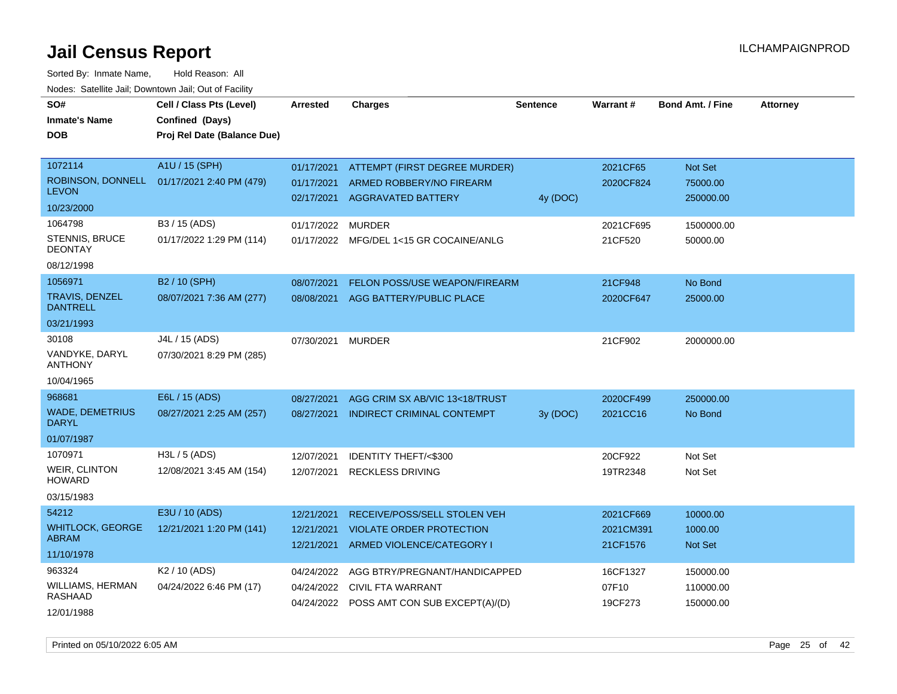# Jail Census Report

ILCHAMPAIGNPROD

Sorted By: Inmate Name, Hold Reason: All

Nodes: Satellite Jail; Downtown Jail; Out of Facility

| SO# / Inmate's Name / DOB | Cell / Class Pts (Level) / Confined (Days) / Proj Rel Date (Balance Due) | Arrested | Charges | Sentence | Warrant # | Bond Amt. / Fine | Attorney |
|---|---|---|---|---|---|---|---|
| 1072114<br>ROBINSON, DONNELL LEVON<br>10/23/2000 | A1U / 15 (SPH)<br>01/17/2021 2:40 PM (479) | 01/17/2021<br>01/17/2021<br>02/17/2021 | ATTEMPT (FIRST DEGREE MURDER)<br>ARMED ROBBERY/NO FIREARM<br>AGGRAVATED BATTERY | <br><br>4y (DOC) | 2021CF65<br>2020CF824 | Not Set<br>75000.00<br>250000.00 | |
| 1064798<br>STENNIS, BRUCE DEONTAY<br>08/12/1998 | B3 / 15 (ADS)<br>01/17/2022 1:29 PM (114) | 01/17/2022<br>01/17/2022 | MURDER<br>MFG/DEL 1<15 GR COCAINE/ANLG | | 2021CF695<br>21CF520 | 1500000.00<br>50000.00 | |
| 1056971<br>TRAVIS, DENZEL DANTRELL<br>03/21/1993 | B2 / 10 (SPH)<br>08/07/2021 7:36 AM (277) | 08/07/2021<br>08/08/2021 | FELON POSS/USE WEAPON/FIREARM<br>AGG BATTERY/PUBLIC PLACE | | 21CF948<br>2020CF647 | No Bond<br>25000.00 | |
| 30108<br>VANDYKE, DARYL ANTHONY<br>10/04/1965 | J4L / 15 (ADS)<br>07/30/2021 8:29 PM (285) | 07/30/2021 | MURDER | | 21CF902 | 2000000.00 | |
| 968681<br>WADE, DEMETRIUS DARYL<br>01/07/1987 | E6L / 15 (ADS)<br>08/27/2021 2:25 AM (257) | 08/27/2021<br>08/27/2021 | AGG CRIM SX AB/VIC 13<18/TRUST<br>INDIRECT CRIMINAL CONTEMPT | <br>3y (DOC) | 2020CF499<br>2021CC16 | 250000.00<br>No Bond | |
| 1070971<br>WEIR, CLINTON HOWARD<br>03/15/1983 | H3L / 5 (ADS)<br>12/08/2021 3:45 AM (154) | 12/07/2021<br>12/07/2021 | IDENTITY THEFT/<$300<br>RECKLESS DRIVING | | 20CF922<br>19TR2348 | Not Set<br>Not Set | |
| 54212<br>WHITLOCK, GEORGE ABRAM<br>11/10/1978 | E3U / 10 (ADS)<br>12/21/2021 1:20 PM (141) | 12/21/2021<br>12/21/2021<br>12/21/2021 | RECEIVE/POSS/SELL STOLEN VEH<br>VIOLATE ORDER PROTECTION<br>ARMED VIOLENCE/CATEGORY I | | 2021CF669<br>2021CM391<br>21CF1576 | 10000.00<br>1000.00<br>Not Set | |
| 963324<br>WILLIAMS, HERMAN RASHAAD<br>12/01/1988 | K2 / 10 (ADS)<br>04/24/2022 6:46 PM (17) | 04/24/2022<br>04/24/2022<br>04/24/2022 | AGG BTRY/PREGNANT/HANDICAPPED<br>CIVIL FTA WARRANT<br>POSS AMT CON SUB EXCEPT(A)/(D) | | 16CF1327<br>07F10<br>19CF273 | 150000.00<br>110000.00<br>150000.00 | |

Printed on 05/10/2022 6:05 AM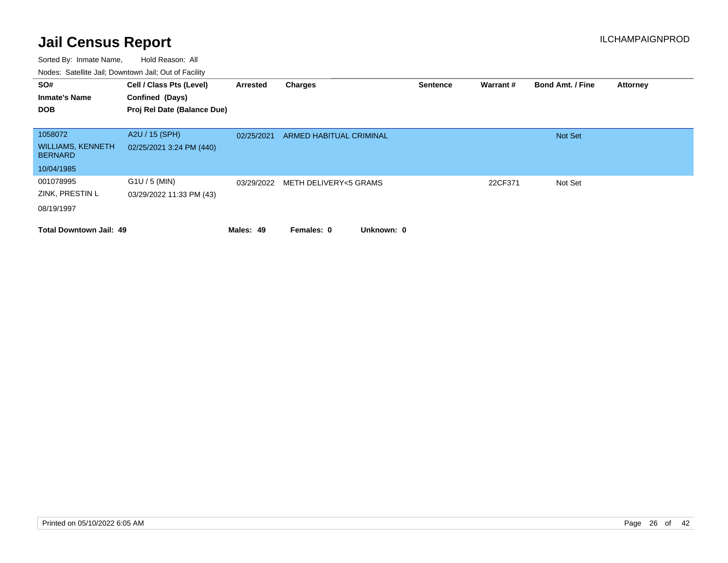# Jail Census Report

ILCHAMPAIGNPROD

Sorted By: Inmate Name, Hold Reason: All

Nodes: Satellite Jail; Downtown Jail; Out of Facility

| SO# / Inmate's Name / DOB | Cell / Class Pts (Level) / Confined (Days) / Proj Rel Date (Balance Due) | Arrested | Charges | Sentence | Warrant # | Bond Amt. / Fine | Attorney |
|---|---|---|---|---|---|---|---|
| 1058072<br>WILLIAMS, KENNETH BERNARD<br>10/04/1985 | A2U / 15 (SPH)<br>02/25/2021 3:24 PM (440) | 02/25/2021 | ARMED HABITUAL CRIMINAL | | | Not Set | |
| 001078995<br>ZINK, PRESTIN L<br>08/19/1997 | G1U / 5 (MIN)<br>03/29/2022 11:33 PM (43) | 03/29/2022 | METH DELIVERY<5 GRAMS | | 22CF371 | Not Set | |

**Total Downtown Jail: 49** **Males: 49** **Females: 0** **Unknown: 0**

Printed on 05/10/2022 6:05 AM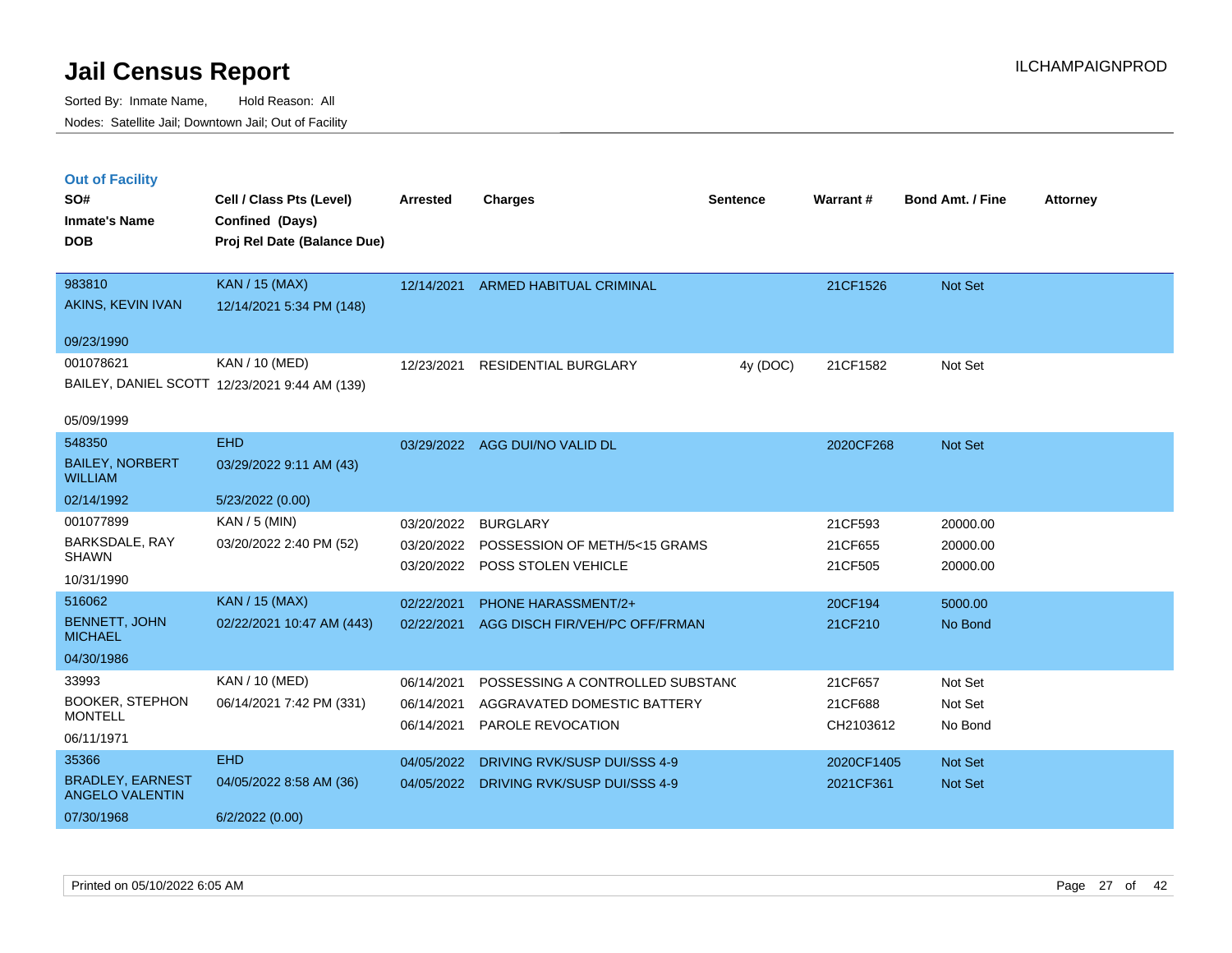# Jail Census Report

Sorted By: Inmate Name, Hold Reason: All

Nodes: Satellite Jail; Downtown Jail; Out of Facility

ILCHAMPAIGNPROD

## Out of Facility

| SO# / Inmate's Name / DOB | Cell / Class Pts (Level) / Confined (Days) / Proj Rel Date (Balance Due) | Arrested | Charges | Sentence | Warrant # | Bond Amt. / Fine | Attorney |
|---|---|---|---|---|---|---|---|
| 983810<br>AKINS, KEVIN IVAN<br>09/23/1990 | KAN / 15 (MAX)<br>12/14/2021 5:34 PM (148) | 12/14/2021 | ARMED HABITUAL CRIMINAL | | 21CF1526 | Not Set | |
| 001078621<br>BAILEY, DANIEL SCOTT<br>05/09/1999 | KAN / 10 (MED)<br>12/23/2021 9:44 AM (139) | 12/23/2021 | RESIDENTIAL BURGLARY | 4y (DOC) | 21CF1582 | Not Set | |
| 548350<br>BAILEY, NORBERT WILLIAM<br>02/14/1992 | EHD<br>03/29/2022 9:11 AM (43)<br>5/23/2022 (0.00) | 03/29/2022 | AGG DUI/NO VALID DL | | 2020CF268 | Not Set | |
| 001077899<br>BARKSDALE, RAY SHAWN<br>10/31/1990 | KAN / 5 (MIN)<br>03/20/2022 2:40 PM (52) | 03/20/2022<br>03/20/2022<br>03/20/2022 | BURGLARY<br>POSSESSION OF METH/5<15 GRAMS<br>POSS STOLEN VEHICLE | | 21CF593<br>21CF655<br>21CF505 | 20000.00<br>20000.00<br>20000.00 | |
| 516062<br>BENNETT, JOHN MICHAEL<br>04/30/1986 | KAN / 15 (MAX)<br>02/22/2021 10:47 AM (443) | 02/22/2021<br>02/22/2021 | PHONE HARASSMENT/2+<br>AGG DISCH FIR/VEH/PC OFF/FRMAN | | 20CF194<br>21CF210 | 5000.00<br>No Bond | |
| 33993<br>BOOKER, STEPHON MONTELL<br>06/11/1971 | KAN / 10 (MED)<br>06/14/2021 7:42 PM (331) | 06/14/2021<br>06/14/2021<br>06/14/2021 | POSSESSING A CONTROLLED SUBSTANC<br>AGGRAVATED DOMESTIC BATTERY<br>PAROLE REVOCATION | | 21CF657<br>21CF688<br>CH2103612 | Not Set<br>Not Set<br>No Bond | |
| 35366<br>BRADLEY, EARNEST ANGELO VALENTIN<br>07/30/1968 | EHD<br>04/05/2022 8:58 AM (36)<br>6/2/2022 (0.00) | 04/05/2022<br>04/05/2022 | DRIVING RVK/SUSP DUI/SSS 4-9<br>DRIVING RVK/SUSP DUI/SSS 4-9 | | 2020CF1405<br>2021CF361 | Not Set<br>Not Set | |

Printed on 05/10/2022 6:05 AM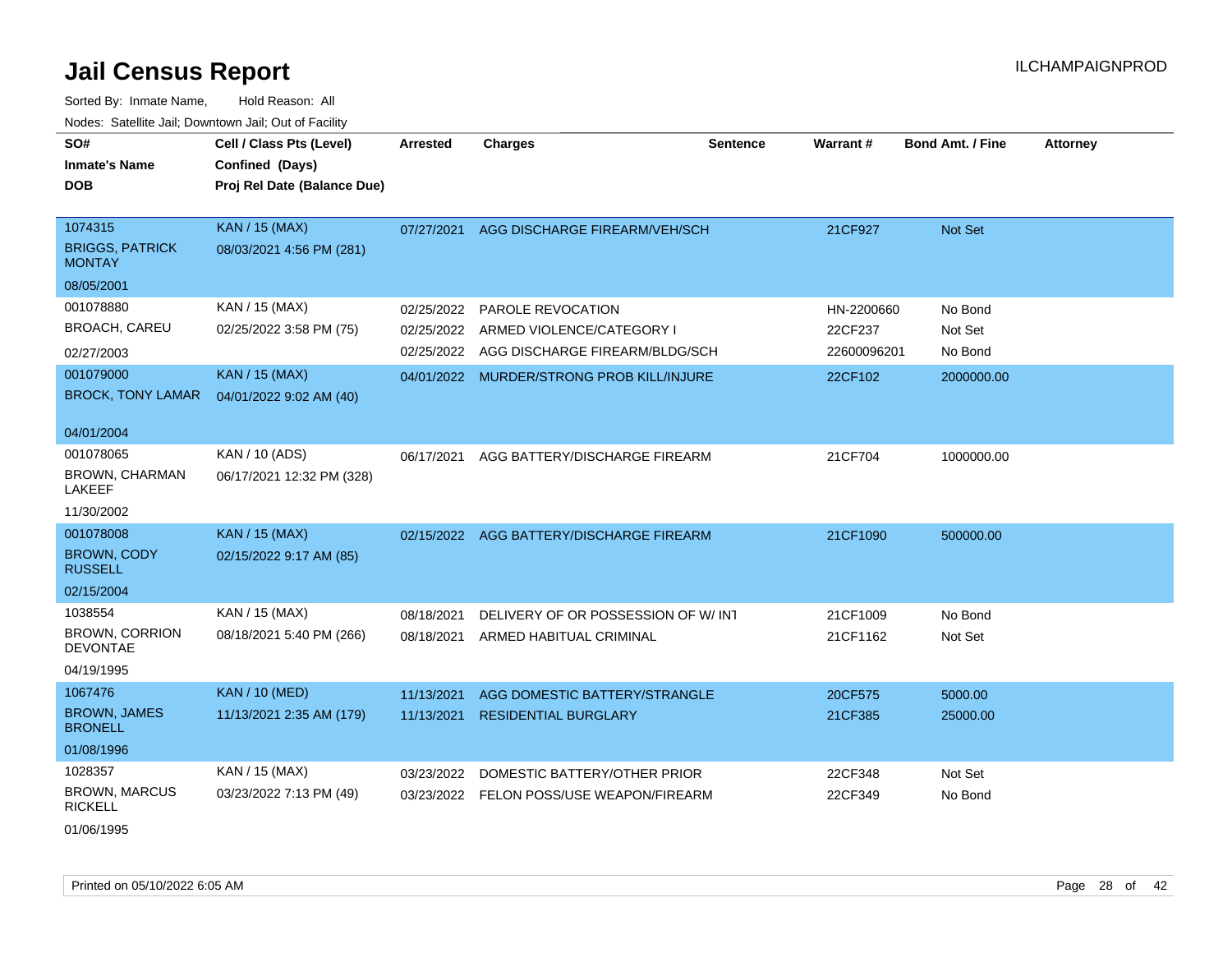# Jail Census Report

ILCHAMPAIGNPROD

Sorted By: Inmate Name, Hold Reason: All

Nodes: Satellite Jail; Downtown Jail; Out of Facility

| SO# / Inmate's Name / DOB | Cell / Class Pts (Level) / Confined (Days) / Proj Rel Date (Balance Due) | Arrested | Charges | Sentence | Warrant # | Bond Amt. / Fine | Attorney |
|---|---|---|---|---|---|---|---|
| 1074315<br>BRIGGS, PATRICK MONTAY<br>08/05/2001 | KAN / 15 (MAX)<br>08/03/2021 4:56 PM (281) | 07/27/2021 | AGG DISCHARGE FIREARM/VEH/SCH | | 21CF927 | Not Set | |
| 001078880<br>BROACH, CAREU<br>02/27/2003 | KAN / 15 (MAX)<br>02/25/2022 3:58 PM (75) | 02/25/2022 | PAROLE REVOCATION | | HN-2200660 | No Bond | |
| | | 02/25/2022 | ARMED VIOLENCE/CATEGORY I | | 22CF237 | Not Set | |
| | | 02/25/2022 | AGG DISCHARGE FIREARM/BLDG/SCH | | 22600096201 | No Bond | |
| 001079000<br>BROCK, TONY LAMAR<br>04/01/2004 | KAN / 15 (MAX)<br>04/01/2022 9:02 AM (40) | 04/01/2022 | MURDER/STRONG PROB KILL/INJURE | | 22CF102 | 2000000.00 | |
| 001078065<br>BROWN, CHARMAN LAKEEF<br>11/30/2002 | KAN / 10 (ADS)<br>06/17/2021 12:32 PM (328) | 06/17/2021 | AGG BATTERY/DISCHARGE FIREARM | | 21CF704 | 1000000.00 | |
| 001078008<br>BROWN, CODY RUSSELL<br>02/15/2004 | KAN / 15 (MAX)<br>02/15/2022 9:17 AM (85) | 02/15/2022 | AGG BATTERY/DISCHARGE FIREARM | | 21CF1090 | 500000.00 | |
| 1038554<br>BROWN, CORRION DEVONTAE<br>04/19/1995 | KAN / 15 (MAX)<br>08/18/2021 5:40 PM (266) | 08/18/2021 | DELIVERY OF OR POSSESSION OF W/ INT | | 21CF1009 | No Bond | |
| | | 08/18/2021 | ARMED HABITUAL CRIMINAL | | 21CF1162 | Not Set | |
| 1067476<br>BROWN, JAMES BRONELL<br>01/08/1996 | KAN / 10 (MED)<br>11/13/2021 2:35 AM (179) | 11/13/2021 | AGG DOMESTIC BATTERY/STRANGLE | | 20CF575 | 5000.00 | |
| | | 11/13/2021 | RESIDENTIAL BURGLARY | | 21CF385 | 25000.00 | |
| 1028357<br>BROWN, MARCUS RICKELL<br>01/06/1995 | KAN / 15 (MAX)<br>03/23/2022 7:13 PM (49) | 03/23/2022 | DOMESTIC BATTERY/OTHER PRIOR | | 22CF348 | Not Set | |
| | | 03/23/2022 | FELON POSS/USE WEAPON/FIREARM | | 22CF349 | No Bond | |

Printed on 05/10/2022 6:05 AM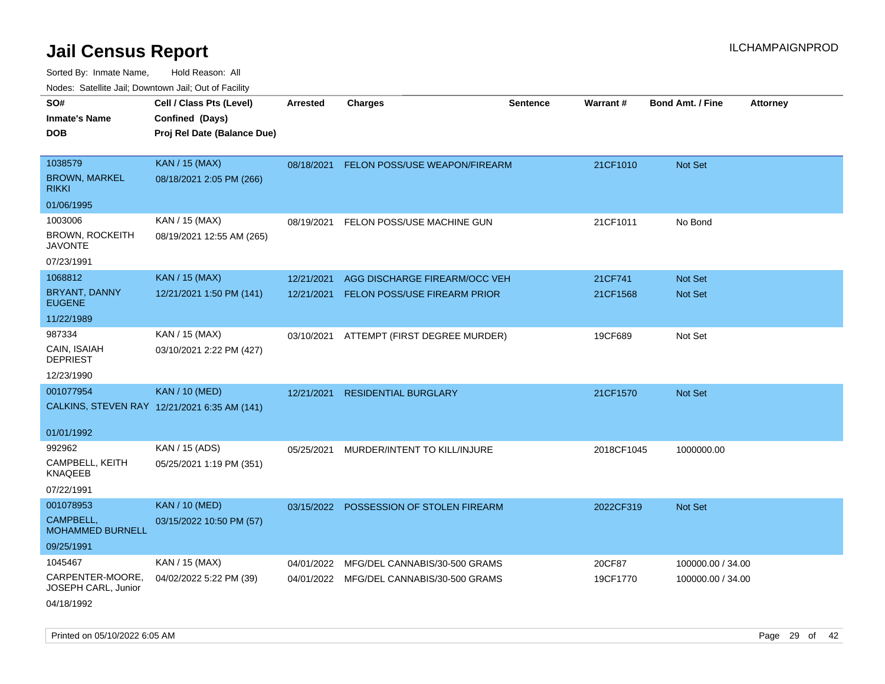# Jail Census Report

ILCHAMPAIGNPROD

Sorted By: Inmate Name, Hold Reason: All

Nodes: Satellite Jail; Downtown Jail; Out of Facility

| SO# / Inmate's Name / DOB | Cell / Class Pts (Level) / Confined (Days) / Proj Rel Date (Balance Due) | Arrested | Charges | Sentence | Warrant # | Bond Amt. / Fine | Attorney |
|---|---|---|---|---|---|---|---|
| 1038579<br>BROWN, MARKEL RIKKI<br>01/06/1995 | KAN / 15 (MAX)<br>08/18/2021 2:05 PM (266) | 08/18/2021 | FELON POSS/USE WEAPON/FIREARM | | 21CF1010 | Not Set | |
| 1003006<br>BROWN, ROCKEITH JAVONTE<br>07/23/1991 | KAN / 15 (MAX)<br>08/19/2021 12:55 AM (265) | 08/19/2021 | FELON POSS/USE MACHINE GUN | | 21CF1011 | No Bond | |
| 1068812<br>BRYANT, DANNY EUGENE<br>11/22/1989 | KAN / 15 (MAX)<br>12/21/2021 1:50 PM (141) | 12/21/2021<br>12/21/2021 | AGG DISCHARGE FIREARM/OCC VEH<br>FELON POSS/USE FIREARM PRIOR | | 21CF741<br>21CF1568 | Not Set<br>Not Set | |
| 987334<br>CAIN, ISAIAH DEPRIEST<br>12/23/1990 | KAN / 15 (MAX)<br>03/10/2021 2:22 PM (427) | 03/10/2021 | ATTEMPT (FIRST DEGREE MURDER) | | 19CF689 | Not Set | |
| 001077954<br>CALKINS, STEVEN RAY<br>01/01/1992 | KAN / 10 (MED)<br>12/21/2021 6:35 AM (141) | 12/21/2021 | RESIDENTIAL BURGLARY | | 21CF1570 | Not Set | |
| 992962<br>CAMPBELL, KEITH KNAQEEB<br>07/22/1991 | KAN / 15 (ADS)<br>05/25/2021 1:19 PM (351) | 05/25/2021 | MURDER/INTENT TO KILL/INJURE | | 2018CF1045 | 1000000.00 | |
| 001078953<br>CAMPBELL, MOHAMMED BURNELL<br>09/25/1991 | KAN / 10 (MED)<br>03/15/2022 10:50 PM (57) | 03/15/2022 | POSSESSION OF STOLEN FIREARM | | 2022CF319 | Not Set | |
| 1045467<br>CARPENTER-MOORE, JOSEPH CARL, Junior<br>04/18/1992 | KAN / 15 (MAX)<br>04/02/2022 5:22 PM (39) | 04/01/2022<br>04/01/2022 | MFG/DEL CANNABIS/30-500 GRAMS<br>MFG/DEL CANNABIS/30-500 GRAMS | | 20CF87<br>19CF1770 | 100000.00 / 34.00<br>100000.00 / 34.00 | |

Printed on 05/10/2022 6:05 AM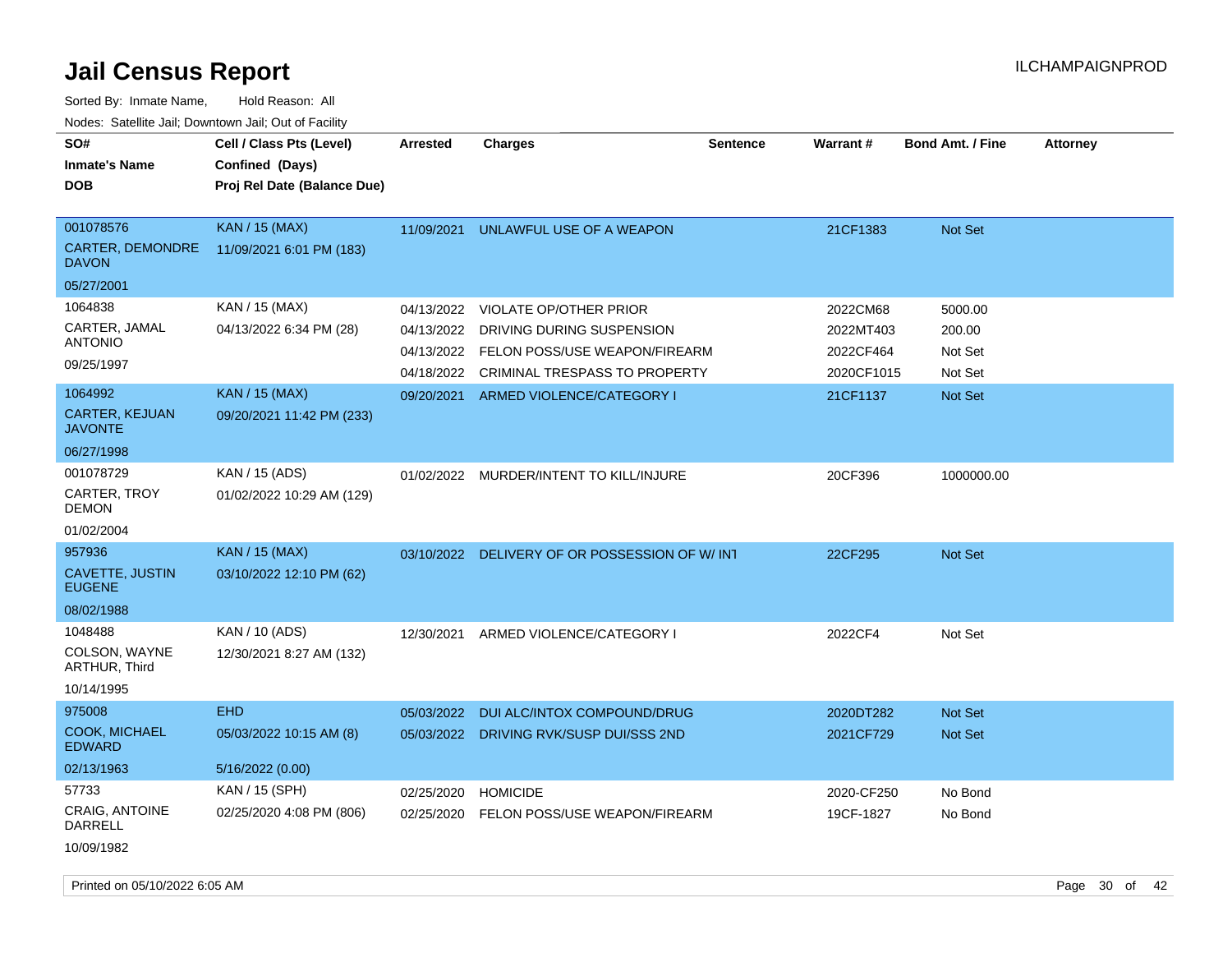# Jail Census Report

Sorted By: Inmate Name, Hold Reason: All

Nodes: Satellite Jail; Downtown Jail; Out of Facility

| SO# / Inmate's Name / DOB | Cell / Class Pts (Level) / Confined (Days) / Proj Rel Date (Balance Due) | Arrested | Charges | Sentence | Warrant # | Bond Amt. / Fine | Attorney |
|---|---|---|---|---|---|---|---|
| 001078576<br>CARTER, DEMONDRE DAVON<br>05/27/2001 | KAN / 15 (MAX)<br>11/09/2021 6:01 PM (183) | 11/09/2021 | UNLAWFUL USE OF A WEAPON | | 21CF1383 | Not Set | |
| 1064838<br>CARTER, JAMAL ANTONIO<br>09/25/1997 | KAN / 15 (MAX)<br>04/13/2022 6:34 PM (28) | 04/13/2022 | VIOLATE OP/OTHER PRIOR | | 2022CM68 | 5000.00 | |
| | | 04/13/2022 | DRIVING DURING SUSPENSION | | 2022MT403 | 200.00 | |
| | | 04/13/2022 | FELON POSS/USE WEAPON/FIREARM | | 2022CF464 | Not Set | |
| | | 04/18/2022 | CRIMINAL TRESPASS TO PROPERTY | | 2020CF1015 | Not Set | |
| 1064992<br>CARTER, KEJUAN JAVONTE<br>06/27/1998 | KAN / 15 (MAX)<br>09/20/2021 11:42 PM (233) | 09/20/2021 | ARMED VIOLENCE/CATEGORY I | | 21CF1137 | Not Set | |
| 001078729<br>CARTER, TROY DEMON<br>01/02/2004 | KAN / 15 (ADS)<br>01/02/2022 10:29 AM (129) | 01/02/2022 | MURDER/INTENT TO KILL/INJURE | | 20CF396 | 1000000.00 | |
| 957936<br>CAVETTE, JUSTIN EUGENE<br>08/02/1988 | KAN / 15 (MAX)<br>03/10/2022 12:10 PM (62) | 03/10/2022 | DELIVERY OF OR POSSESSION OF W/ INT | | 22CF295 | Not Set | |
| 1048488<br>COLSON, WAYNE ARTHUR, Third<br>10/14/1995 | KAN / 10 (ADS)<br>12/30/2021 8:27 AM (132) | 12/30/2021 | ARMED VIOLENCE/CATEGORY I | | 2022CF4 | Not Set | |
| 975008<br>COOK, MICHAEL EDWARD<br>02/13/1963 | EHD<br>05/03/2022 10:15 AM (8)<br>5/16/2022 (0.00) | 05/03/2022 | DUI ALC/INTOX COMPOUND/DRUG | | 2020DT282 | Not Set | |
| | | 05/03/2022 | DRIVING RVK/SUSP DUI/SSS 2ND | | 2021CF729 | Not Set | |
| 57733<br>CRAIG, ANTOINE DARRELL<br>10/09/1982 | KAN / 15 (SPH)<br>02/25/2020 4:08 PM (806) | 02/25/2020 | HOMICIDE | | 2020-CF250 | No Bond | |
| | | 02/25/2020 | FELON POSS/USE WEAPON/FIREARM | | 19CF-1827 | No Bond | |

Printed on 05/10/2022 6:05 AM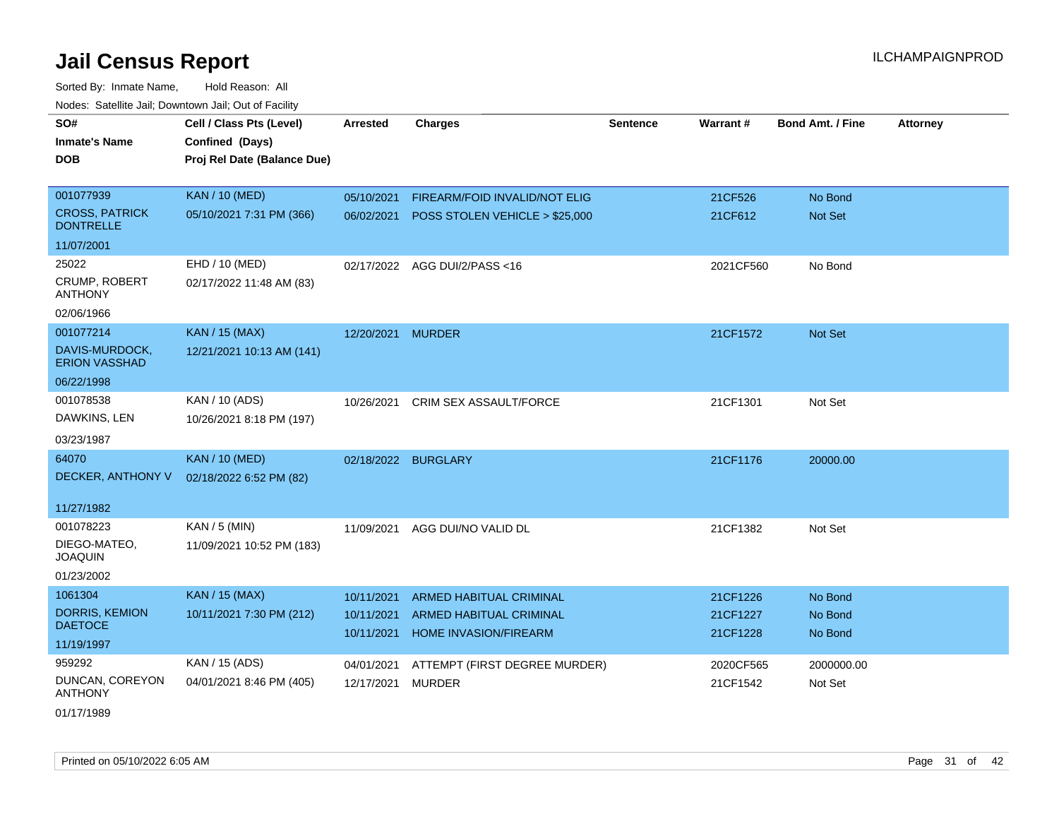# Jail Census Report

ILCHAMPAIGNPROD

Sorted By: Inmate Name, Hold Reason: All

Nodes: Satellite Jail; Downtown Jail; Out of Facility

| SO# / Inmate's Name / DOB | Cell / Class Pts (Level) / Confined (Days) / Proj Rel Date (Balance Due) | Arrested | Charges | Sentence | Warrant # | Bond Amt. / Fine | Attorney |
|---|---|---|---|---|---|---|---|
| 001077939<br>CROSS, PATRICK DONTRELLE<br>11/07/2001 | KAN / 10 (MED)<br>05/10/2021 7:31 PM (366) | 05/10/2021<br>06/02/2021 | FIREARM/FOID INVALID/NOT ELIG<br>POSS STOLEN VEHICLE > $25,000 | | 21CF526<br>21CF612 | No Bond<br>Not Set | |
| 25022<br>CRUMP, ROBERT ANTHONY<br>02/06/1966 | EHD / 10 (MED)<br>02/17/2022 11:48 AM (83) | 02/17/2022 | AGG DUI/2/PASS <16 | | 2021CF560 | No Bond | |
| 001077214<br>DAVIS-MURDOCK, ERION VASSHAD<br>06/22/1998 | KAN / 15 (MAX)<br>12/21/2021 10:13 AM (141) | 12/20/2021 | MURDER | | 21CF1572 | Not Set | |
| 001078538<br>DAWKINS, LEN<br>03/23/1987 | KAN / 10 (ADS)<br>10/26/2021 8:18 PM (197) | 10/26/2021 | CRIM SEX ASSAULT/FORCE | | 21CF1301 | Not Set | |
| 64070<br>DECKER, ANTHONY V<br>11/27/1982 | KAN / 10 (MED)<br>02/18/2022 6:52 PM (82) | 02/18/2022 | BURGLARY | | 21CF1176 | 20000.00 | |
| 001078223<br>DIEGO-MATEO, JOAQUIN<br>01/23/2002 | KAN / 5 (MIN)<br>11/09/2021 10:52 PM (183) | 11/09/2021 | AGG DUI/NO VALID DL | | 21CF1382 | Not Set | |
| 1061304<br>DORRIS, KEMION DAETOCE<br>11/19/1997 | KAN / 15 (MAX)<br>10/11/2021 7:30 PM (212) | 10/11/2021<br>10/11/2021<br>10/11/2021 | ARMED HABITUAL CRIMINAL<br>ARMED HABITUAL CRIMINAL<br>HOME INVASION/FIREARM | | 21CF1226<br>21CF1227<br>21CF1228 | No Bond<br>No Bond<br>No Bond | |
| 959292<br>DUNCAN, COREYON ANTHONY<br>01/17/1989 | KAN / 15 (ADS)<br>04/01/2021 8:46 PM (405) | 04/01/2021<br>12/17/2021 | ATTEMPT (FIRST DEGREE MURDER)<br>MURDER | | 2020CF565<br>21CF1542 | 2000000.00<br>Not Set | |

Printed on 05/10/2022 6:05 AM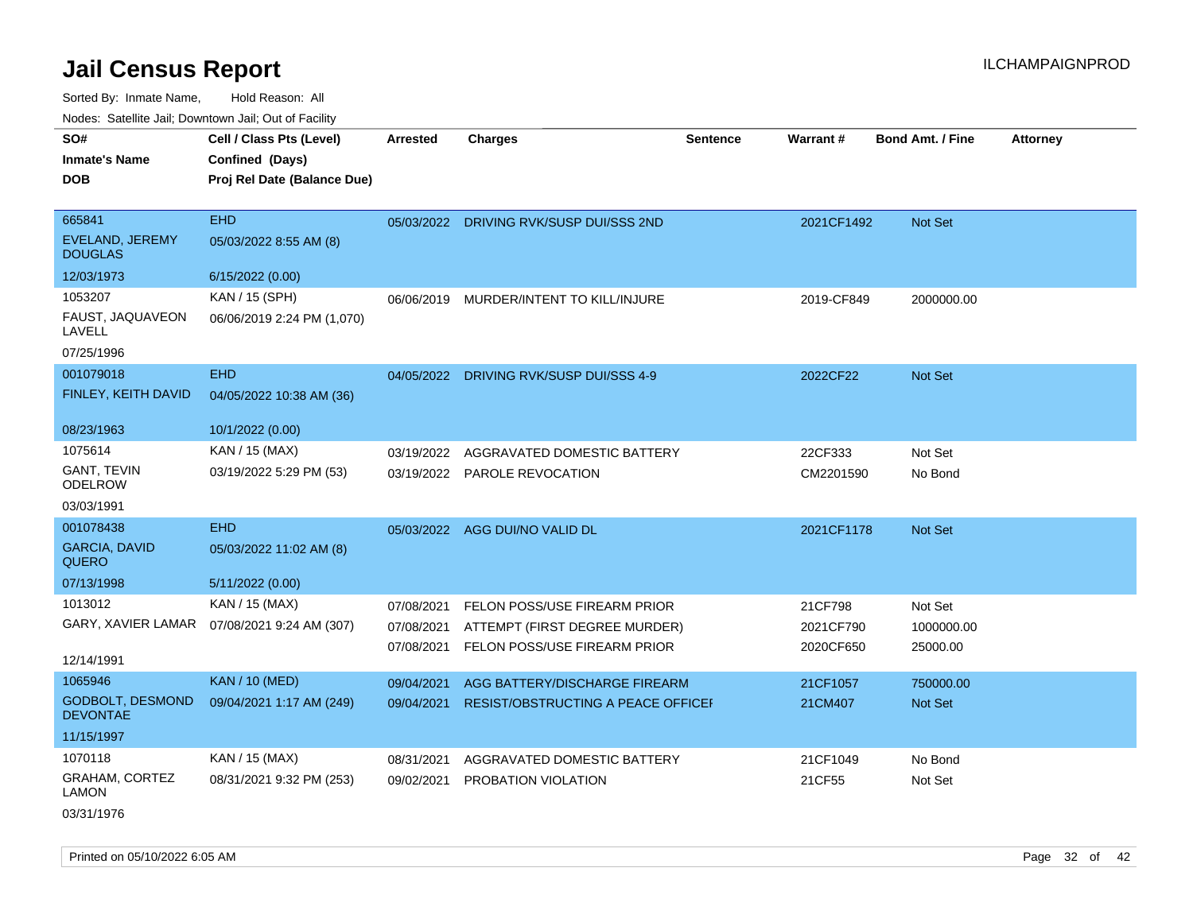# Jail Census Report

ILCHAMPAIGNPROD

Sorted By: Inmate Name, Hold Reason: All

Nodes: Satellite Jail; Downtown Jail; Out of Facility

| SO# / Inmate's Name / DOB | Cell / Class Pts (Level) / Confined (Days) / Proj Rel Date (Balance Due) | Arrested | Charges | Sentence | Warrant # | Bond Amt. / Fine | Attorney |
|---|---|---|---|---|---|---|---|
| 665841<br>EVELAND, JEREMY DOUGLAS<br>12/03/1973 | EHD<br>05/03/2022 8:55 AM (8)<br>6/15/2022 (0.00) | 05/03/2022 | DRIVING RVK/SUSP DUI/SSS 2ND | | 2021CF1492 | Not Set | |
| 1053207<br>FAUST, JAQUAVEON LAVELL<br>07/25/1996 | KAN / 15 (SPH)<br>06/06/2019 2:24 PM (1,070) | 06/06/2019 | MURDER/INTENT TO KILL/INJURE | | 2019-CF849 | 2000000.00 | |
| 001079018<br>FINLEY, KEITH DAVID<br>08/23/1963 | EHD<br>04/05/2022 10:38 AM (36)<br>10/1/2022 (0.00) | 04/05/2022 | DRIVING RVK/SUSP DUI/SSS 4-9 | | 2022CF22 | Not Set | |
| 1075614<br>GANT, TEVIN ODELROW<br>03/03/1991 | KAN / 15 (MAX)<br>03/19/2022 5:29 PM (53) | 03/19/2022<br>03/19/2022 | AGGRAVATED DOMESTIC BATTERY<br>PAROLE REVOCATION | | 22CF333<br>CM2201590 | Not Set<br>No Bond | |
| 001078438<br>GARCIA, DAVID QUERO<br>07/13/1998 | EHD<br>05/03/2022 11:02 AM (8)<br>5/11/2022 (0.00) | 05/03/2022 | AGG DUI/NO VALID DL | | 2021CF1178 | Not Set | |
| 1013012<br>GARY, XAVIER LAMAR<br>12/14/1991 | KAN / 15 (MAX)<br>07/08/2021 9:24 AM (307) | 07/08/2021<br>07/08/2021<br>07/08/2021 | FELON POSS/USE FIREARM PRIOR<br>ATTEMPT (FIRST DEGREE MURDER)<br>FELON POSS/USE FIREARM PRIOR | | 21CF798<br>2021CF790<br>2020CF650 | Not Set<br>1000000.00<br>25000.00 | |
| 1065946<br>GODBOLT, DESMOND DEVONTAE<br>11/15/1997 | KAN / 10 (MED)<br>09/04/2021 1:17 AM (249) | 09/04/2021<br>09/04/2021 | AGG BATTERY/DISCHARGE FIREARM<br>RESIST/OBSTRUCTING A PEACE OFFICEI | | 21CF1057<br>21CM407 | 750000.00<br>Not Set | |
| 1070118<br>GRAHAM, CORTEZ LAMON<br>03/31/1976 | KAN / 15 (MAX)<br>08/31/2021 9:32 PM (253) | 08/31/2021<br>09/02/2021 | AGGRAVATED DOMESTIC BATTERY<br>PROBATION VIOLATION | | 21CF1049<br>21CF55 | No Bond<br>Not Set | |

Printed on 05/10/2022 6:05 AM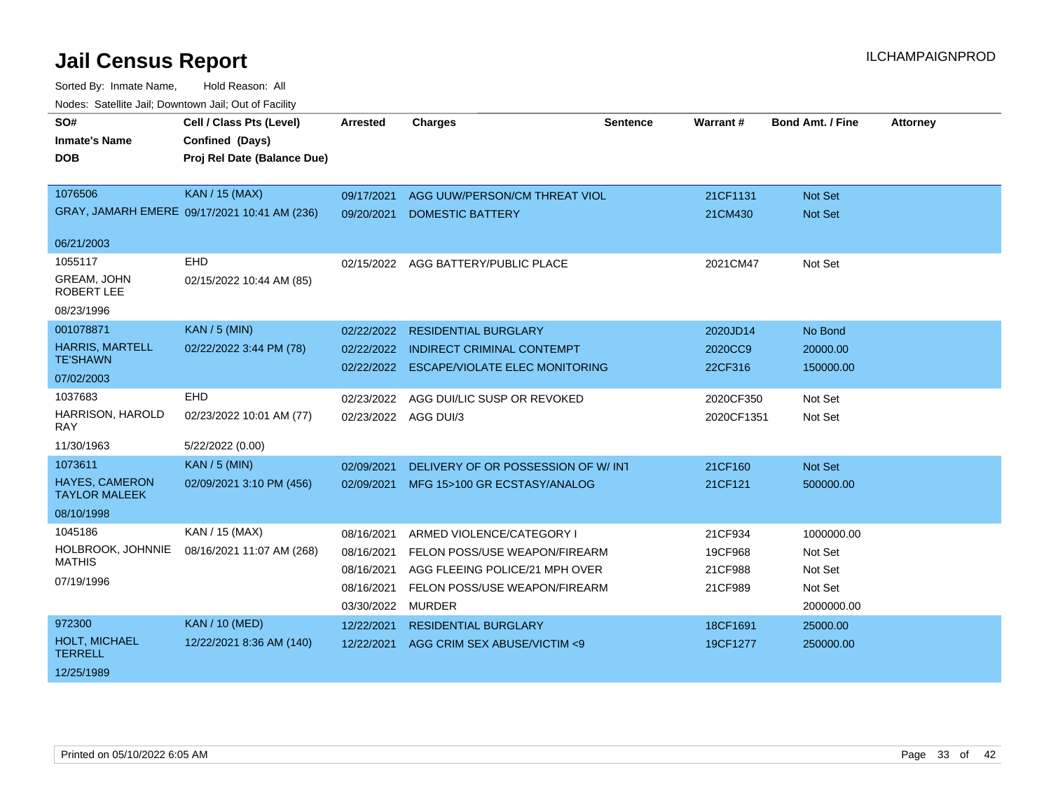# Jail Census Report

ILCHAMPAIGNPROD

Sorted By: Inmate Name, Hold Reason: All

Nodes: Satellite Jail; Downtown Jail; Out of Facility

| SO# / Inmate's Name / DOB | Cell / Class Pts (Level) / Confined (Days) / Proj Rel Date (Balance Due) | Arrested | Charges | Sentence | Warrant # | Bond Amt. / Fine | Attorney |
|---|---|---|---|---|---|---|---|
| 1076506 | KAN / 15 (MAX) | 09/17/2021 | AGG UUW/PERSON/CM THREAT VIOL | | 21CF1131 | Not Set | |
| GRAY, JAMARH EMERE | 09/17/2021 10:41 AM (236) | 09/20/2021 | DOMESTIC BATTERY | | 21CM430 | Not Set | |
| 06/21/2003 | | | | | | | |
| 1055117 | EHD | 02/15/2022 | AGG BATTERY/PUBLIC PLACE | | 2021CM47 | Not Set | |
| GREAM, JOHN ROBERT LEE | 02/15/2022 10:44 AM (85) | | | | | | |
| 08/23/1996 | | | | | | | |
| 001078871 | KAN / 5 (MIN) | 02/22/2022 | RESIDENTIAL BURGLARY | | 2020JD14 | No Bond | |
| HARRIS, MARTELL TE'SHAWN | 02/22/2022 3:44 PM (78) | 02/22/2022 | INDIRECT CRIMINAL CONTEMPT | | 2020CC9 | 20000.00 | |
| 07/02/2003 | | 02/22/2022 | ESCAPE/VIOLATE ELEC MONITORING | | 22CF316 | 150000.00 | |
| 1037683 | EHD | 02/23/2022 | AGG DUI/LIC SUSP OR REVOKED | | 2020CF350 | Not Set | |
| HARRISON, HAROLD RAY | 02/23/2022 10:01 AM (77) | 02/23/2022 | AGG DUI/3 | | 2020CF1351 | Not Set | |
| 11/30/1963 | 5/22/2022 (0.00) | | | | | | |
| 1073611 | KAN / 5 (MIN) | 02/09/2021 | DELIVERY OF OR POSSESSION OF W/ INT | | 21CF160 | Not Set | |
| HAYES, CAMERON TAYLOR MALEEK | 02/09/2021 3:10 PM (456) | 02/09/2021 | MFG 15>100 GR ECSTASY/ANALOG | | 21CF121 | 500000.00 | |
| 08/10/1998 | | | | | | | |
| 1045186 | KAN / 15 (MAX) | 08/16/2021 | ARMED VIOLENCE/CATEGORY I | | 21CF934 | 1000000.00 | |
| HOLBROOK, JOHNNIE MATHIS | 08/16/2021 11:07 AM (268) | 08/16/2021 | FELON POSS/USE WEAPON/FIREARM | | 19CF968 | Not Set | |
| 07/19/1996 | | 08/16/2021 | AGG FLEEING POLICE/21 MPH OVER | | 21CF988 | Not Set | |
| | | 08/16/2021 | FELON POSS/USE WEAPON/FIREARM | | 21CF989 | Not Set | |
| | | 03/30/2022 | MURDER | | | 2000000.00 | |
| 972300 | KAN / 10 (MED) | 12/22/2021 | RESIDENTIAL BURGLARY | | 18CF1691 | 25000.00 | |
| HOLT, MICHAEL TERRELL | 12/22/2021 8:36 AM (140) | 12/22/2021 | AGG CRIM SEX ABUSE/VICTIM <9 | | 19CF1277 | 250000.00 | |
| 12/25/1989 | | | | | | | |

Printed on 05/10/2022 6:05 AM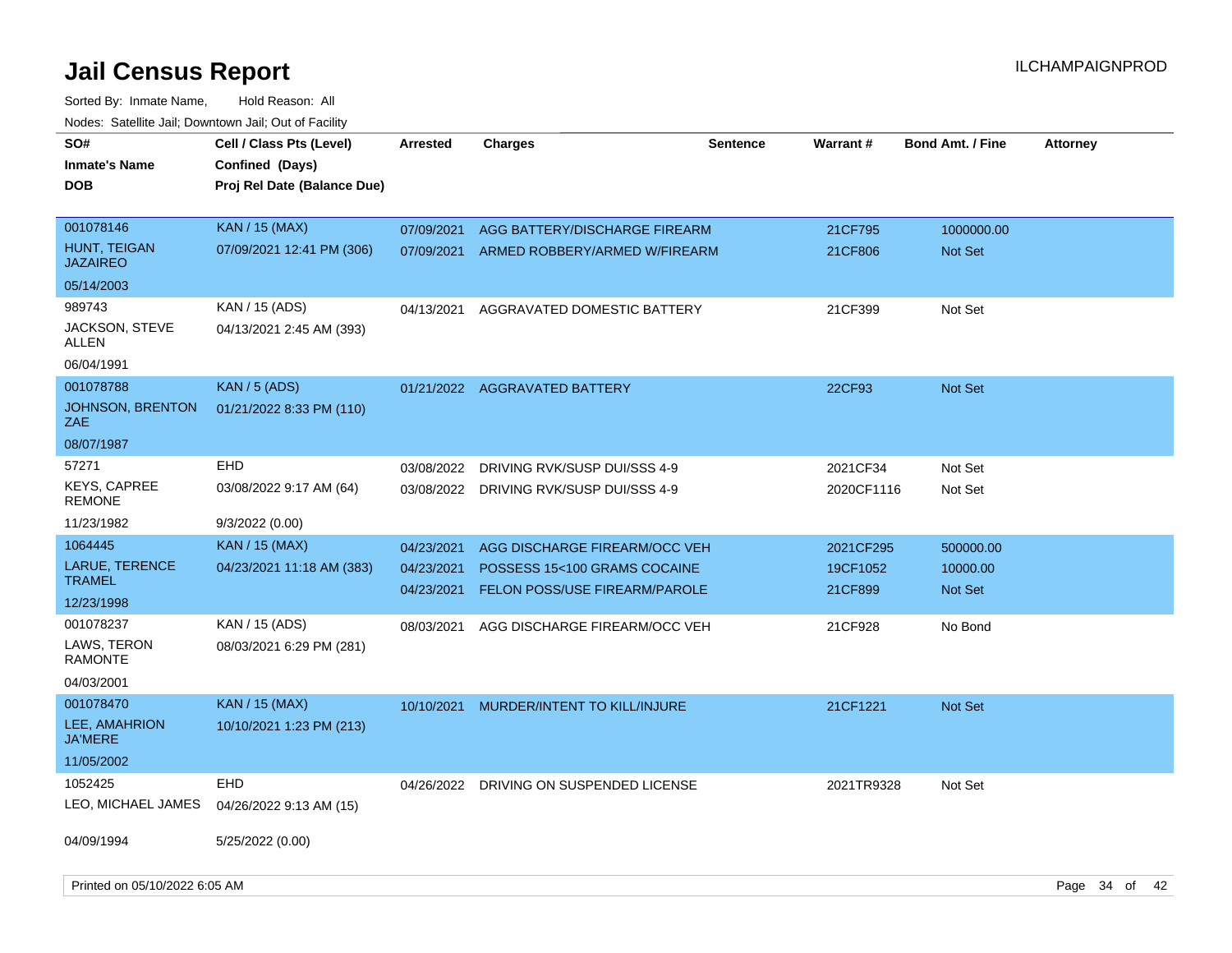# Jail Census Report

Sorted By: Inmate Name, Hold Reason: All

Nodes: Satellite Jail; Downtown Jail; Out of Facility

| SO# / Inmate's Name / DOB | Cell / Class Pts (Level) / Confined (Days) / Proj Rel Date (Balance Due) | Arrested | Charges | Sentence | Warrant # | Bond Amt. / Fine | Attorney |
|---|---|---|---|---|---|---|---|
| 001078146<br>HUNT, TEIGAN JAZAIRO<br>05/14/2003 | KAN / 15 (MAX)<br>07/09/2021 12:41 PM (306) | 07/09/2021<br>07/09/2021 | AGG BATTERY/DISCHARGE FIREARM<br>ARMED ROBBERY/ARMED W/FIREARM | | 21CF795<br>21CF806 | 1000000.00<br>Not Set | |
| 989743<br>JACKSON, STEVE ALLEN<br>06/04/1991 | KAN / 15 (ADS)<br>04/13/2021 2:45 AM (393) | 04/13/2021 | AGGRAVATED DOMESTIC BATTERY | | 21CF399 | Not Set | |
| 001078788<br>JOHNSON, BRENTON ZAE<br>08/07/1987 | KAN / 5 (ADS)<br>01/21/2022 8:33 PM (110) | 01/21/2022 | AGGRAVATED BATTERY | | 22CF93 | Not Set | |
| 57271<br>KEYS, CAPREE REMONE<br>11/23/1982 | EHD<br>03/08/2022 9:17 AM (64)<br>9/3/2022 (0.00) | 03/08/2022<br>03/08/2022 | DRIVING RVK/SUSP DUI/SSS 4-9<br>DRIVING RVK/SUSP DUI/SSS 4-9 | | 2021CF34<br>2020CF1116 | Not Set<br>Not Set | |
| 1064445<br>LARUE, TERENCE TRAMEL<br>12/23/1998 | KAN / 15 (MAX)<br>04/23/2021 11:18 AM (383) | 04/23/2021<br>04/23/2021<br>04/23/2021 | AGG DISCHARGE FIREARM/OCC VEH<br>POSSESS 15<100 GRAMS COCAINE<br>FELON POSS/USE FIREARM/PAROLE | | 2021CF295<br>19CF1052<br>21CF899 | 500000.00<br>10000.00<br>Not Set | |
| 001078237<br>LAWS, TERON RAMONTE<br>04/03/2001 | KAN / 15 (ADS)<br>08/03/2021 6:29 PM (281) | 08/03/2021 | AGG DISCHARGE FIREARM/OCC VEH | | 21CF928 | No Bond | |
| 001078470<br>LEE, AMAHRION JA'MERE<br>11/05/2002 | KAN / 15 (MAX)<br>10/10/2021 1:23 PM (213) | 10/10/2021 | MURDER/INTENT TO KILL/INJURE | | 21CF1221 | Not Set | |
| 1052425<br>LEO, MICHAEL JAMES<br>04/09/1994 | EHD<br>04/26/2022 9:13 AM (15)<br>5/25/2022 (0.00) | 04/26/2022 | DRIVING ON SUSPENDED LICENSE | | 2021TR9328 | Not Set | |

Printed on 05/10/2022 6:05 AM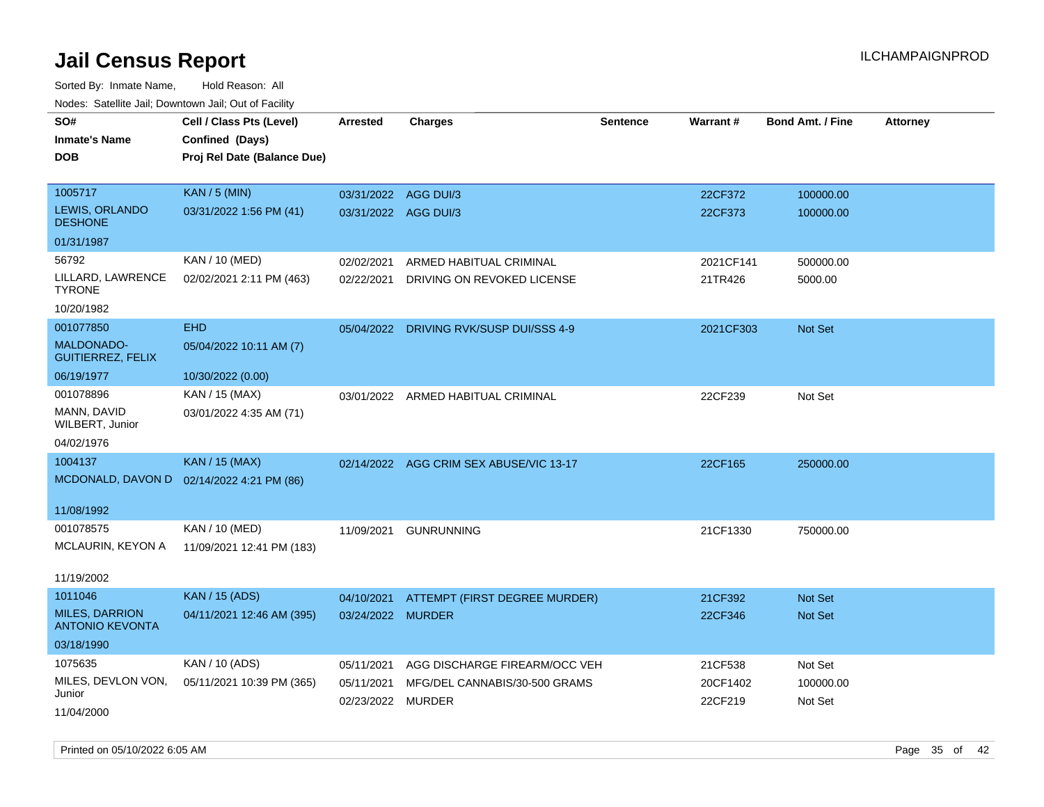# Jail Census Report

Sorted By: Inmate Name, Hold Reason: All

Nodes: Satellite Jail; Downtown Jail; Out of Facility

| SO# / Inmate's Name / DOB | Cell / Class Pts (Level) / Confined (Days) / Proj Rel Date (Balance Due) | Arrested | Charges | Sentence | Warrant # | Bond Amt. / Fine | Attorney |
|---|---|---|---|---|---|---|---|
| 1005717<br>LEWIS, ORLANDO DESHONE<br>01/31/1987 | KAN / 5 (MIN)<br>03/31/2022 1:56 PM (41) | 03/31/2022<br>03/31/2022 | AGG DUI/3<br>AGG DUI/3 | | 22CF372<br>22CF373 | 100000.00<br>100000.00 | |
| 56792<br>LILLARD, LAWRENCE TYRONE<br>10/20/1982 | KAN / 10 (MED)<br>02/02/2021 2:11 PM (463) | 02/02/2021<br>02/22/2021 | ARMED HABITUAL CRIMINAL<br>DRIVING ON REVOKED LICENSE | | 2021CF141<br>21TR426 | 500000.00<br>5000.00 | |
| 001077850<br>MALDONADO-GUITIERREZ, FELIX<br>06/19/1977 | EHD<br>05/04/2022 10:11 AM (7)<br>10/30/2022 (0.00) | 05/04/2022 | DRIVING RVK/SUSP DUI/SSS 4-9 | | 2021CF303 | Not Set | |
| 001078896<br>MANN, DAVID WILBERT, Junior<br>04/02/1976 | KAN / 15 (MAX)<br>03/01/2022 4:35 AM (71) | 03/01/2022 | ARMED HABITUAL CRIMINAL | | 22CF239 | Not Set | |
| 1004137<br>MCDONALD, DAVON D<br>11/08/1992 | KAN / 15 (MAX)<br>02/14/2022 4:21 PM (86) | 02/14/2022 | AGG CRIM SEX ABUSE/VIC 13-17 | | 22CF165 | 250000.00 | |
| 001078575<br>MCLAURIN, KEYON A<br>11/19/2002 | KAN / 10 (MED)<br>11/09/2021 12:41 PM (183) | 11/09/2021 | GUNRUNNING | | 21CF1330 | 750000.00 | |
| 1011046<br>MILES, DARRION ANTONIO KEVONTA<br>03/18/1990 | KAN / 15 (ADS)<br>04/11/2021 12:46 AM (395) | 04/10/2021<br>03/24/2022 | ATTEMPT (FIRST DEGREE MURDER)<br>MURDER | | 21CF392<br>22CF346 | Not Set<br>Not Set | |
| 1075635<br>MILES, DEVLON VON, Junior<br>11/04/2000 | KAN / 10 (ADS)<br>05/11/2021 10:39 PM (365) | 05/11/2021<br>05/11/2021<br>02/23/2022 | AGG DISCHARGE FIREARM/OCC VEH<br>MFG/DEL CANNABIS/30-500 GRAMS<br>MURDER | | 21CF538<br>20CF1402<br>22CF219 | Not Set<br>100000.00<br>Not Set | |

Printed on 05/10/2022 6:05 AM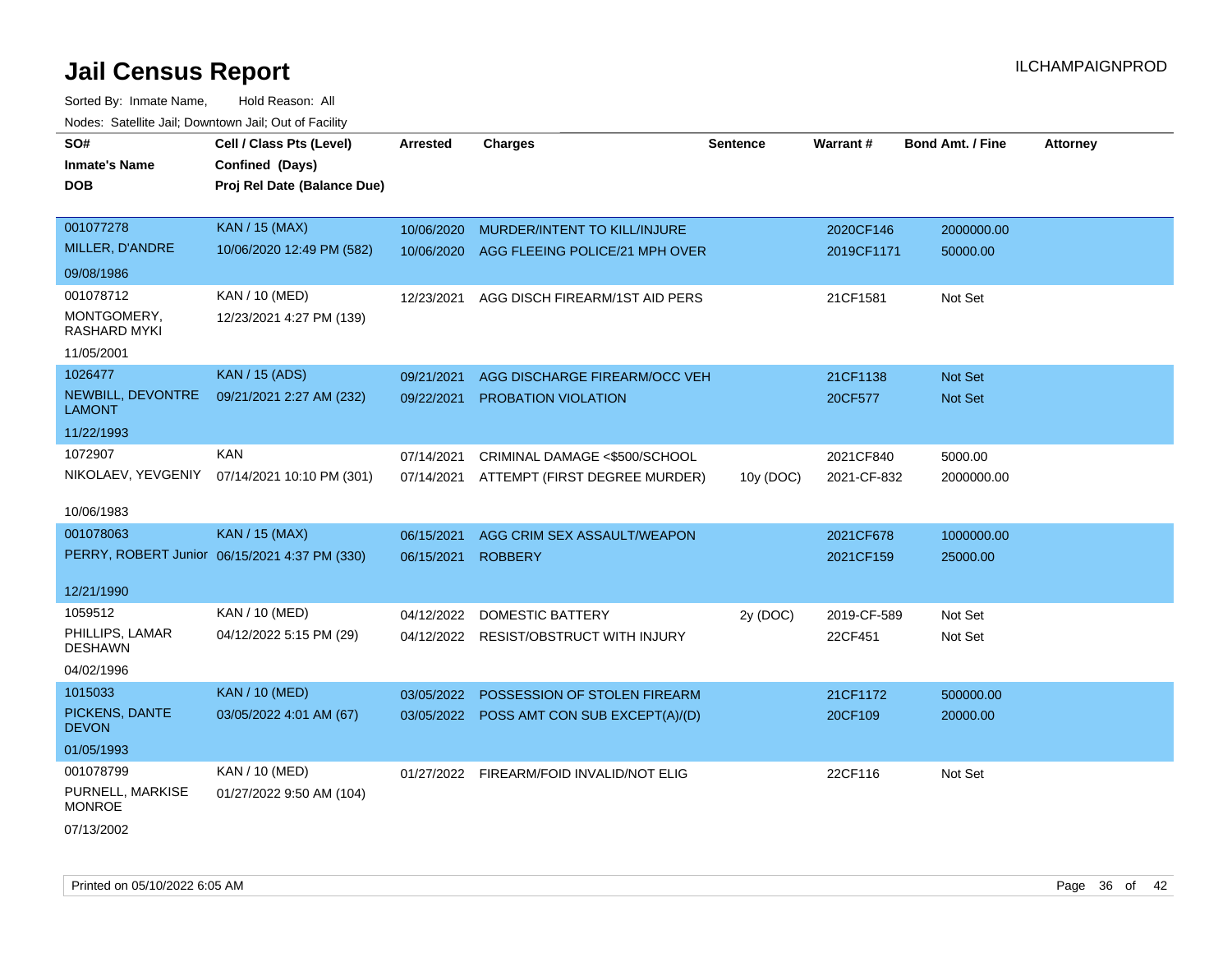# Jail Census Report

ILCHAMPAIGNPROD

Sorted By: Inmate Name, Hold Reason: All

Nodes: Satellite Jail; Downtown Jail; Out of Facility

| SO# / Inmate's Name / DOB | Cell / Class Pts (Level) / Confined (Days) / Proj Rel Date (Balance Due) | Arrested | Charges | Sentence | Warrant # | Bond Amt. / Fine | Attorney |
|---|---|---|---|---|---|---|---|
| 001077278 MILLER, D'ANDRE 09/08/1986 | KAN / 15 (MAX) 10/06/2020 12:49 PM (582) | 10/06/2020 | MURDER/INTENT TO KILL/INJURE | | 2020CF146 | 2000000.00 | |
| | | 10/06/2020 | AGG FLEEING POLICE/21 MPH OVER | | 2019CF1171 | 50000.00 | |
| 001078712 MONTGOMERY, RASHARD MYKI 11/05/2001 | KAN / 10 (MED) 12/23/2021 4:27 PM (139) | 12/23/2021 | AGG DISCH FIREARM/1ST AID PERS | | 21CF1581 | Not Set | |
| 1026477 NEWBILL, DEVONTRE LAMONT 11/22/1993 | KAN / 15 (ADS) 09/21/2021 2:27 AM (232) | 09/21/2021 | AGG DISCHARGE FIREARM/OCC VEH | | 21CF1138 | Not Set | |
| | | 09/22/2021 | PROBATION VIOLATION | | 20CF577 | Not Set | |
| 1072907 NIKOLAEV, YEVGENIY 10/06/1983 | KAN 07/14/2021 10:10 PM (301) | 07/14/2021 | CRIMINAL DAMAGE <$500/SCHOOL | | 2021CF840 | 5000.00 | |
| | | 07/14/2021 | ATTEMPT (FIRST DEGREE MURDER) | 10y (DOC) | 2021-CF-832 | 2000000.00 | |
| 001078063 PERRY, ROBERT Junior 12/21/1990 | KAN / 15 (MAX) 06/15/2021 4:37 PM (330) | 06/15/2021 | AGG CRIM SEX ASSAULT/WEAPON | | 2021CF678 | 1000000.00 | |
| | | 06/15/2021 | ROBBERY | | 2021CF159 | 25000.00 | |
| 1059512 PHILLIPS, LAMAR DESHAWN 04/02/1996 | KAN / 10 (MED) 04/12/2022 5:15 PM (29) | 04/12/2022 | DOMESTIC BATTERY | 2y (DOC) | 2019-CF-589 | Not Set | |
| | | 04/12/2022 | RESIST/OBSTRUCT WITH INJURY | | 22CF451 | Not Set | |
| 1015033 PICKENS, DANTE DEVON 01/05/1993 | KAN / 10 (MED) 03/05/2022 4:01 AM (67) | 03/05/2022 | POSSESSION OF STOLEN FIREARM | | 21CF1172 | 500000.00 | |
| | | 03/05/2022 | POSS AMT CON SUB EXCEPT(A)/(D) | | 20CF109 | 20000.00 | |
| 001078799 PURNELL, MARKISE MONROE 07/13/2002 | KAN / 10 (MED) 01/27/2022 9:50 AM (104) | 01/27/2022 | FIREARM/FOID INVALID/NOT ELIG | | 22CF116 | Not Set | |

Printed on 05/10/2022 6:05 AM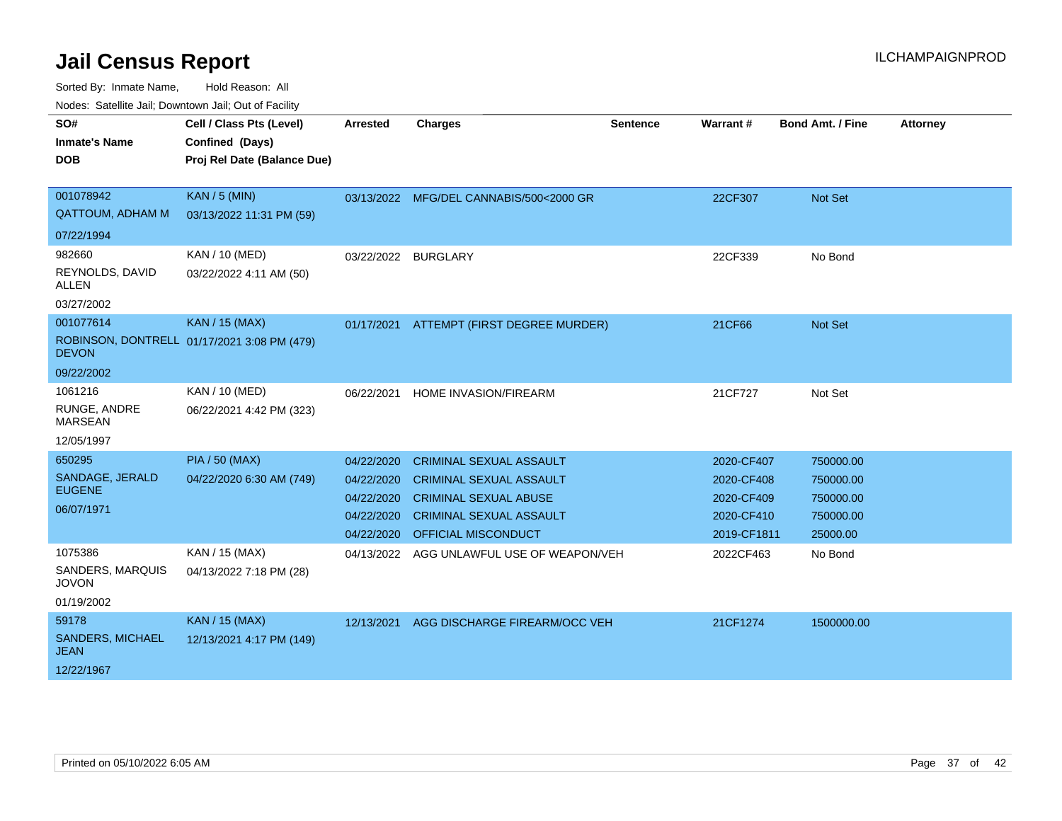# Jail Census Report

ILCHAMPAIGNPROD

Sorted By: Inmate Name, Hold Reason: All

Nodes: Satellite Jail; Downtown Jail; Out of Facility

| SO# / Inmate's Name / DOB | Cell / Class Pts (Level) / Confined (Days) / Proj Rel Date (Balance Due) | Arrested | Charges | Sentence | Warrant # | Bond Amt. / Fine | Attorney |
|---|---|---|---|---|---|---|---|
| 001078942<br>QATTOUM, ADHAM M<br>07/22/1994 | KAN / 5 (MIN)<br>03/13/2022 11:31 PM (59) | 03/13/2022 | MFG/DEL CANNABIS/500<2000 GR | | 22CF307 | Not Set | |
| 982660<br>REYNOLDS, DAVID ALLEN<br>03/27/2002 | KAN / 10 (MED)<br>03/22/2022 4:11 AM (50) | 03/22/2022 | BURGLARY | | 22CF339 | No Bond | |
| 001077614<br>ROBINSON, DONTRELL DEVON<br>09/22/2002 | KAN / 15 (MAX)<br>01/17/2021 3:08 PM (479) | 01/17/2021 | ATTEMPT (FIRST DEGREE MURDER) | | 21CF66 | Not Set | |
| 1061216<br>RUNGE, ANDRE MARSEAN<br>12/05/1997 | KAN / 10 (MED)<br>06/22/2021 4:42 PM (323) | 06/22/2021 | HOME INVASION/FIREARM | | 21CF727 | Not Set | |
| 650295<br>SANDAGE, JERALD EUGENE<br>06/07/1971 | PIA / 50 (MAX)<br>04/22/2020 6:30 AM (749) | 04/22/2020 | CRIMINAL SEXUAL ASSAULT | | 2020-CF407 | 750000.00 | |
| | | 04/22/2020 | CRIMINAL SEXUAL ASSAULT | | 2020-CF408 | 750000.00 | |
| | | 04/22/2020 | CRIMINAL SEXUAL ABUSE | | 2020-CF409 | 750000.00 | |
| | | 04/22/2020 | CRIMINAL SEXUAL ASSAULT | | 2020-CF410 | 750000.00 | |
| | | 04/22/2020 | OFFICIAL MISCONDUCT | | 2019-CF1811 | 25000.00 | |
| 1075386<br>SANDERS, MARQUIS JOVON<br>01/19/2002 | KAN / 15 (MAX)<br>04/13/2022 7:18 PM (28) | 04/13/2022 | AGG UNLAWFUL USE OF WEAPON/VEH | | 2022CF463 | No Bond | |
| 59178<br>SANDERS, MICHAEL JEAN<br>12/22/1967 | KAN / 15 (MAX)<br>12/13/2021 4:17 PM (149) | 12/13/2021 | AGG DISCHARGE FIREARM/OCC VEH | | 21CF1274 | 1500000.00 | |

Printed on 05/10/2022 6:05 AM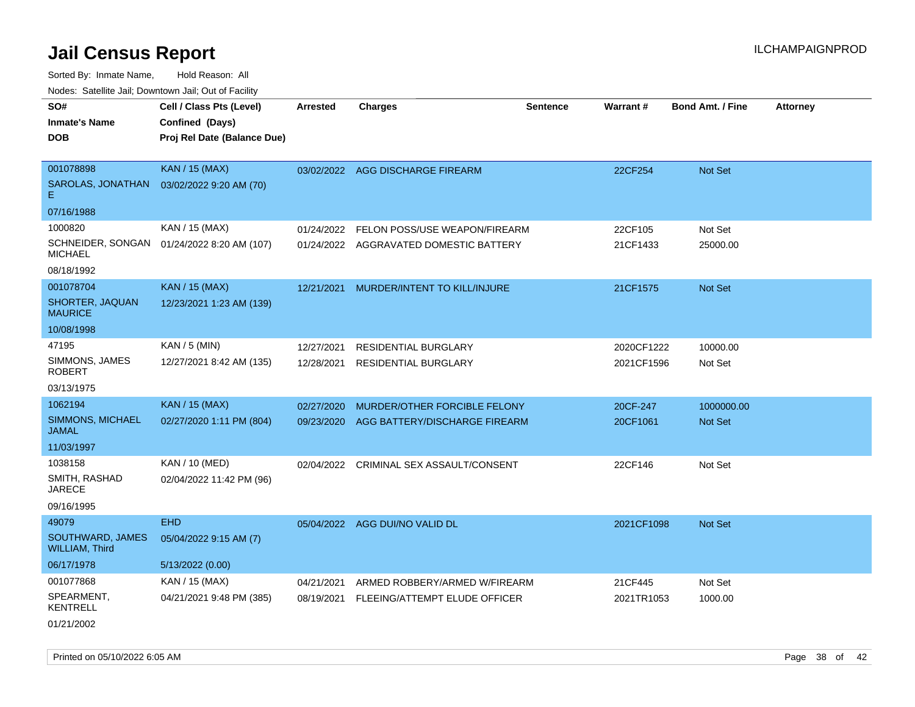# Jail Census Report

Sorted By: Inmate Name, Hold Reason: All

Nodes: Satellite Jail; Downtown Jail; Out of Facility

| SO# / Inmate's Name / DOB | Cell / Class Pts (Level) / Confined (Days) / Proj Rel Date (Balance Due) | Arrested | Charges | Sentence | Warrant # | Bond Amt. / Fine | Attorney |
|---|---|---|---|---|---|---|---|
| 001078898<br>SAROLAS, JONATHAN E<br>07/16/1988 | KAN / 15 (MAX)<br>03/02/2022 9:20 AM (70) | 03/02/2022 | AGG DISCHARGE FIREARM | | 22CF254 | Not Set | |
| 1000820<br>SCHNEIDER, SONGAN MICHAEL<br>08/18/1992 | KAN / 15 (MAX)<br>01/24/2022 8:20 AM (107) | 01/24/2022<br>01/24/2022 | FELON POSS/USE WEAPON/FIREARM<br>AGGRAVATED DOMESTIC BATTERY | | 22CF105<br>21CF1433 | Not Set<br>25000.00 | |
| 001078704<br>SHORTER, JAQUAN MAURICE<br>10/08/1998 | KAN / 15 (MAX)<br>12/23/2021 1:23 AM (139) | 12/21/2021 | MURDER/INTENT TO KILL/INJURE | | 21CF1575 | Not Set | |
| 47195<br>SIMMONS, JAMES ROBERT<br>03/13/1975 | KAN / 5 (MIN)<br>12/27/2021 8:42 AM (135) | 12/27/2021<br>12/28/2021 | RESIDENTIAL BURGLARY<br>RESIDENTIAL BURGLARY | | 2020CF1222<br>2021CF1596 | 10000.00<br>Not Set | |
| 1062194<br>SIMMONS, MICHAEL JAMAL<br>11/03/1997 | KAN / 15 (MAX)<br>02/27/2020 1:11 PM (804) | 02/27/2020<br>09/23/2020 | MURDER/OTHER FORCIBLE FELONY<br>AGG BATTERY/DISCHARGE FIREARM | | 20CF-247<br>20CF1061 | 1000000.00<br>Not Set | |
| 1038158<br>SMITH, RASHAD JARECE<br>09/16/1995 | KAN / 10 (MED)<br>02/04/2022 11:42 PM (96) | 02/04/2022 | CRIMINAL SEX ASSAULT/CONSENT | | 22CF146 | Not Set | |
| 49079<br>SOUTHWARD, JAMES WILLIAM, Third<br>06/17/1978 | EHD<br>05/04/2022 9:15 AM (7)<br>5/13/2022 (0.00) | 05/04/2022 | AGG DUI/NO VALID DL | | 2021CF1098 | Not Set | |
| 001077868<br>SPEARMENT, KENTRELL<br>01/21/2002 | KAN / 15 (MAX)<br>04/21/2021 9:48 PM (385) | 04/21/2021<br>08/19/2021 | ARMED ROBBERY/ARMED W/FIREARM<br>FLEEING/ATTEMPT ELUDE OFFICER | | 21CF445<br>2021TR1053 | Not Set<br>1000.00 | |

Printed on 05/10/2022 6:05 AM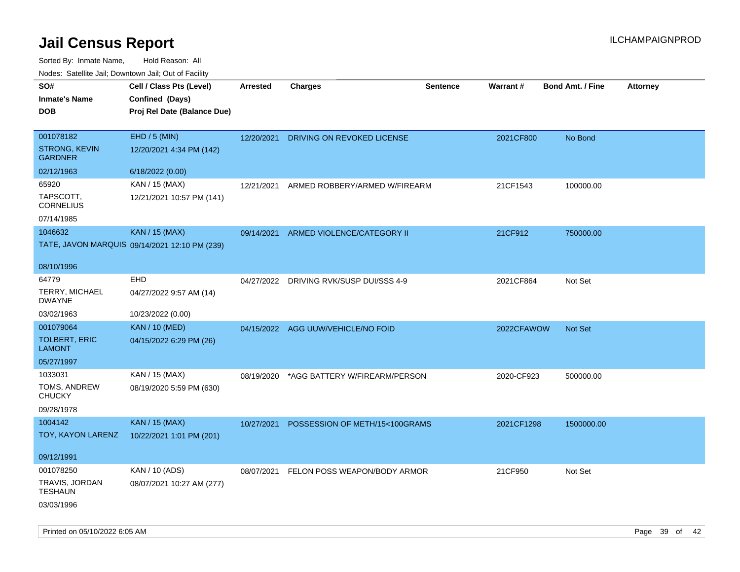# Jail Census Report

ILCHAMPAIGNPROD

Sorted By: Inmate Name, Hold Reason: All

Nodes: Satellite Jail; Downtown Jail; Out of Facility

| SO#<br>Inmate's Name<br>DOB | Cell / Class Pts (Level)<br>Confined (Days)<br>Proj Rel Date (Balance Due) | Arrested | Charges | Sentence | Warrant # | Bond Amt. / Fine | Attorney |
|---|---|---|---|---|---|---|---|
| 001078182<br>STRONG, KEVIN GARDNER<br>02/12/1963 | EHD / 5 (MIN)<br>12/20/2021 4:34 PM (142)<br>6/18/2022 (0.00) | 12/20/2021 | DRIVING ON REVOKED LICENSE | | 2021CF800 | No Bond | |
| 65920<br>TAPSCOTT, CORNELIUS<br>07/14/1985 | KAN / 15 (MAX)<br>12/21/2021 10:57 PM (141) | 12/21/2021 | ARMED ROBBERY/ARMED W/FIREARM | | 21CF1543 | 100000.00 | |
| 1046632<br>TATE, JAVON MARQUIS<br>08/10/1996 | KAN / 15 (MAX)<br>09/14/2021 12:10 PM (239) | 09/14/2021 | ARMED VIOLENCE/CATEGORY II | | 21CF912 | 750000.00 | |
| 64779<br>TERRY, MICHAEL DWAYNE<br>03/02/1963 | EHD<br>04/27/2022 9:57 AM (14)<br>10/23/2022 (0.00) | 04/27/2022 | DRIVING RVK/SUSP DUI/SSS 4-9 | | 2021CF864 | Not Set | |
| 001079064<br>TOLBERT, ERIC LAMONT<br>05/27/1997 | KAN / 10 (MED)<br>04/15/2022 6:29 PM (26) | 04/15/2022 | AGG UUW/VEHICLE/NO FOID | | 2022CFAWOW | Not Set | |
| 1033031<br>TOMS, ANDREW CHUCKY<br>09/28/1978 | KAN / 15 (MAX)<br>08/19/2020 5:59 PM (630) | 08/19/2020 | *AGG BATTERY W/FIREARM/PERSON | | 2020-CF923 | 500000.00 | |
| 1004142<br>TOY, KAYON LARENZ<br>09/12/1991 | KAN / 15 (MAX)<br>10/22/2021 1:01 PM (201) | 10/27/2021 | POSSESSION OF METH/15<100GRAMS | | 2021CF1298 | 1500000.00 | |
| 001078250<br>TRAVIS, JORDAN TESHAUN<br>03/03/1996 | KAN / 10 (ADS)<br>08/07/2021 10:27 AM (277) | 08/07/2021 | FELON POSS WEAPON/BODY ARMOR | | 21CF950 | Not Set | |

Printed on 05/10/2022 6:05 AM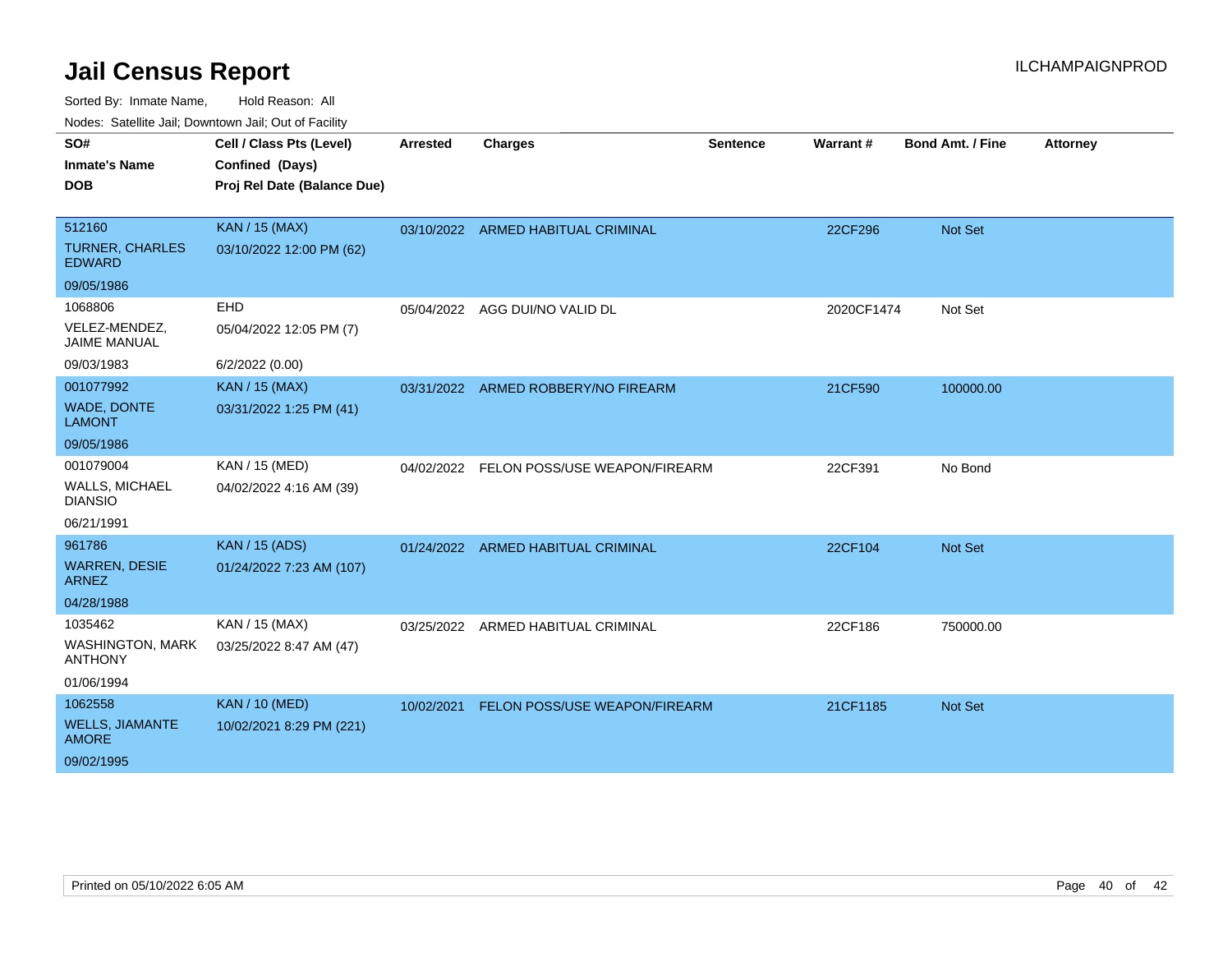# Jail Census Report

ILCHAMPAIGNPROD

Sorted By: Inmate Name, Hold Reason: All

Nodes: Satellite Jail; Downtown Jail; Out of Facility

| SO#<br>Inmate's Name<br>DOB | Cell / Class Pts (Level)<br>Confined (Days)<br>Proj Rel Date (Balance Due) | Arrested | Charges | Sentence | Warrant # | Bond Amt. / Fine | Attorney |
|---|---|---|---|---|---|---|---|
| 512160<br>TURNER, CHARLES EDWARD<br>09/05/1986 | KAN / 15 (MAX)<br>03/10/2022 12:00 PM (62) | 03/10/2022 | ARMED HABITUAL CRIMINAL | | 22CF296 | Not Set | |
| 1068806<br>VELEZ-MENDEZ, JAIME MANUAL<br>09/03/1983 | EHD<br>05/04/2022 12:05 PM (7)<br>6/2/2022 (0.00) | 05/04/2022 | AGG DUI/NO VALID DL | | 2020CF1474 | Not Set | |
| 001077992<br>WADE, DONTE LAMONT<br>09/05/1986 | KAN / 15 (MAX)<br>03/31/2022 1:25 PM (41) | 03/31/2022 | ARMED ROBBERY/NO FIREARM | | 21CF590 | 100000.00 | |
| 001079004<br>WALLS, MICHAEL DIANSIO<br>06/21/1991 | KAN / 15 (MED)<br>04/02/2022 4:16 AM (39) | 04/02/2022 | FELON POSS/USE WEAPON/FIREARM | | 22CF391 | No Bond | |
| 961786<br>WARREN, DESIE ARNEZ<br>04/28/1988 | KAN / 15 (ADS)<br>01/24/2022 7:23 AM (107) | 01/24/2022 | ARMED HABITUAL CRIMINAL | | 22CF104 | Not Set | |
| 1035462<br>WASHINGTON, MARK ANTHONY<br>01/06/1994 | KAN / 15 (MAX)<br>03/25/2022 8:47 AM (47) | 03/25/2022 | ARMED HABITUAL CRIMINAL | | 22CF186 | 750000.00 | |
| 1062558<br>WELLS, JIAMANTE AMORE<br>09/02/1995 | KAN / 10 (MED)<br>10/02/2021 8:29 PM (221) | 10/02/2021 | FELON POSS/USE WEAPON/FIREARM | | 21CF1185 | Not Set | |

Printed on 05/10/2022 6:05 AM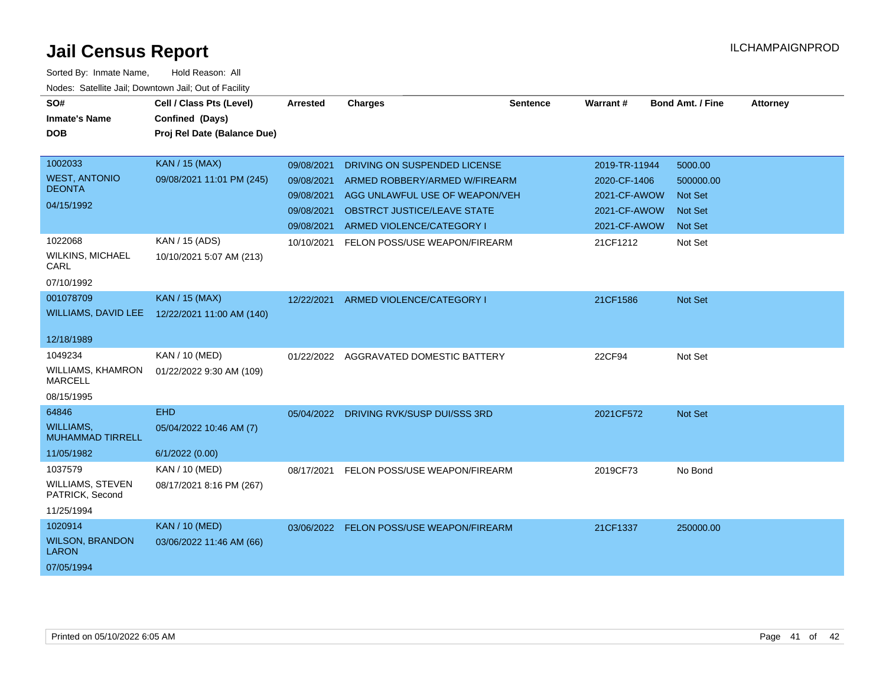# Jail Census Report

Sorted By: Inmate Name, Hold Reason: All

Nodes: Satellite Jail; Downtown Jail; Out of Facility

| SO# / Inmate's Name / DOB | Cell / Class Pts (Level) / Confined (Days) / Proj Rel Date (Balance Due) | Arrested | Charges | Sentence | Warrant # | Bond Amt. / Fine | Attorney |
|---|---|---|---|---|---|---|---|
| 1002033 WEST, ANTONIO DEONTA 04/15/1992 | KAN / 15 (MAX) 09/08/2021 11:01 PM (245) | 09/08/2021 | DRIVING ON SUSPENDED LICENSE | | 2019-TR-11944 | 5000.00 | |
| | | 09/08/2021 | ARMED ROBBERY/ARMED W/FIREARM | | 2020-CF-1406 | 500000.00 | |
| | | 09/08/2021 | AGG UNLAWFUL USE OF WEAPON/VEH | | 2021-CF-AWOW | Not Set | |
| | | 09/08/2021 | OBSTRCT JUSTICE/LEAVE STATE | | 2021-CF-AWOW | Not Set | |
| | | 09/08/2021 | ARMED VIOLENCE/CATEGORY I | | 2021-CF-AWOW | Not Set | |
| 1022068 WILKINS, MICHAEL CARL 07/10/1992 | KAN / 15 (ADS) 10/10/2021 5:07 AM (213) | 10/10/2021 | FELON POSS/USE WEAPON/FIREARM | | 21CF1212 | Not Set | |
| 001078709 WILLIAMS, DAVID LEE 12/18/1989 | KAN / 15 (MAX) 12/22/2021 11:00 AM (140) | 12/22/2021 | ARMED VIOLENCE/CATEGORY I | | 21CF1586 | Not Set | |
| 1049234 WILLIAMS, KHAMRON MARCELL 08/15/1995 | KAN / 10 (MED) 01/22/2022 9:30 AM (109) | 01/22/2022 | AGGRAVATED DOMESTIC BATTERY | | 22CF94 | Not Set | |
| 64846 WILLIAMS, MUHAMMAD TIRRELL 11/05/1982 | EHD 05/04/2022 10:46 AM (7) 6/1/2022 (0.00) | 05/04/2022 | DRIVING RVK/SUSP DUI/SSS 3RD | | 2021CF572 | Not Set | |
| 1037579 WILLIAMS, STEVEN PATRICK, Second 11/25/1994 | KAN / 10 (MED) 08/17/2021 8:16 PM (267) | 08/17/2021 | FELON POSS/USE WEAPON/FIREARM | | 2019CF73 | No Bond | |
| 1020914 WILSON, BRANDON LARON 07/05/1994 | KAN / 10 (MED) 03/06/2022 11:46 AM (66) | 03/06/2022 | FELON POSS/USE WEAPON/FIREARM | | 21CF1337 | 250000.00 | |

Printed on 05/10/2022 6:05 AM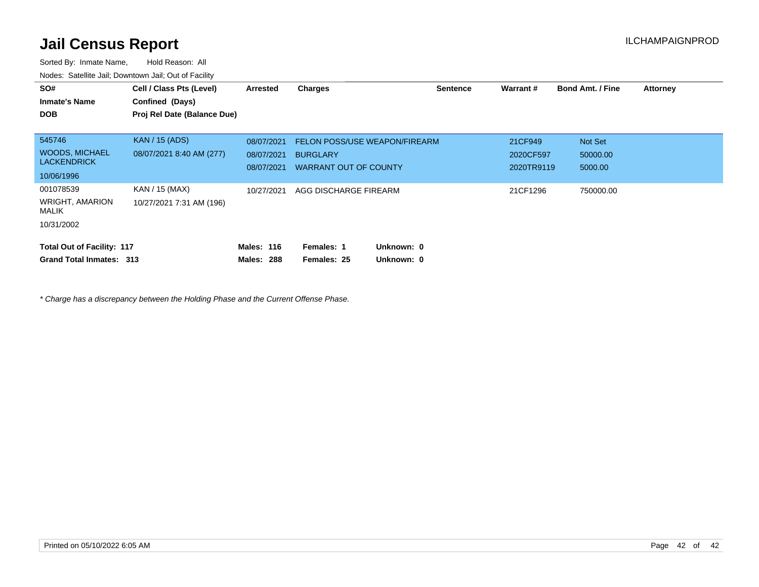# Jail Census Report

ILCHAMPAIGNPROD

Sorted By: Inmate Name, Hold Reason: All

Nodes: Satellite Jail; Downtown Jail; Out of Facility

| SO#<br>Inmate's Name<br>DOB | Cell / Class Pts (Level)<br>Confined (Days)<br>Proj Rel Date (Balance Due) | Arrested | Charges | Sentence | Warrant # | Bond Amt. / Fine | Attorney |
|---|---|---|---|---|---|---|---|
| 545746<br>WOODS, MICHAEL LACKENDRICK<br>10/06/1996 | KAN / 15 (ADS)<br>08/07/2021 8:40 AM (277) | 08/07/2021 | FELON POSS/USE WEAPON/FIREARM | | 21CF949 | Not Set | |
| | | 08/07/2021 | BURGLARY | | 2020CF597 | 50000.00 | |
| | | 08/07/2021 | WARRANT OUT OF COUNTY | | 2020TR9119 | 5000.00 | |
| 001078539<br>WRIGHT, AMARION MALIK<br>10/31/2002 | KAN / 15 (MAX)<br>10/27/2021 7:31 AM (196) | 10/27/2021 | AGG DISCHARGE FIREARM | | 21CF1296 | 750000.00 | |

**Total Out of Facility: 117** **Males: 116** **Females: 1** **Unknown: 0**

**Grand Total Inmates: 313** **Males: 288** **Females: 25** **Unknown: 0**

*\* Charge has a discrepancy between the Holding Phase and the Current Offense Phase.*

Printed on 05/10/2022 6:05 AM